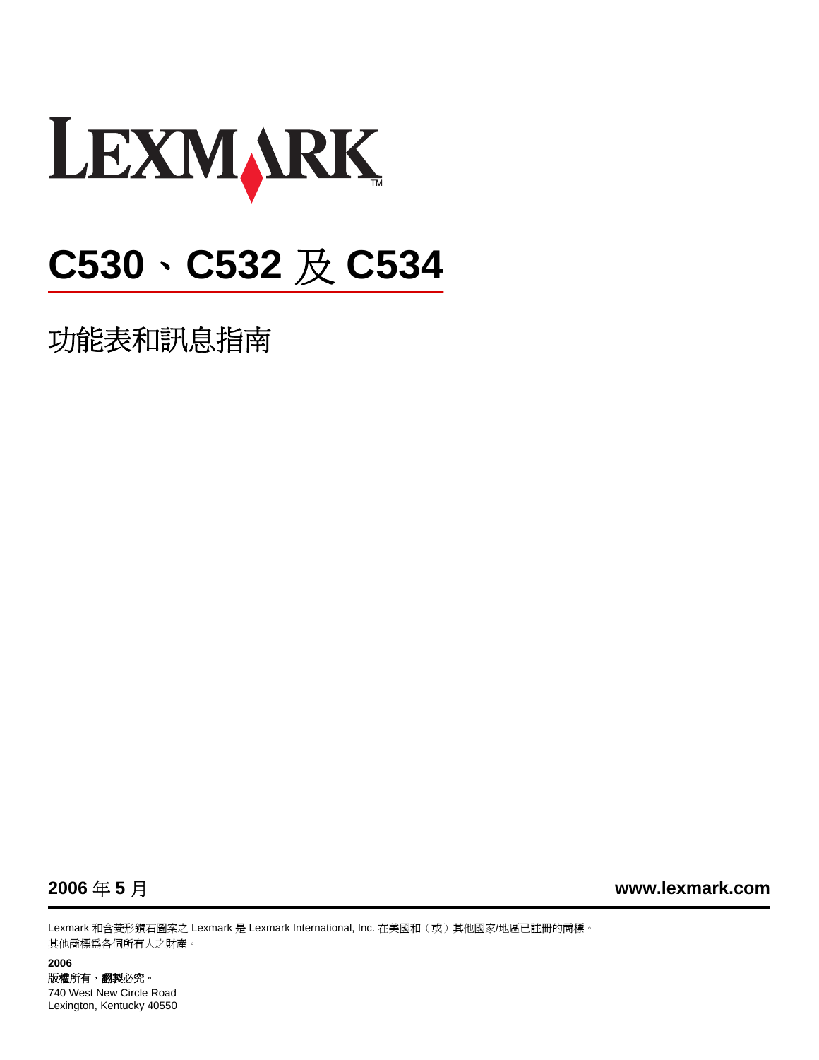LEXMARK

# C530、C532 及 C534

## 功能表和訊息指南

**2006** 年 **5** 月

**www.lexmark.com**

Lexmark 和含菱形鑽石圖案之 Lexmark 是 Lexmark International, Inc. 在美國和（或）其他國家/地區已註冊的商標。
其他商標為各個所有人之財產。

**2006**
**版權所有，翻製必究。**
740 West New Circle Road
Lexington, Kentucky 40550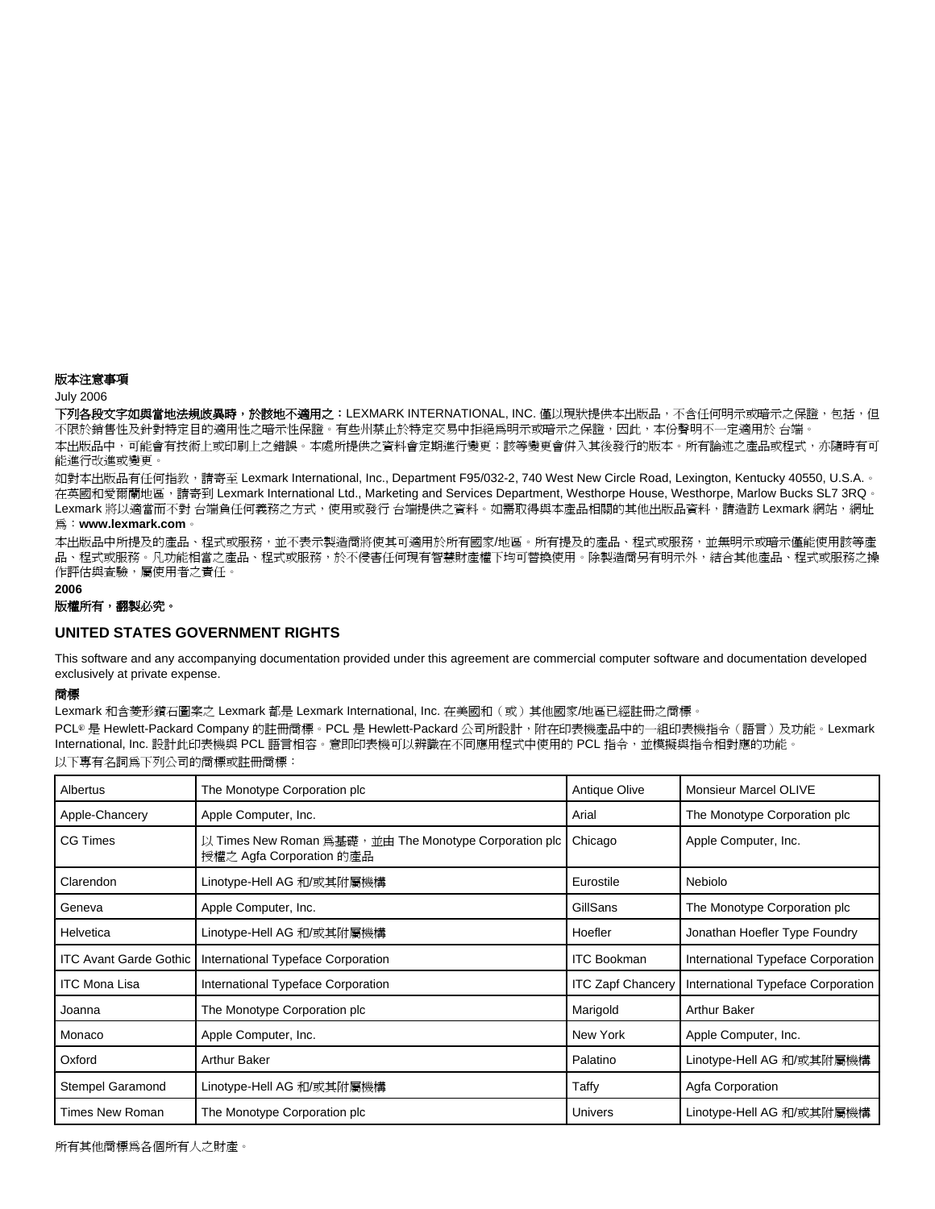**版本注意事項**

July 2006

**下列各段文字如與當地法規歧異時，於該地不適用之：**LEXMARK INTERNATIONAL, INC. 僅以現狀提供本出版品，不含任何明示或暗示之保證，包括，但不限於銷售性及針對特定目的適用性之暗示性保證。有些州禁止於特定交易中拒絕爲明示或暗示之保證，因此，本份聲明不一定適用於 台端。

本出版品中，可能會有技術上或印刷上之錯誤。本處所提供之資料會定期進行變更；該等變更會併入其後發行的版本。所有論述之產品或程式，亦隨時有可能進行改進或變更。

如對本出版品有任何指教，請寄至 Lexmark International, Inc., Department F95/032-2, 740 West New Circle Road, Lexington, Kentucky 40550, U.S.A.。在英國和愛爾蘭地區，請寄到 Lexmark International Ltd., Marketing and Services Department, Westhorpe House, Westhorpe, Marlow Bucks SL7 3RQ。Lexmark 將以適當而不對 台端負任何義務之方式，使用或發行 台端提供之資料。如需取得與本產品相關的其他出版品資料，請造訪 Lexmark 網站，網址爲：**www.lexmark.com**。

本出版品中所提及的產品、程式或服務，並不表示製造商將使其可適用於所有國家/地區。所有提及的產品、程式或服務，並無明示或暗示僅能使用該等產品、程式或服務。凡功能相當之產品、程式或服務，於不侵害任何現有智慧財產權下均可替換使用。除製造商另有明示外，結合其他產品、程式或服務之操作評估與查驗，屬使用者之責任。

**2006**

**版權所有，翻製必究。**

## UNITED STATES GOVERNMENT RIGHTS

This software and any accompanying documentation provided under this agreement are commercial computer software and documentation developed exclusively at private expense.

**商標**

Lexmark 和含菱形鑽石圖案之 Lexmark 都是 Lexmark International, Inc. 在美國和（或）其他國家/地區已經註冊之商標。

PCL® 是 Hewlett-Packard Company 的註冊商標。PCL 是 Hewlett-Packard 公司所設計，附在印表機產品中的一組印表機指令（語言）及功能。Lexmark International, Inc. 設計此印表機與 PCL 語言相容。意即印表機可以辨識在不同應用程式中使用的 PCL 指令，並模擬與指令相對應的功能。

以下專有名詞爲下列公司的商標或註冊商標：

| Albertus | The Monotype Corporation plc | Antique Olive | Monsieur Marcel OLIVE |
|---|---|---|---|
| Apple-Chancery | Apple Computer, Inc. | Arial | The Monotype Corporation plc |
| CG Times | 以 Times New Roman 爲基礎，並由 The Monotype Corporation plc 授權之 Agfa Corporation 的產品 | Chicago | Apple Computer, Inc. |
| Clarendon | Linotype-Hell AG 和/或其附屬機構 | Eurostile | Nebiolo |
| Geneva | Apple Computer, Inc. | GillSans | The Monotype Corporation plc |
| Helvetica | Linotype-Hell AG 和/或其附屬機構 | Hoefler | Jonathan Hoefler Type Foundry |
| ITC Avant Garde Gothic | International Typeface Corporation | ITC Bookman | International Typeface Corporation |
| ITC Mona Lisa | International Typeface Corporation | ITC Zapf Chancery | International Typeface Corporation |
| Joanna | The Monotype Corporation plc | Marigold | Arthur Baker |
| Monaco | Apple Computer, Inc. | New York | Apple Computer, Inc. |
| Oxford | Arthur Baker | Palatino | Linotype-Hell AG 和/或其附屬機構 |
| Stempel Garamond | Linotype-Hell AG 和/或其附屬機構 | Taffy | Agfa Corporation |
| Times New Roman | The Monotype Corporation plc | Univers | Linotype-Hell AG 和/或其附屬機構 |

所有其他商標爲各個所有人之財產。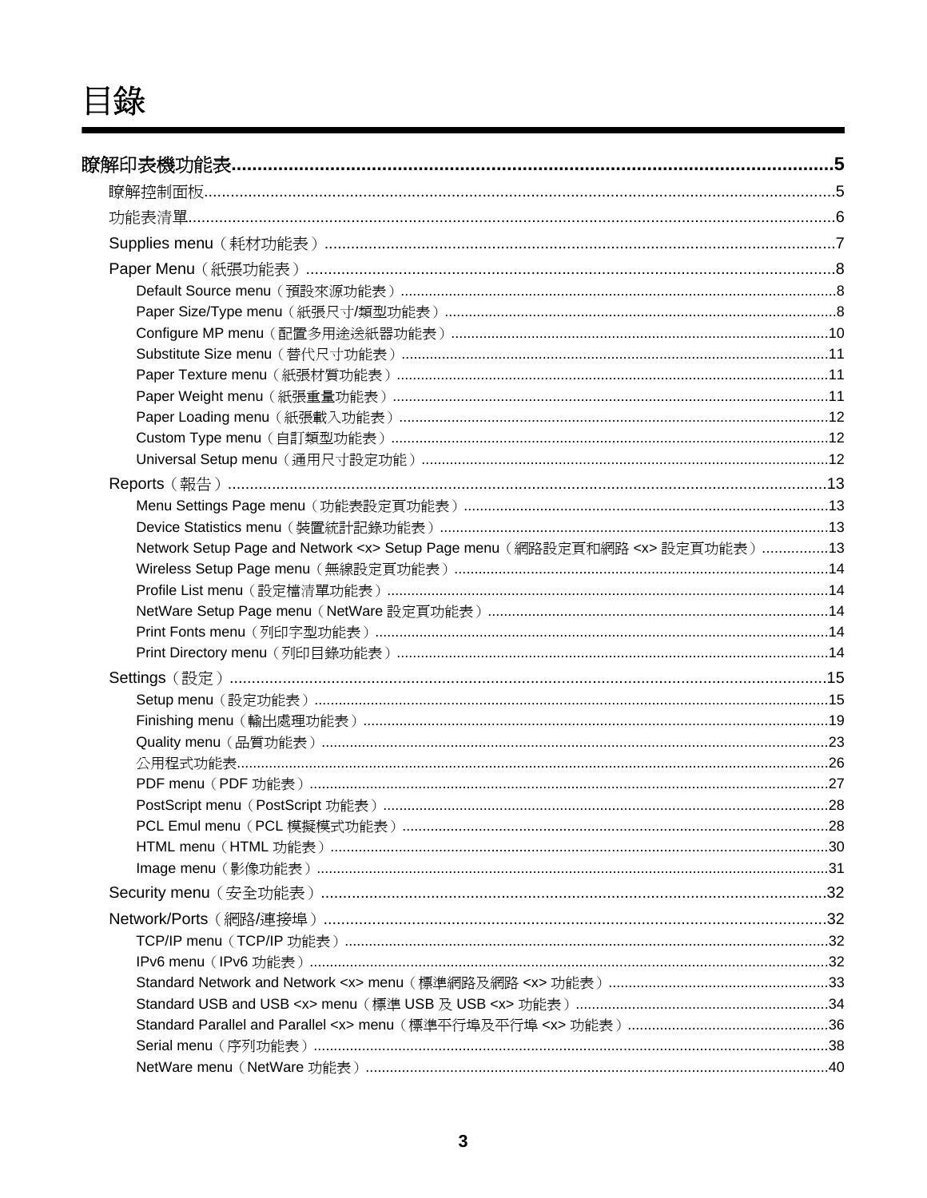# 目錄

**瞭解印表機功能表...5**

- 瞭解控制面板...5
- 功能表清單...6
- Supplies menu（耗材功能表）...7
- Paper Menu（紙張功能表）...8
    - Default Source menu（預設來源功能表）...8
    - Paper Size/Type menu（紙張尺寸/類型功能表）...8
    - Configure MP menu（配置多用途送紙器功能表）...10
    - Substitute Size menu（替代尺寸功能表）...11
    - Paper Texture menu（紙張材質功能表）...11
    - Paper Weight menu（紙張重量功能表）...11
    - Paper Loading menu（紙張載入功能表）...12
    - Custom Type menu（自訂類型功能表）...12
    - Universal Setup menu（通用尺寸設定功能）...12
- Reports（報告）...13
    - Menu Settings Page menu（功能表設定頁功能表）...13
    - Device Statistics menu（裝置統計記錄功能表）...13
    - Network Setup Page and Network <x> Setup Page menu（網路設定頁和網路 <x> 設定頁功能表）...13
    - Wireless Setup Page menu（無線設定頁功能表）...14
    - Profile List menu（設定檔清單功能表）...14
    - NetWare Setup Page menu（NetWare 設定頁功能表）...14
    - Print Fonts menu（列印字型功能表）...14
    - Print Directory menu（列印目錄功能表）...14
- Settings（設定）...15
    - Setup menu（設定功能表）...15
    - Finishing menu（輸出處理功能表）...19
    - Quality menu（品質功能表）...23
    - 公用程式功能表...26
    - PDF menu（PDF 功能表）...27
    - PostScript menu（PostScript 功能表）...28
    - PCL Emul menu（PCL 模擬模式功能表）...28
    - HTML menu（HTML 功能表）...30
    - Image menu（影像功能表）...31
- Security menu（安全功能表）...32
- Network/Ports（網路/連接埠）...32
    - TCP/IP menu（TCP/IP 功能表）...32
    - IPv6 menu（IPv6 功能表）...32
    - Standard Network and Network <x> menu（標準網路及網路 <x> 功能表）...33
    - Standard USB and USB <x> menu（標準 USB 及 USB <x> 功能表）...34
    - Standard Parallel and Parallel <x> menu（標準平行埠及平行埠 <x> 功能表）...36
    - Serial menu（序列功能表）...38
    - NetWare menu（NetWare 功能表）...40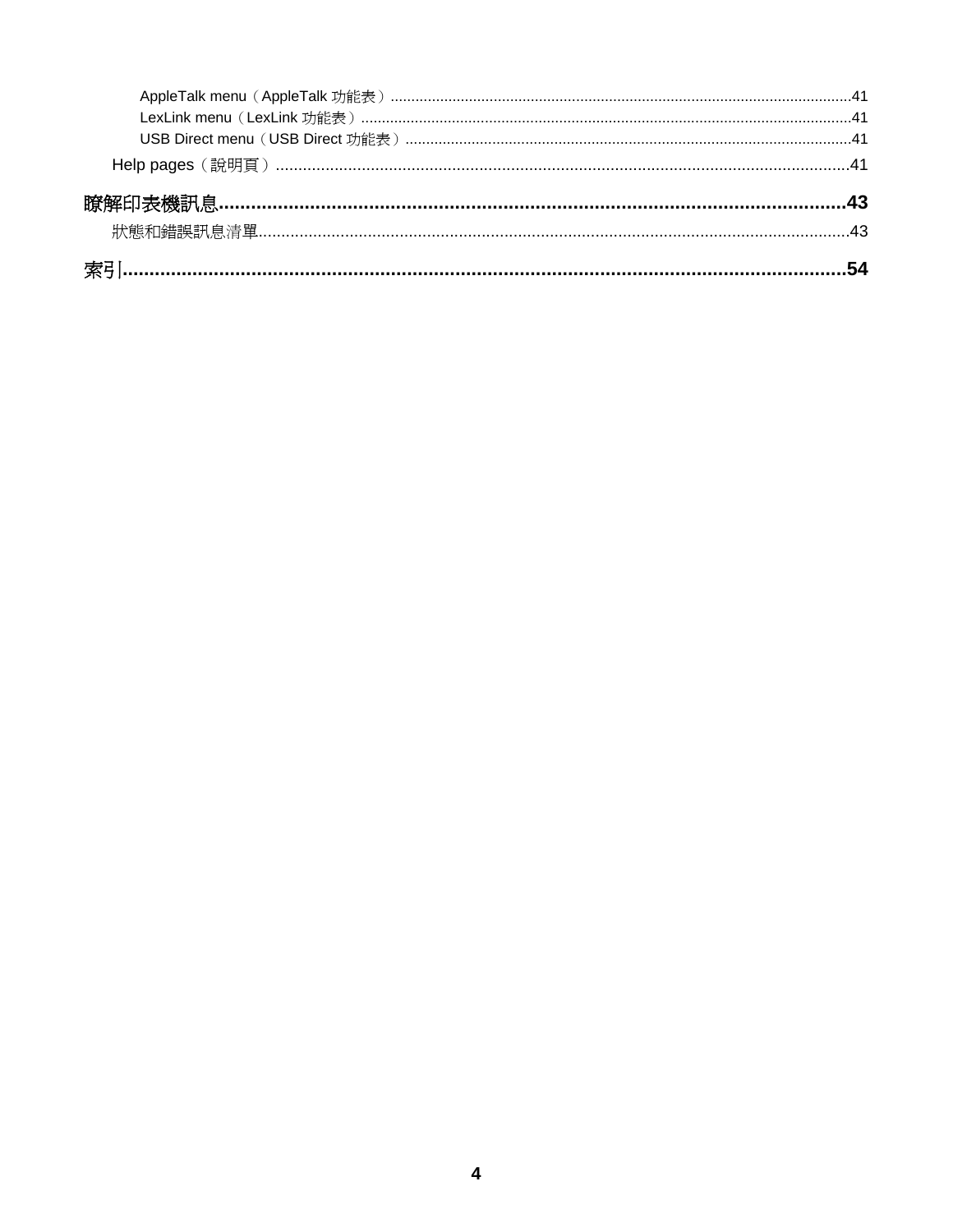AppleTalk menu（AppleTalk 功能表）...........................................................................................................41
LexLink menu（LexLink 功能表）..................................................................................................................41
USB Direct menu（USB Direct 功能表）.......................................................................................................41

Help pages（說明頁）.............................................................................................................................41

**瞭解印表機訊息.......................................................................................................................43**

狀態和錯誤訊息清單.................................................................................................................................43

**索引..........................................................................................................................................54**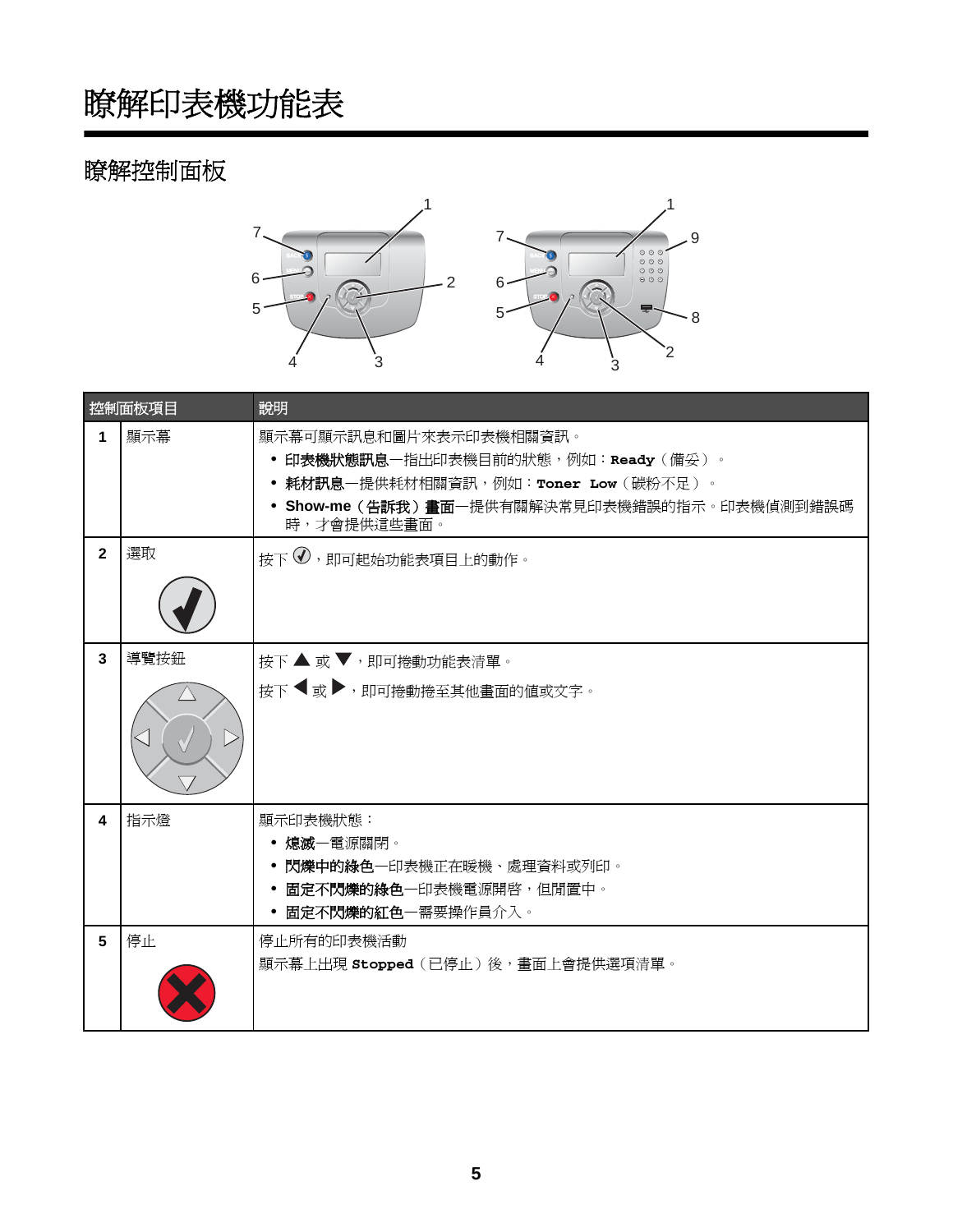# 瞭解印表機功能表

## 瞭解控制面板

| 控制面板項目 | | 說明 |
|---|---|---|
| 1 | 顯示幕 | 顯示幕可顯示訊息和圖片來表示印表機相關資訊。<br>• **印表機狀態訊息**—指出印表機目前的狀態，例如：**Ready**（備妥）。<br>• **耗材訊息**—提供耗材相關資訊，例如：**Toner Low**（碳粉不足）。<br>• **Show-me（告訴我）畫面**—提供有關解決常見印表機錯誤的指示。印表機偵測到錯誤碼時，才會提供這些畫面。 |
| 2 | 選取 | 按下 ✓，即可起始功能表項目上的動作。 |
| 3 | 導覽按鈕 | 按下 ▲ 或 ▼，即可捲動功能表清單。<br>按下 ◀ 或 ▶，即可捲動捲至其他畫面的值或文字。 |
| 4 | 指示燈 | 顯示印表機狀態：<br>• **熄滅**—電源關閉。<br>• **閃爍中的綠色**—印表機正在暖機、處理資料或列印。<br>• **固定不閃爍的綠色**—印表機電源開啟，但閒置中。<br>• **固定不閃爍的紅色**—需要操作員介入。 |
| 5 | 停止 | 停止所有的印表機活動<br>顯示幕上出現 **Stopped**（已停止）後，畫面上會提供選項清單。 |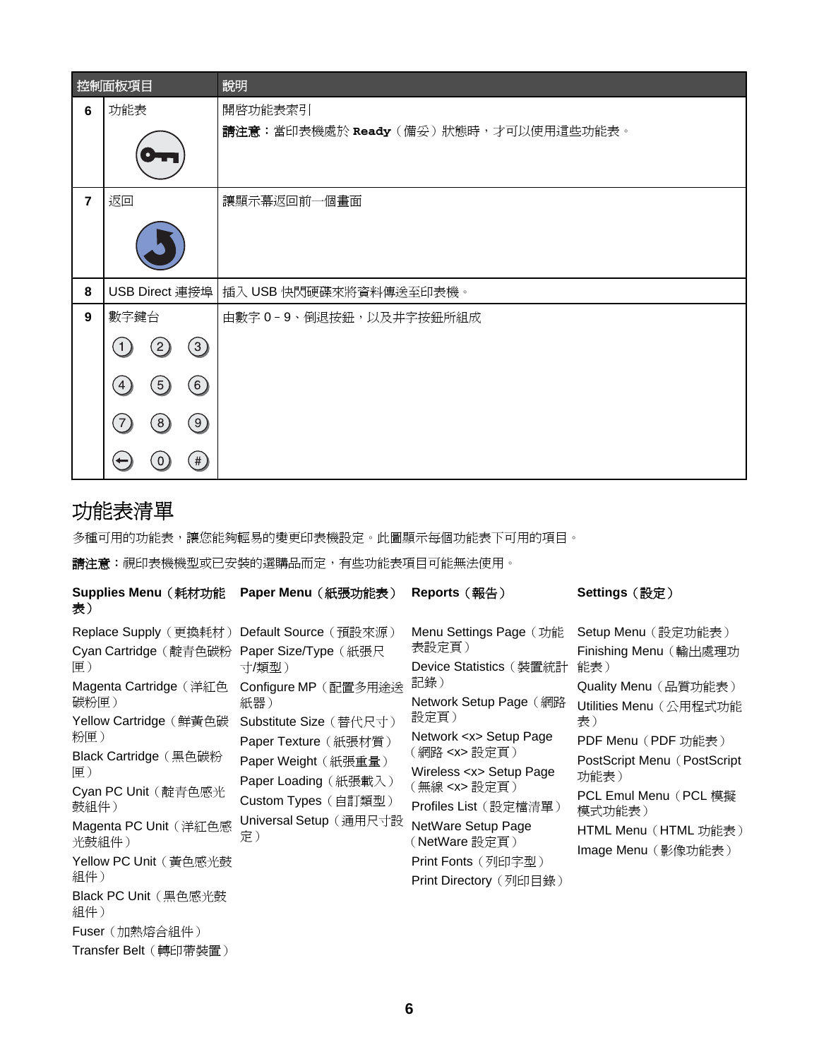| 控制面板項目 | | 說明 |
|---|---|---|
| 6 | 功能表 | 開啟功能表索引<br>**請注意：**當印表機處於 **Ready**（備妥）狀態時，才可以使用這些功能表。 |
| 7 | 返回 | 讓顯示幕返回前一個畫面 |
| 8 | USB Direct 連接埠 | 插入 USB 快閃硬碟來將資料傳送至印表機。 |
| 9 | 數字鍵台<br>1 2 3<br>4 5 6<br>7 8 9<br>← 0 # | 由數字 0 – 9、倒退按鈕，以及井字按鈕所組成 |

# 功能表清單

多種可用的功能表，讓您能夠輕易的變更印表機設定。此圖顯示每個功能表下可用的項目。

**請注意：**視印表機機型或已安裝的選購品而定，有些功能表項目可能無法使用。

**Supplies Menu（耗材功能表）**

- Replace Supply（更換耗材）
- Cyan Cartridge（靛青色碳粉匣）
- Magenta Cartridge（洋紅色碳粉匣）
- Yellow Cartridge（鮮黃色碳粉匣）
- Black Cartridge（黑色碳粉匣）
- Cyan PC Unit（靛青色感光鼓組件）
- Magenta PC Unit（洋紅色感光鼓組件）
- Yellow PC Unit（黃色感光鼓組件）
- Black PC Unit（黑色感光鼓組件）
- Fuser（加熱熔合組件）
- Transfer Belt（轉印帶裝置）

**Paper Menu（紙張功能表）**

- Default Source（預設來源）
- Paper Size/Type（紙張尺寸/類型）
- Configure MP（配置多用途送紙器）
- Substitute Size（替代尺寸）
- Paper Texture（紙張材質）
- Paper Weight（紙張重量）
- Paper Loading（紙張載入）
- Custom Types（自訂類型）
- Universal Setup（通用尺寸設定）

**Reports（報告）**

- Menu Settings Page（功能表設定頁）
- Device Statistics（裝置統計記錄）
- Network Setup Page（網路設定頁）
- Network <x> Setup Page（網路 <x> 設定頁）
- Wireless <x> Setup Page（無線 <x> 設定頁）
- Profiles List（設定檔清單）
- NetWare Setup Page（NetWare 設定頁）
- Print Fonts（列印字型）
- Print Directory（列印目錄）

**Settings（設定）**

- Setup Menu（設定功能表）
- Finishing Menu（輸出處理功能表）
- Quality Menu（品質功能表）
- Utilities Menu（公用程式功能表）
- PDF Menu（PDF 功能表）
- PostScript Menu（PostScript 功能表）
- PCL Emul Menu（PCL 模擬模式功能表）
- HTML Menu（HTML 功能表）
- Image Menu（影像功能表）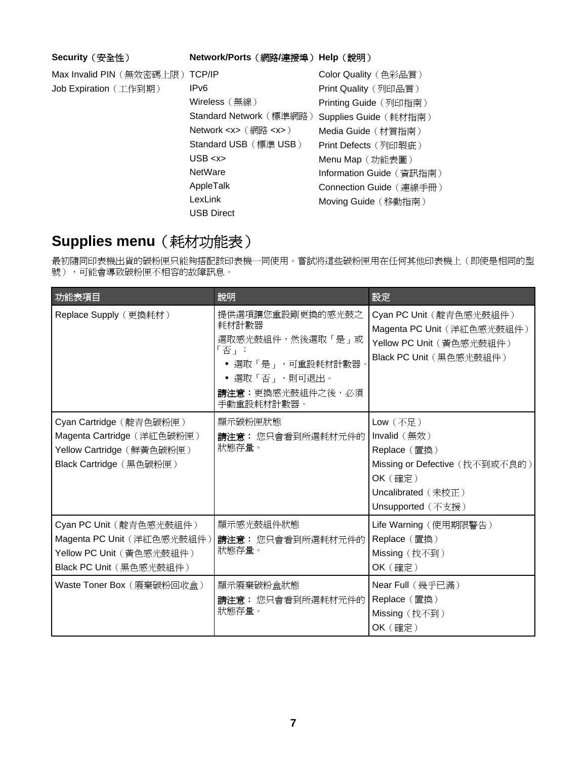| Security（安全性） | Network/Ports（網路/連接埠） | Help（說明） |
|---|---|---|
| Max Invalid PIN（無效密碼上限） | TCP/IP | Color Quality（色彩品質） |
| Job Expiration（工作到期） | IPv6 | Print Quality（列印品質） |
| | Wireless（無線） | Printing Guide（列印指南） |
| | Standard Network（標準網路） | Supplies Guide（耗材指南） |
| | Network <x>（網路 <x>） | Media Guide（材質指南） |
| | Standard USB（標準 USB） | Print Defects（列印瑕疵） |
| | USB <x> | Menu Map（功能表圖） |
| | NetWare | Information Guide（資訊指南） |
| | AppleTalk | Connection Guide（連線手冊） |
| | LexLink | Moving Guide（移動指南） |
| | USB Direct | |

## Supplies menu（耗材功能表）

最初隨同印表機出貨的碳粉匣只能夠搭配該印表機一同使用。嘗試將這些碳粉匣用在任何其他印表機上（即使是相同的型號），可能會導致碳粉匣不相容的故障訊息。

| 功能表項目 | 說明 | 設定 |
|---|---|---|
| Replace Supply（更換耗材） | 提供選項讓您重設剛更換的感光鼓之耗材計數器<br>選取感光鼓組件，然後選取「是」或「否」：<br>• 選取「是」，可重設耗材計數器。<br>• 選取「否」，則可退出。<br>**請注意：**更換感光鼓組件之後，必須手動重設耗材計數器。 | Cyan PC Unit（靛青色感光鼓組件）<br>Magenta PC Unit（洋紅色感光鼓組件）<br>Yellow PC Unit（黃色感光鼓組件）<br>Black PC Unit（黑色感光鼓組件） |
| Cyan Cartridge（靛青色碳粉匣）<br>Magenta Cartridge（洋紅色碳粉匣）<br>Yellow Cartridge（鮮黃色碳粉匣）<br>Black Cartridge（黑色碳粉匣） | 顯示碳粉匣狀態<br>**請注意：** 您只會看到所選耗材元件的狀態存量。 | Low（不足）<br>Invalid（無效）<br>Replace（置換）<br>Missing or Defective（找不到或不良的）<br>OK（確定）<br>Uncalibrated（未校正）<br>Unsupported（不支援） |
| Cyan PC Unit（靛青色感光鼓組件）<br>Magenta PC Unit（洋紅色感光鼓組件）<br>Yellow PC Unit（黃色感光鼓組件）<br>Black PC Unit（黑色感光鼓組件） | 顯示感光鼓組件狀態<br>**請注意：** 您只會看到所選耗材元件的狀態存量。 | Life Warning（使用期限警告）<br>Replace（置換）<br>Missing（找不到）<br>OK（確定） |
| Waste Toner Box（廢棄碳粉回收盒） | 顯示廢棄碳粉盒狀態<br>**請注意：** 您只會看到所選耗材元件的狀態存量。 | Near Full（幾乎已滿）<br>Replace（置換）<br>Missing（找不到）<br>OK（確定） |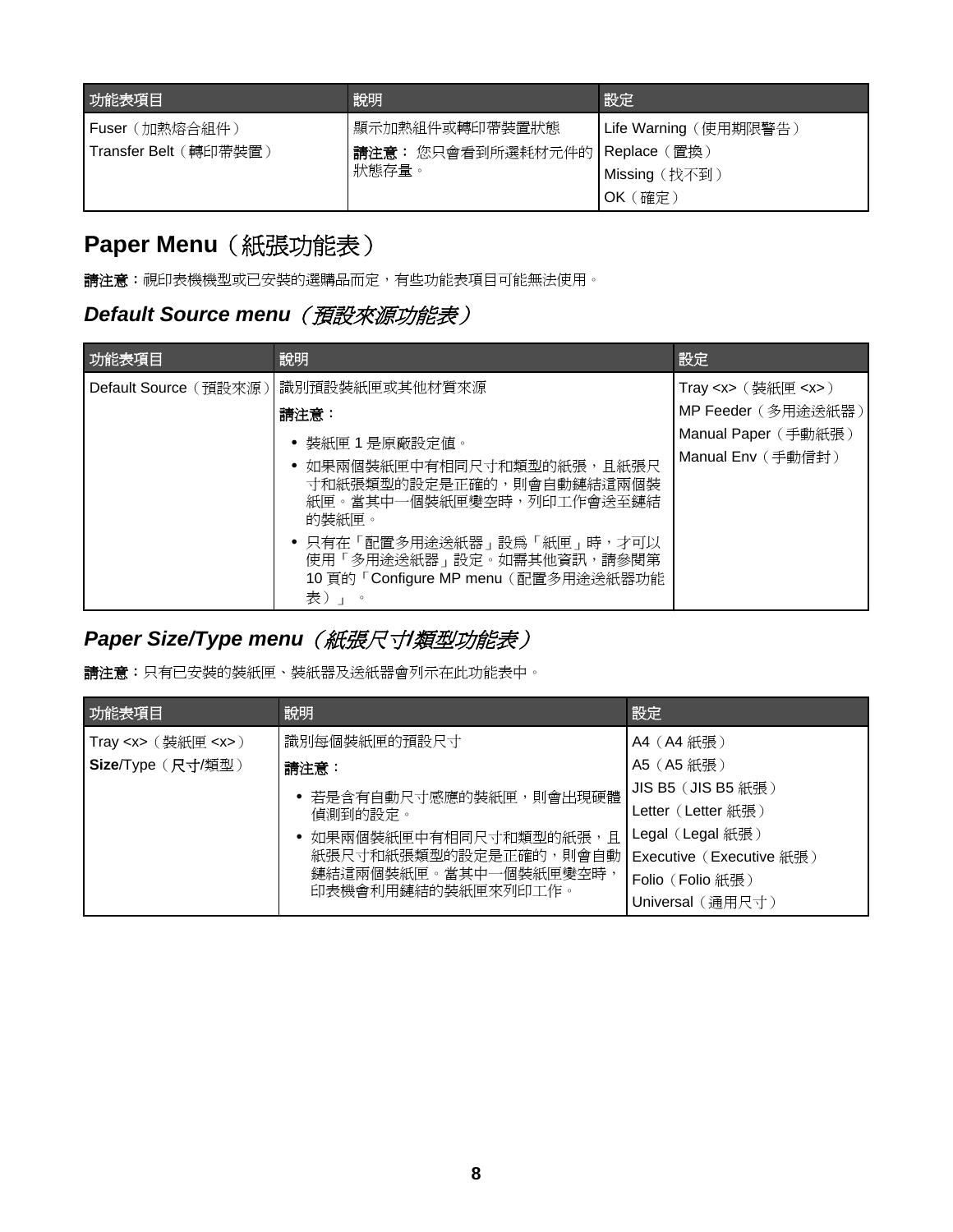| 功能表項目 | 說明 | 設定 |
| --- | --- | --- |
| Fuser（加熱熔合組件）<br>Transfer Belt（轉印帶裝置） | 顯示加熱組件或轉印帶裝置狀態<br>**請注意：** 您只會看到所選耗材元件的狀態存量。 | Life Warning（使用期限警告）<br>Replace（置換）<br>Missing（找不到）<br>OK（確定） |

## Paper Menu（紙張功能表）

**請注意：**視印表機機型或已安裝的選購品而定，有些功能表項目可能無法使用。

### *Default Source menu（預設來源功能表）*

| 功能表項目 | 說明 | 設定 |
| --- | --- | --- |
| Default Source（預設來源） | 識別預設裝紙匣或其他材質來源<br>**請注意：**<br>• 裝紙匣 1 是原廠設定值。<br>• 如果兩個裝紙匣中有相同尺寸和類型的紙張，且紙張尺寸和紙張類型的設定是正確的，則會自動鏈結這兩個裝紙匣。當其中一個裝紙匣變空時，列印工作會送至鏈結的裝紙匣。<br>• 只有在「配置多用途送紙器」設為「紙匣」時，才可以使用「多用途送紙器」設定。如需其他資訊，請參閱第 10 頁的「Configure MP menu（配置多用途送紙器功能表）」。 | Tray <x>（裝紙匣 <x>）<br>MP Feeder（多用途送紙器）<br>Manual Paper（手動紙張）<br>Manual Env（手動信封） |

### *Paper Size/Type menu（紙張尺寸/類型功能表）*

**請注意：**只有已安裝的裝紙匣、裝紙器及送紙器會列示在此功能表中。

| 功能表項目 | 說明 | 設定 |
| --- | --- | --- |
| Tray <x>（裝紙匣 <x>）<br>**Size**/Type（**尺寸**/類型） | 識別每個裝紙匣的預設尺寸<br>**請注意：**<br>• 若是含有自動尺寸感應的裝紙匣，則會出現硬體偵測到的設定。<br>• 如果兩個裝紙匣中有相同尺寸和類型的紙張，且紙張尺寸和紙張類型的設定是正確的，則會自動鏈結這兩個裝紙匣。當其中一個裝紙匣變空時，印表機會利用鏈結的裝紙匣來列印工作。 | A4（A4 紙張）<br>A5（A5 紙張）<br>JIS B5（JIS B5 紙張）<br>Letter（Letter 紙張）<br>Legal（Legal 紙張）<br>Executive（Executive 紙張）<br>Folio（Folio 紙張）<br>Universal（通用尺寸） |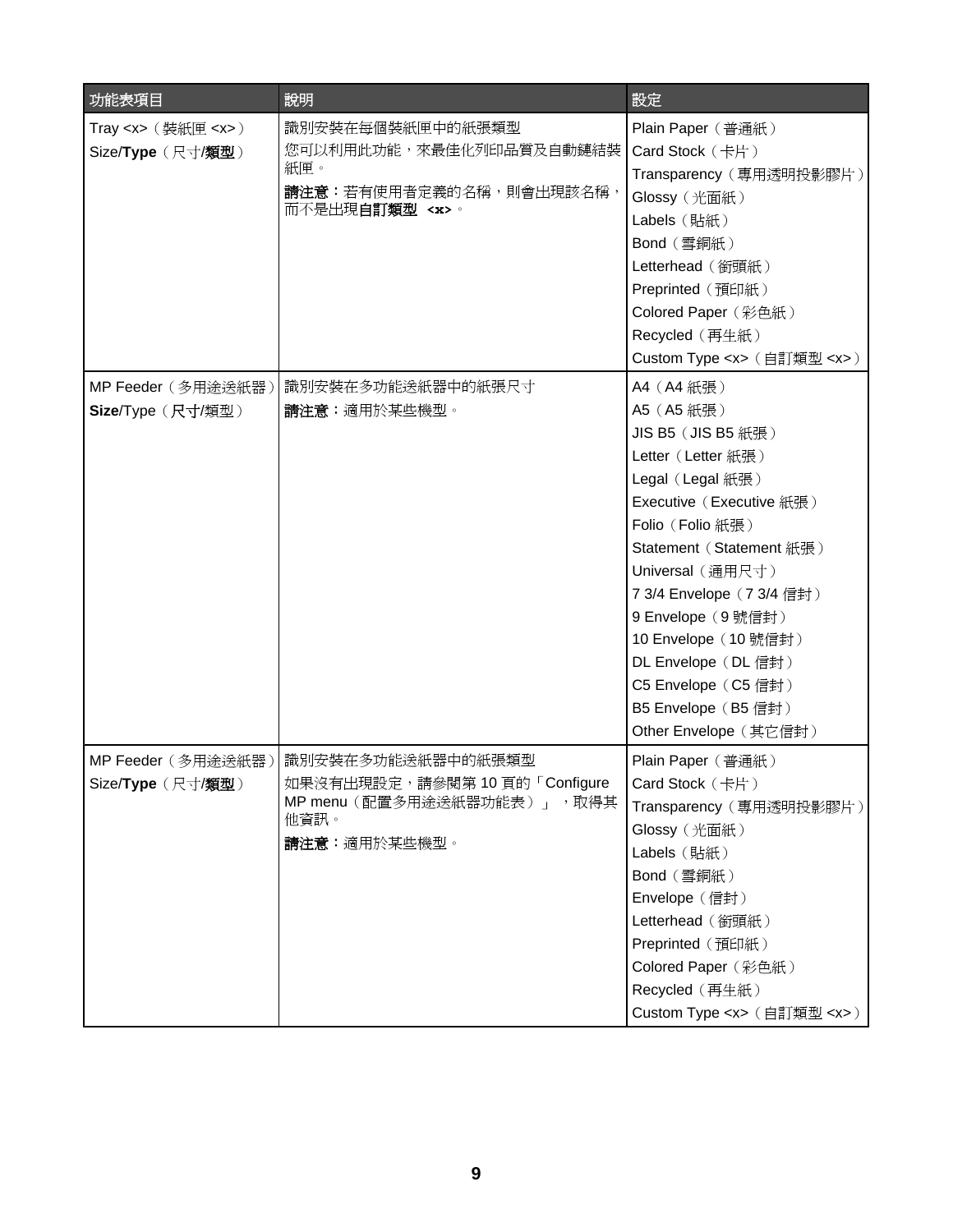| 功能表項目 | 說明 | 設定 |
| --- | --- | --- |
| Tray <x>（裝紙匣 <x>）<br>Size/**Type**（尺寸/**類型**） | 識別安裝在每個裝紙匣中的紙張類型<br>您可以利用此功能，來最佳化列印品質及自動鏈結裝紙匣。<br>**請注意：**若有使用者定義的名稱，則會出現該名稱，而不是出現**自訂類型 <x>**。 | Plain Paper（普通紙）<br>Card Stock（卡片）<br>Transparency（專用透明投影膠片）<br>Glossy（光面紙）<br>Labels（貼紙）<br>Bond（雪銅紙）<br>Letterhead（銜頭紙）<br>Preprinted（預印紙）<br>Colored Paper（彩色紙）<br>Recycled（再生紙）<br>Custom Type <x>（自訂類型 <x>） |
| MP Feeder（多用途送紙器）<br>**Size**/Type（**尺寸**/類型） | 識別安裝在多功能送紙器中的紙張尺寸<br>**請注意：**適用於某些機型。 | A4（A4 紙張）<br>A5（A5 紙張）<br>JIS B5（JIS B5 紙張）<br>Letter（Letter 紙張）<br>Legal（Legal 紙張）<br>Executive（Executive 紙張）<br>Folio（Folio 紙張）<br>Statement（Statement 紙張）<br>Universal（通用尺寸）<br>7 3/4 Envelope（7 3/4 信封）<br>9 Envelope（9 號信封）<br>10 Envelope（10 號信封）<br>DL Envelope（DL 信封）<br>C5 Envelope（C5 信封）<br>B5 Envelope（B5 信封）<br>Other Envelope（其它信封） |
| MP Feeder（多用途送紙器）<br>Size/**Type**（尺寸/**類型**） | 識別安裝在多功能送紙器中的紙張類型<br>如果沒有出現設定，請參閱第 10 頁的「Configure MP menu（配置多用途送紙器功能表）」，取得其他資訊。<br>**請注意：**適用於某些機型。 | Plain Paper（普通紙）<br>Card Stock（卡片）<br>Transparency（專用透明投影膠片）<br>Glossy（光面紙）<br>Labels（貼紙）<br>Bond（雪銅紙）<br>Envelope（信封）<br>Letterhead（銜頭紙）<br>Preprinted（預印紙）<br>Colored Paper（彩色紙）<br>Recycled（再生紙）<br>Custom Type <x>（自訂類型 <x>） |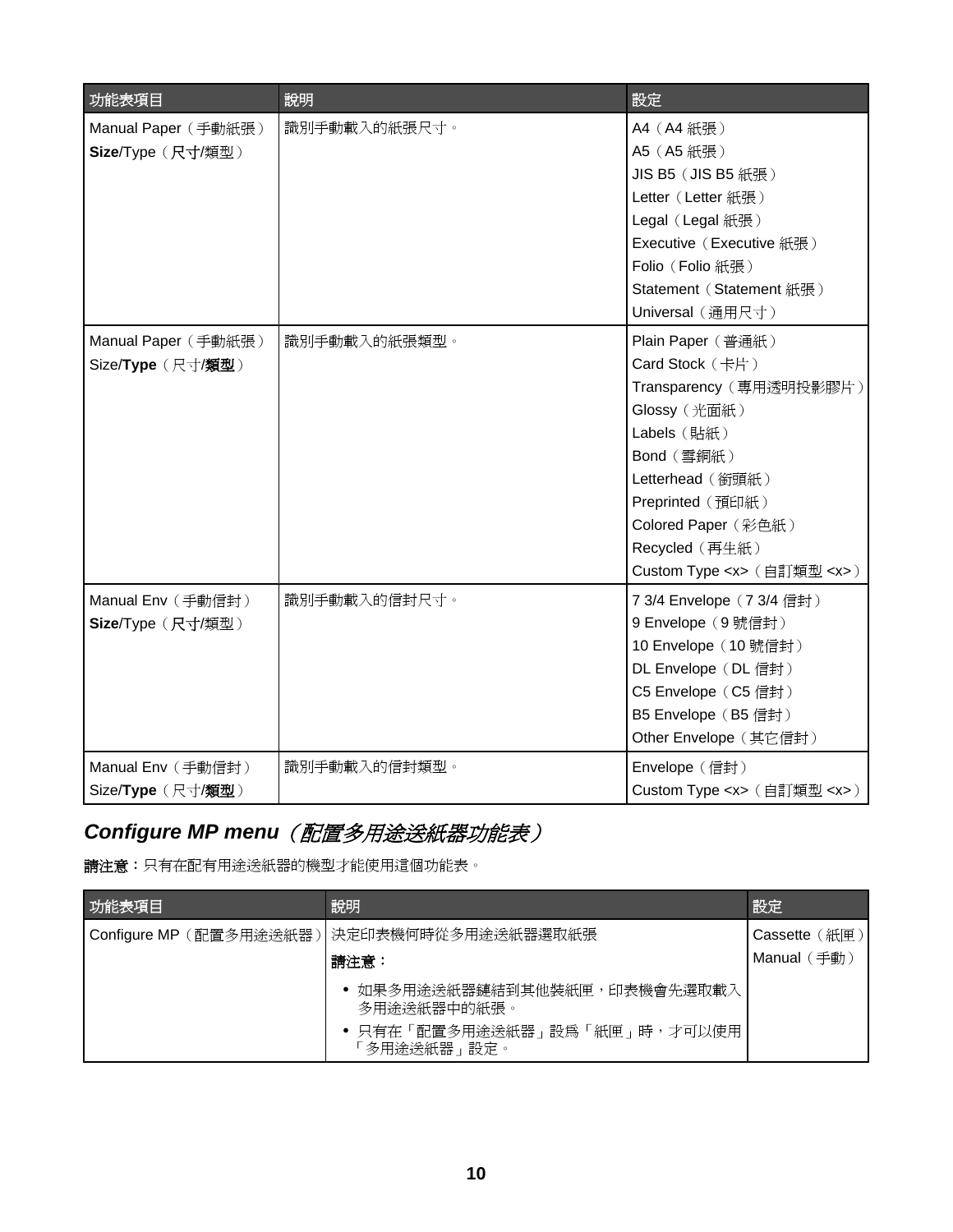| 功能表項目 | 說明 | 設定 |
| --- | --- | --- |
| Manual Paper（手動紙張）<br>**Size**/Type（**尺寸**/類型） | 識別手動載入的紙張尺寸。 | A4（A4 紙張）<br>A5（A5 紙張）<br>JIS B5（JIS B5 紙張）<br>Letter（Letter 紙張）<br>Legal（Legal 紙張）<br>Executive（Executive 紙張）<br>Folio（Folio 紙張）<br>Statement（Statement 紙張）<br>Universal（通用尺寸） |
| Manual Paper（手動紙張）<br>Size/**Type**（尺寸/**類型**） | 識別手動載入的紙張類型。 | Plain Paper（普通紙）<br>Card Stock（卡片）<br>Transparency（專用透明投影膠片）<br>Glossy（光面紙）<br>Labels（貼紙）<br>Bond（雪銅紙）<br>Letterhead（銜頭紙）<br>Preprinted（預印紙）<br>Colored Paper（彩色紙）<br>Recycled（再生紙）<br>Custom Type <x>（自訂類型 <x>） |
| Manual Env（手動信封）<br>**Size**/Type（**尺寸**/類型） | 識別手動載入的信封尺寸。 | 7 3/4 Envelope（7 3/4 信封）<br>9 Envelope（9 號信封）<br>10 Envelope（10 號信封）<br>DL Envelope（DL 信封）<br>C5 Envelope（C5 信封）<br>B5 Envelope（B5 信封）<br>Other Envelope（其它信封） |
| Manual Env（手動信封）<br>Size/**Type**（尺寸/**類型**） | 識別手動載入的信封類型。 | Envelope（信封）<br>Custom Type <x>（自訂類型 <x>） |

## *Configure MP menu（配置多用途送紙器功能表）*

**請注意：**只有在配有用途送紙器的機型才能使用這個功能表。

| 功能表項目 | 說明 | 設定 |
| --- | --- | --- |
| Configure MP（配置多用途送紙器） | 決定印表機何時從多用途送紙器選取紙張<br>**請注意：**<br>• 如果多用途送紙器鏈結到其他裝紙匣，印表機會先選取載入多用途送紙器中的紙張。<br>• 只有在「配置多用途送紙器」設為「紙匣」時，才可以使用「多用途送紙器」設定。 | Cassette（紙匣）<br>Manual（手動） |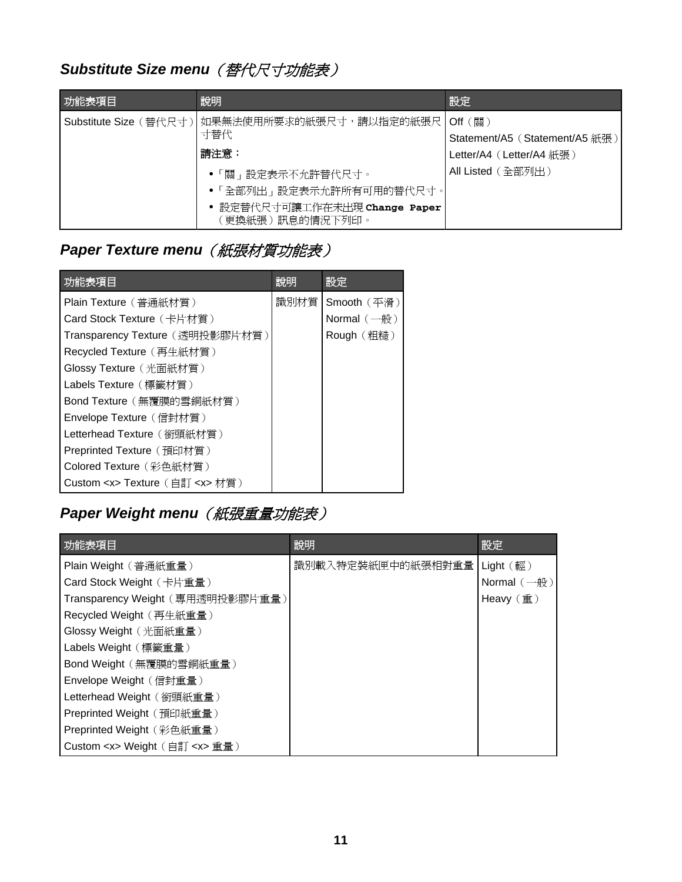## *Substitute Size menu（替代尺寸功能表）*

| 功能表項目 | 說明 | 設定 |
|---|---|---|
| Substitute Size（替代尺寸） | 如果無法使用所要求的紙張尺寸，請以指定的紙張尺寸替代<br><br>**請注意：**<br><br>• 「關」設定表示不允許替代尺寸。<br>• 「全部列出」設定表示允許所有可用的替代尺寸。<br>• 設定替代尺寸可讓工作在未出現 **Change Paper**（更換紙張）訊息的情況下列印。 | Off（關）<br>Statement/A5（Statement/A5 紙張）<br>Letter/A4（Letter/A4 紙張）<br>All Listed（全部列出） |

## *Paper Texture menu（紙張材質功能表）*

| 功能表項目 | 說明 | 設定 |
|---|---|---|
| Plain Texture（普通紙材質）<br>Card Stock Texture（卡片材質）<br>Transparency Texture（透明投影膠片材質）<br>Recycled Texture（再生紙材質）<br>Glossy Texture（光面紙材質）<br>Labels Texture（標籤材質）<br>Bond Texture（無覆膜的雪銅紙材質）<br>Envelope Texture（信封材質）<br>Letterhead Texture（銜頭紙材質）<br>Preprinted Texture（預印材質）<br>Colored Texture（彩色紙材質）<br>Custom <x> Texture（自訂 <x> 材質） | 識別材質 | Smooth（平滑）<br>Normal（一般）<br>Rough（粗糙） |

## *Paper Weight menu（紙張重量功能表）*

| 功能表項目 | 說明 | 設定 |
|---|---|---|
| Plain Weight（普通紙重量）<br>Card Stock Weight（卡片重量）<br>Transparency Weight（專用透明投影膠片重量）<br>Recycled Weight（再生紙重量）<br>Glossy Weight（光面紙重量）<br>Labels Weight（標籤重量）<br>Bond Weight（無覆膜的雪銅紙重量）<br>Envelope Weight（信封重量）<br>Letterhead Weight（銜頭紙重量）<br>Preprinted Weight（預印紙重量）<br>Preprinted Weight（彩色紙重量）<br>Custom <x> Weight（自訂 <x> 重量） | 識別載入特定裝紙匣中的紙張相對重量 | Light（輕）<br>Normal（一般）<br>Heavy（重） |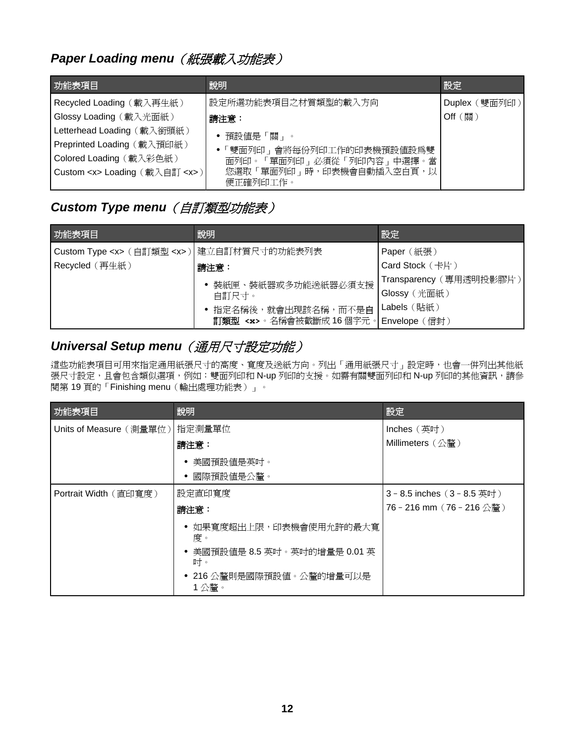## *Paper Loading menu*（紙張載入功能表）

| 功能表項目 | 說明 | 設定 |
|---|---|---|
| Recycled Loading（載入再生紙）<br>Glossy Loading（載入光面紙）<br>Letterhead Loading（載入銜頭紙）<br>Preprinted Loading（載入預印紙）<br>Colored Loading（載入彩色紙）<br>Custom <x> Loading（載入自訂 <x>） | 設定所選功能表項目之材質類型的載入方向<br>**請注意：**<br>• 預設值是「關」。<br>•「雙面列印」會將每份列印工作的印表機預設值設為雙面列印。「單面列印」必須從「列印內容」中選擇。當您選取「單面列印」時，印表機會自動插入空白頁，以便正確列印工作。 | Duplex（雙面列印）<br>Off（關） |

## *Custom Type menu*（自訂類型功能表）

| 功能表項目 | 說明 | 設定 |
|---|---|---|
| Custom Type <x>（自訂類型 <x>）<br>Recycled（再生紙） | 建立自訂材質尺寸的功能表列表<br>**請注意：**<br>• 裝紙匣、裝紙器或多功能送紙器必須支援自訂尺寸。<br>• 指定名稱後，就會出現該名稱，而不是**自訂類型 <x>**。名稱會被截斷成 16 個字元。 | Paper（紙張）<br>Card Stock（卡片）<br>Transparency（專用透明投影膠片）<br>Glossy（光面紙）<br>Labels（貼紙）<br>Envelope（信封） |

## *Universal Setup menu*（通用尺寸設定功能）

這些功能表項目可用來指定通用紙張尺寸的高度、寬度及送紙方向。列出「通用紙張尺寸」設定時，也會一併列出其他紙張尺寸設定，且會包含類似選項，例如：雙面列印和 N-up 列印的支援。如需有關雙面列印和 N-up 列印的其他資訊，請參閱第 19 頁的「Finishing menu（輸出處理功能表）」。

| 功能表項目 | 說明 | 設定 |
|---|---|---|
| Units of Measure（測量單位） | 指定測量單位<br>**請注意：**<br>• 美國預設值是英吋。<br>• 國際預設值是公釐。 | Inches（英吋）<br>Millimeters（公釐） |
| Portrait Width（直印寬度） | 設定直印寬度<br>**請注意：**<br>• 如果寬度超出上限，印表機會使用允許的最大寬度。<br>• 美國預設值是 8.5 英吋。英吋的增量是 0.01 英吋。<br>• 216 公釐則是國際預設值。公釐的增量可以是 1 公釐。 | 3 – 8.5 inches（3 – 8.5 英吋）<br>76 – 216 mm（76 – 216 公釐） |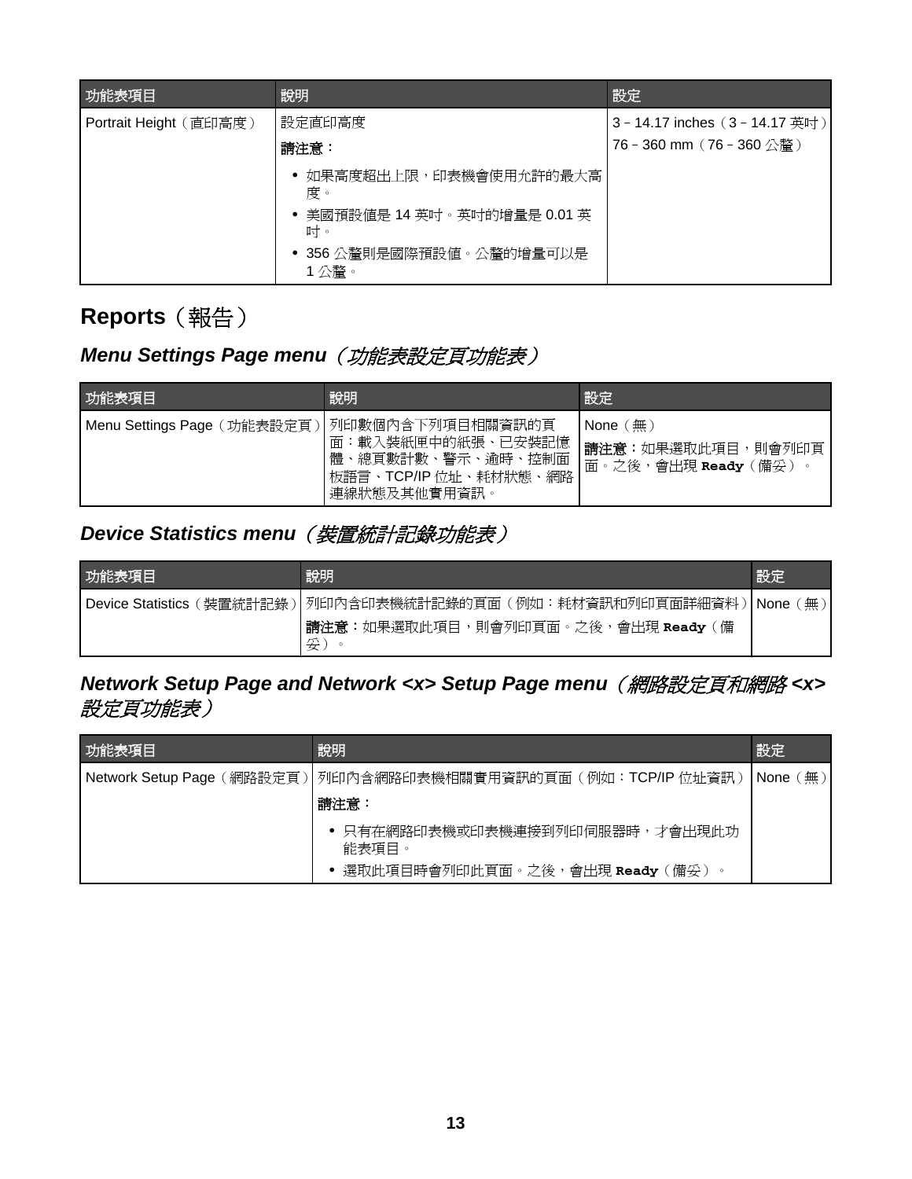| 功能表項目 | 說明 | 設定 |
| --- | --- | --- |
| Portrait Height（直印高度） | 設定直印高度<br>**請注意：**<br>• 如果高度超出上限，印表機會使用允許的最大高度。<br>• 美國預設值是 14 英吋。英吋的增量是 0.01 英吋。<br>• 356 公釐則是國際預設值。公釐的增量可以是 1 公釐。 | 3 – 14.17 inches（3 – 14.17 英吋）<br>76 – 360 mm（76 – 360 公釐） |

## Reports（報告）

### *Menu Settings Page menu（功能表設定頁功能表）*

| 功能表項目 | 說明 | 設定 |
| --- | --- | --- |
| Menu Settings Page（功能表設定頁） | 列印數個內含下列項目相關資訊的頁面：載入裝紙匣中的紙張、已安裝記憶體、總頁數計數、警示、逾時、控制面板語言、TCP/IP 位址、耗材狀態、網路連線狀態及其他實用資訊。 | None（無）<br>**請注意：**如果選取此項目，則會列印頁面。之後，會出現 **Ready**（備妥）。 |

### *Device Statistics menu（裝置統計記錄功能表）*

| 功能表項目 | 說明 | 設定 |
| --- | --- | --- |
| Device Statistics（裝置統計記錄） | 列印內含印表機統計記錄的頁面（例如：耗材資訊和列印頁面詳細資料）<br>**請注意：**如果選取此項目，則會列印頁面。之後，會出現 **Ready**（備妥）。 | None（無） |

### *Network Setup Page and Network <x> Setup Page menu（網路設定頁和網路 <x> 設定頁功能表）*

| 功能表項目 | 說明 | 設定 |
| --- | --- | --- |
| Network Setup Page（網路設定頁） | 列印內含網路印表機相關實用資訊的頁面（例如：TCP/IP 位址資訊）<br>**請注意：**<br>• 只有在網路印表機或印表機連接到列印伺服器時，才會出現此功能表項目。<br>• 選取此項目時會列印此頁面。之後，會出現 **Ready**（備妥）。 | None（無） |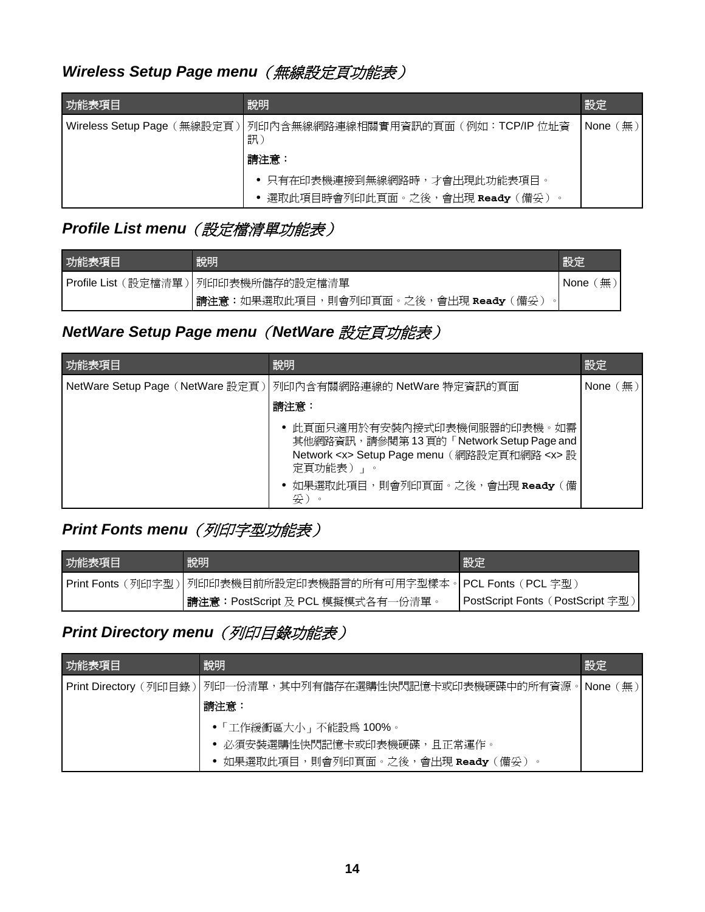## *Wireless Setup Page menu（無線設定頁功能表）*

| 功能表項目 | 說明 | 設定 |
| --- | --- | --- |
| Wireless Setup Page（無線設定頁） | 列印內含無線網路連線相關實用資訊的頁面（例如：TCP/IP 位址資訊）<br>**請注意：**<br>• 只有在印表機連接到無線網路時，才會出現此功能表項目。<br>• 選取此項目時會列印此頁面。之後，會出現 **Ready**（備妥）。 | None（無） |

## *Profile List menu（設定檔清單功能表）*

| 功能表項目 | 說明 | 設定 |
| --- | --- | --- |
| Profile List（設定檔清單） | 列印印表機所儲存的設定檔清單<br>**請注意：**如果選取此項目，則會列印頁面。之後，會出現 **Ready**（備妥）。 | None（無） |

## *NetWare Setup Page menu（NetWare 設定頁功能表）*

| 功能表項目 | 說明 | 設定 |
| --- | --- | --- |
| NetWare Setup Page（NetWare 設定頁） | 列印內含有關網路連線的 NetWare 特定資訊的頁面<br>**請注意：**<br>• 此頁面只適用於有安裝內接式印表機伺服器的印表機。如需其他網路資訊，請參閱第 13 頁的「Network Setup Page and Network <x> Setup Page menu（網路設定頁和網路 <x> 設定頁功能表）」。<br>• 如果選取此項目，則會列印頁面。之後，會出現 **Ready**（備妥）。 | None（無） |

## *Print Fonts menu（列印字型功能表）*

| 功能表項目 | 說明 | 設定 |
| --- | --- | --- |
| Print Fonts（列印字型） | 列印印表機目前所設定印表機語言的所有可用字型樣本。<br>**請注意：**PostScript 及 PCL 模擬模式各有一份清單。 | PCL Fonts（PCL 字型）<br>PostScript Fonts（PostScript 字型） |

## *Print Directory menu（列印目錄功能表）*

| 功能表項目 | 說明 | 設定 |
| --- | --- | --- |
| Print Directory（列印目錄） | 列印一份清單，其中列有儲存在選購性快閃記憶卡或印表機硬碟中的所有資源。<br>**請注意：**<br>•「工作緩衝區大小」不能設為 100%。<br>• 必須安裝選購性快閃記憶卡或印表機硬碟，且正常運作。<br>• 如果選取此項目，則會列印頁面。之後，會出現 **Ready**（備妥）。 | None（無） |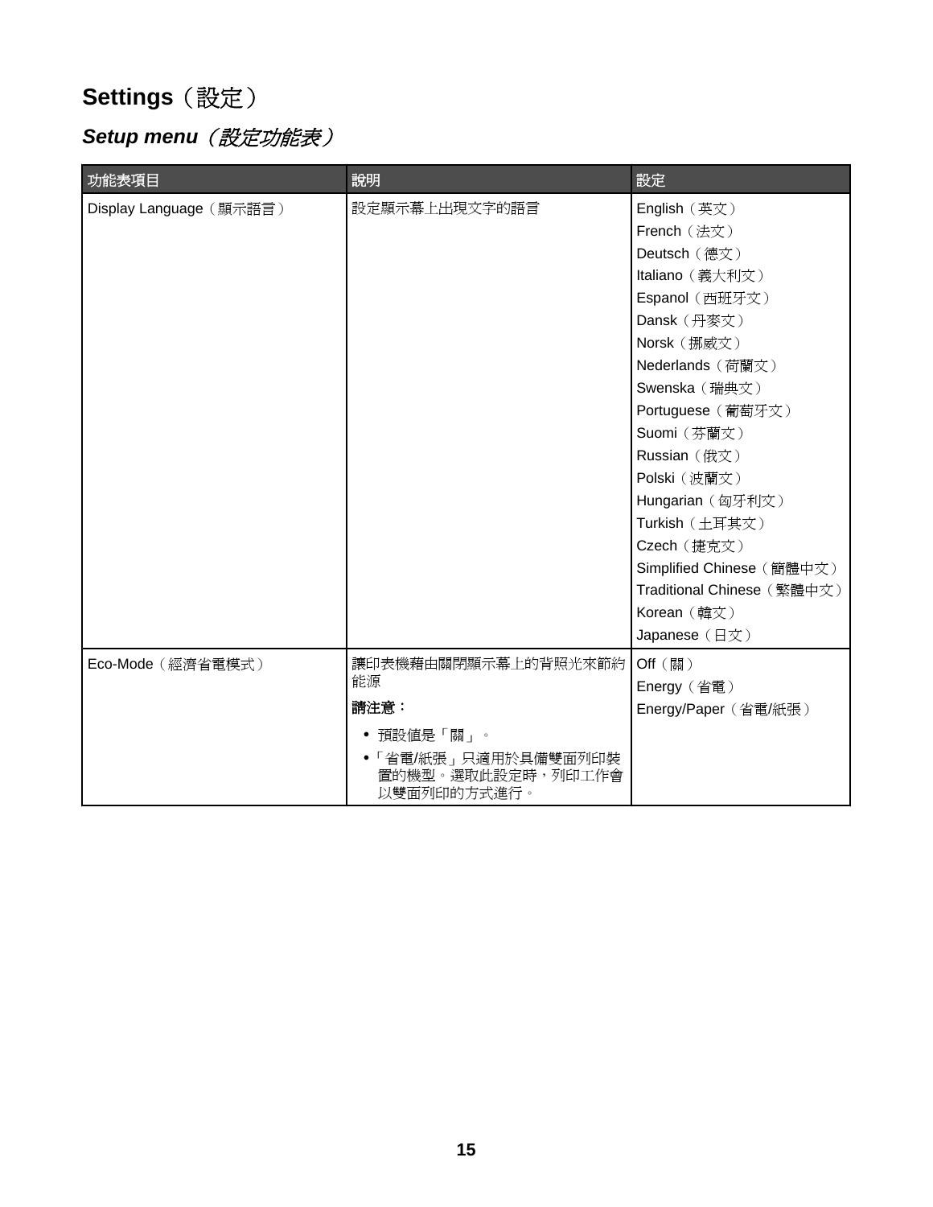# Settings（設定）

## *Setup menu（設定功能表）*

| 功能表項目 | 說明 | 設定 |
| --- | --- | --- |
| Display Language（顯示語言） | 設定顯示幕上出現文字的語言 | English（英文）<br>French（法文）<br>Deutsch（德文）<br>Italiano（義大利文）<br>Espanol（西班牙文）<br>Dansk（丹麥文）<br>Norsk（挪威文）<br>Nederlands（荷蘭文）<br>Swenska（瑞典文）<br>Portuguese（葡萄牙文）<br>Suomi（芬蘭文）<br>Russian（俄文）<br>Polski（波蘭文）<br>Hungarian（匈牙利文）<br>Turkish（土耳其文）<br>Czech（捷克文）<br>Simplified Chinese（簡體中文）<br>Traditional Chinese（繁體中文）<br>Korean（韓文）<br>Japanese（日文） |
| Eco-Mode（經濟省電模式） | 讓印表機藉由關閉顯示幕上的背照光來節約能源<br>**請注意：**<br>• 預設值是「關」。<br>•「省電/紙張」只適用於具備雙面列印裝置的機型。選取此設定時，列印工作會以雙面列印的方式進行。 | Off（關）<br>Energy（省電）<br>Energy/Paper（省電/紙張） |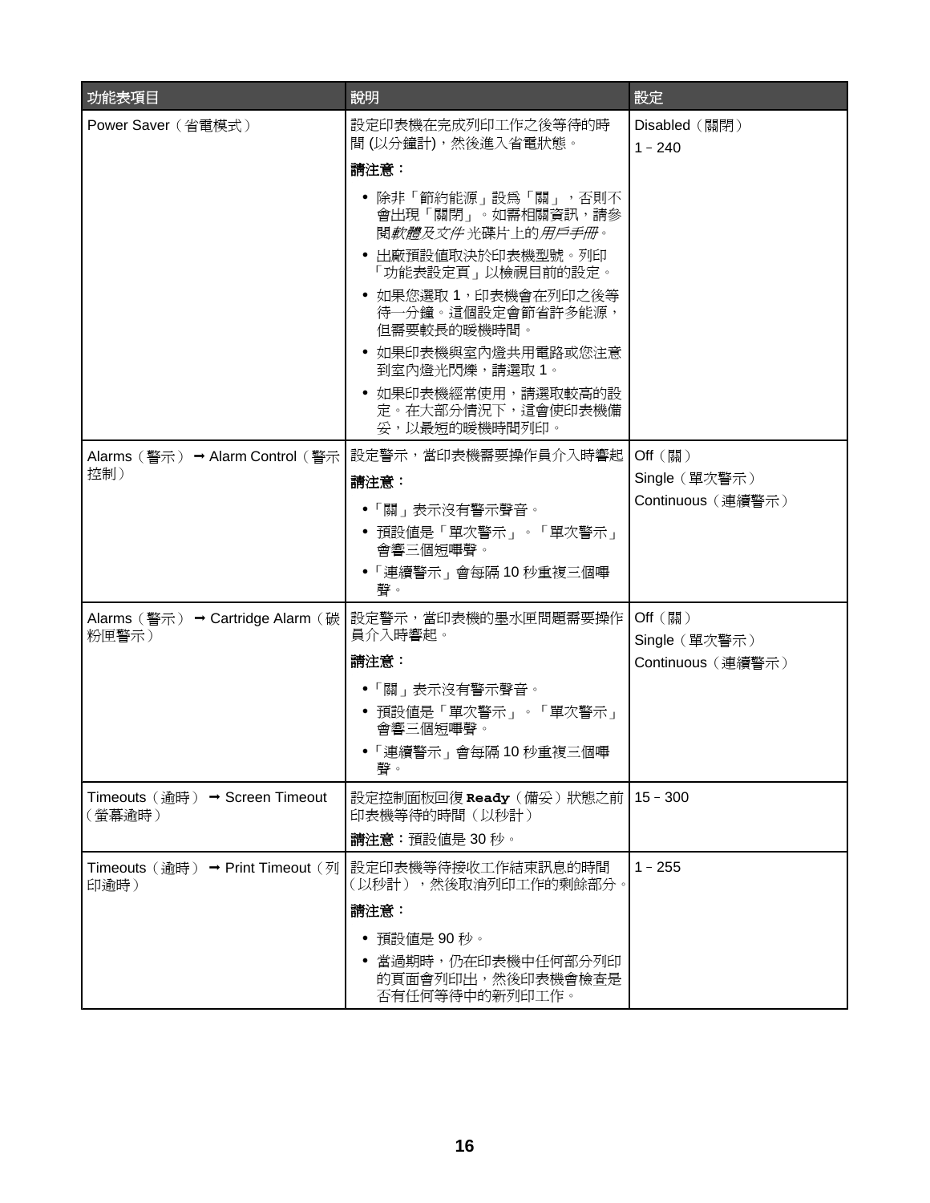| 功能表項目 | 說明 | 設定 |
| --- | --- | --- |
| Power Saver（省電模式） | 設定印表機在完成列印工作之後等待的時間 (以分鐘計)，然後進入省電狀態。<br>**請注意：**<br>• 除非「節約能源」設爲「關」，否則不會出現「關閉」。如需相關資訊，請參閱*軟體及文件* 光碟片上的*用戶手冊*。<br>• 出廠預設值取決於印表機型號。列印「功能表設定頁」以檢視目前的設定。<br>• 如果您選取 1，印表機會在列印之後等待一分鐘。這個設定會節省許多能源，但需要較長的暖機時間。<br>• 如果印表機與室內燈共用電路或您注意到室內燈光閃爍，請選取 1。<br>• 如果印表機經常使用，請選取較高的設定。在大部分情況下，這會使印表機備妥，以最短的暖機時間列印。 | Disabled（關閉）<br>1 – 240 |
| Alarms（警示） ➞ Alarm Control（警示控制） | 設定警示，當印表機需要操作員介入時響起<br>**請注意：**<br>•「關」表示沒有警示聲音。<br>• 預設值是「單次警示」。「單次警示」會響三個短嗶聲。<br>•「連續警示」會每隔 10 秒重複三個嗶聲。 | Off（關）<br>Single（單次警示）<br>Continuous（連續警示） |
| Alarms（警示） ➞ Cartridge Alarm（碳粉匣警示） | 設定警示，當印表機的墨水匣問題需要操作員介入時響起。<br>**請注意：**<br>•「關」表示沒有警示聲音。<br>• 預設值是「單次警示」。「單次警示」會響三個短嗶聲。<br>•「連續警示」會每隔 10 秒重複三個嗶聲。 | Off（關）<br>Single（單次警示）<br>Continuous（連續警示） |
| Timeouts（逾時） ➞ Screen Timeout（螢幕逾時） | 設定控制面板回復 **Ready**（備妥）狀態之前印表機等待的時間（以秒計）<br>**請注意：**預設值是 30 秒。 | 15 – 300 |
| Timeouts（逾時） ➞ Print Timeout（列印逾時） | 設定印表機等待接收工作結束訊息的時間（以秒計），然後取消列印工作的剩餘部分。<br>**請注意：**<br>• 預設值是 90 秒。<br>• 當過期時，仍在印表機中任何部分列印的頁面會列印出，然後印表機會檢查是否有任何等待中的新列印工作。 | 1 – 255 |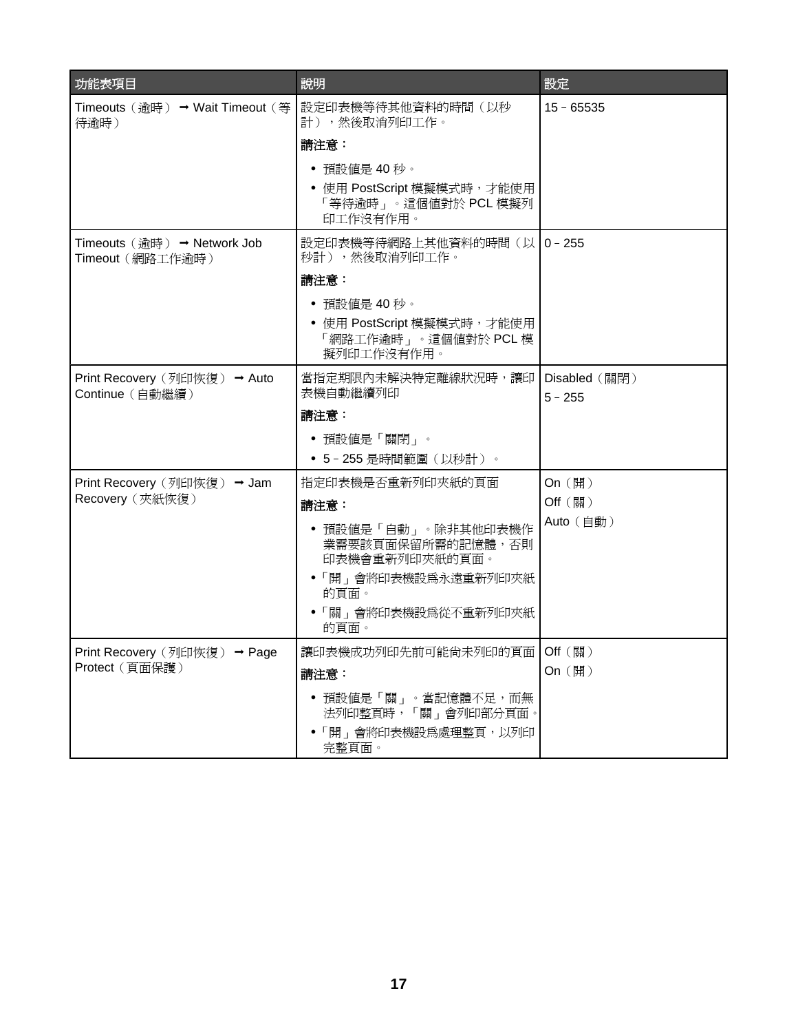| 功能表項目 | 說明 | 設定 |
|---|---|---|
| Timeouts（逾時）➞ Wait Timeout（等待逾時） | 設定印表機等待其他資料的時間（以秒計），然後取消列印工作。<br>**請注意：**<br>• 預設值是 40 秒。<br>• 使用 PostScript 模擬模式時，才能使用「等待逾時」。這個值對於 PCL 模擬列印工作沒有作用。 | 15 – 65535 |
| Timeouts（逾時）➞ Network Job Timeout（網路工作逾時） | 設定印表機等待網路上其他資料的時間（以秒計），然後取消列印工作。<br>**請注意：**<br>• 預設值是 40 秒。<br>• 使用 PostScript 模擬模式時，才能使用「網路工作逾時」。這個值對於 PCL 模擬列印工作沒有作用。 | 0 – 255 |
| Print Recovery（列印恢復）➞ Auto Continue（自動繼續） | 當指定期限內未解決特定離線狀況時，讓印表機自動繼續列印<br>**請注意：**<br>• 預設值是「關閉」。<br>• 5 – 255 是時間範圍（以秒計）。 | Disabled（關閉）<br>5 – 255 |
| Print Recovery（列印恢復）➞ Jam Recovery（夾紙恢復） | 指定印表機是否重新列印夾紙的頁面<br>**請注意：**<br>• 預設值是「自動」。除非其他印表機作業需要該頁面保留所需的記憶體，否則印表機會重新列印夾紙的頁面。<br>•「開」會將印表機設為永遠重新列印夾紙的頁面。<br>•「關」會將印表機設為從不重新列印夾紙的頁面。 | On（開）<br>Off（關）<br>Auto（自動） |
| Print Recovery（列印恢復）➞ Page Protect（頁面保護） | 讓印表機成功列印先前可能尚未列印的頁面<br>**請注意：**<br>• 預設值是「關」。當記憶體不足，而無法列印整頁時，「關」會列印部分頁面。<br>•「開」會將印表機設為處理整頁，以列印完整頁面。 | Off（關）<br>On（開） |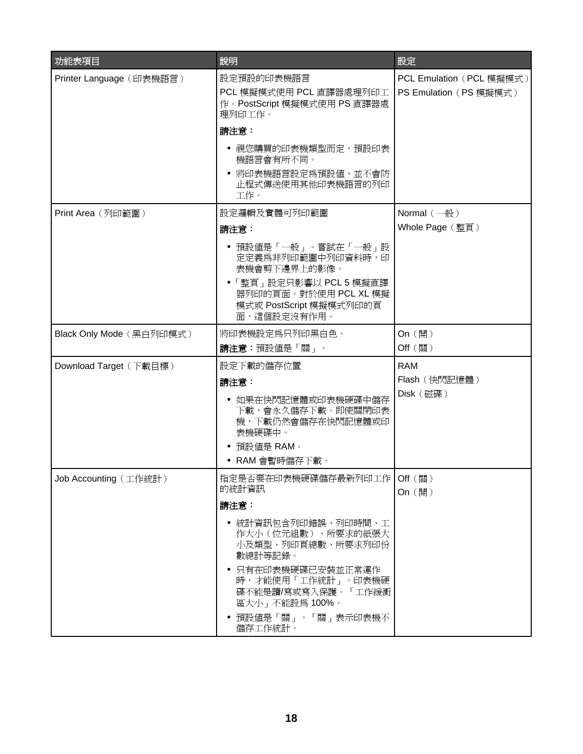| 功能表項目 | 說明 | 設定 |
| --- | --- | --- |
| Printer Language（印表機語言） | 設定預設的印表機語言<br>PCL 模擬模式使用 PCL 直譯器處理列印工作。PostScript 模擬模式使用 PS 直譯器處理列印工作。<br>**請注意：**<br>• 視您購買的印表機類型而定，預設印表機語言會有所不同。<br>• 將印表機語言設定為預設值，並不會防止程式傳送使用其他印表機語言的列印工作。 | PCL Emulation（PCL 模擬模式）<br>PS Emulation（PS 模擬模式） |
| Print Area（列印範圍） | 設定邏輯及實體可列印範圍<br>**請注意：**<br>• 預設值是「一般」。嘗試在「一般」設定定義為非列印範圍中列印資料時，印表機會剪下邊界上的影像。<br>•「整頁」設定只影響以 PCL 5 模擬直譯器列印的頁面。對於使用 PCL XL 模擬模式或 PostScript 模擬模式列印的頁面，這個設定沒有作用。 | Normal（一般）<br>Whole Page（整頁） |
| Black Only Mode（黑白列印模式） | 將印表機設定為只列印黑白色。<br>**請注意：**預設值是「關」。 | On（開）<br>Off（關） |
| Download Target（下載目標） | 設定下載的儲存位置<br>**請注意：**<br>• 如果在快閃記憶體或印表機硬碟中儲存下載，會永久儲存下載。即使關閉印表機，下載仍然會儲存在快閃記憶體或印表機硬碟中。<br>• 預設值是 RAM。<br>• RAM 會暫時儲存下載。 | RAM<br>Flash（快閃記憶體）<br>Disk（磁碟） |
| Job Accounting（工作統計） | 指定是否要在印表機硬碟儲存最新列印工作的統計資訊<br>**請注意：**<br>• 統計資訊包含列印錯誤、列印時間、工作大小（位元組數）、所要求的紙張大小及類型、列印頁總數、所要求列印份數總計等記錄。<br>• 只有在印表機硬碟已安裝並正常運作時，才能使用「工作統計」。印表機硬碟不能是讀/寫或寫入保護。「工作緩衝區大小」不能設為 100%。<br>• 預設值是「關」。「關」表示印表機不儲存工作統計。 | Off（關）<br>On（開） |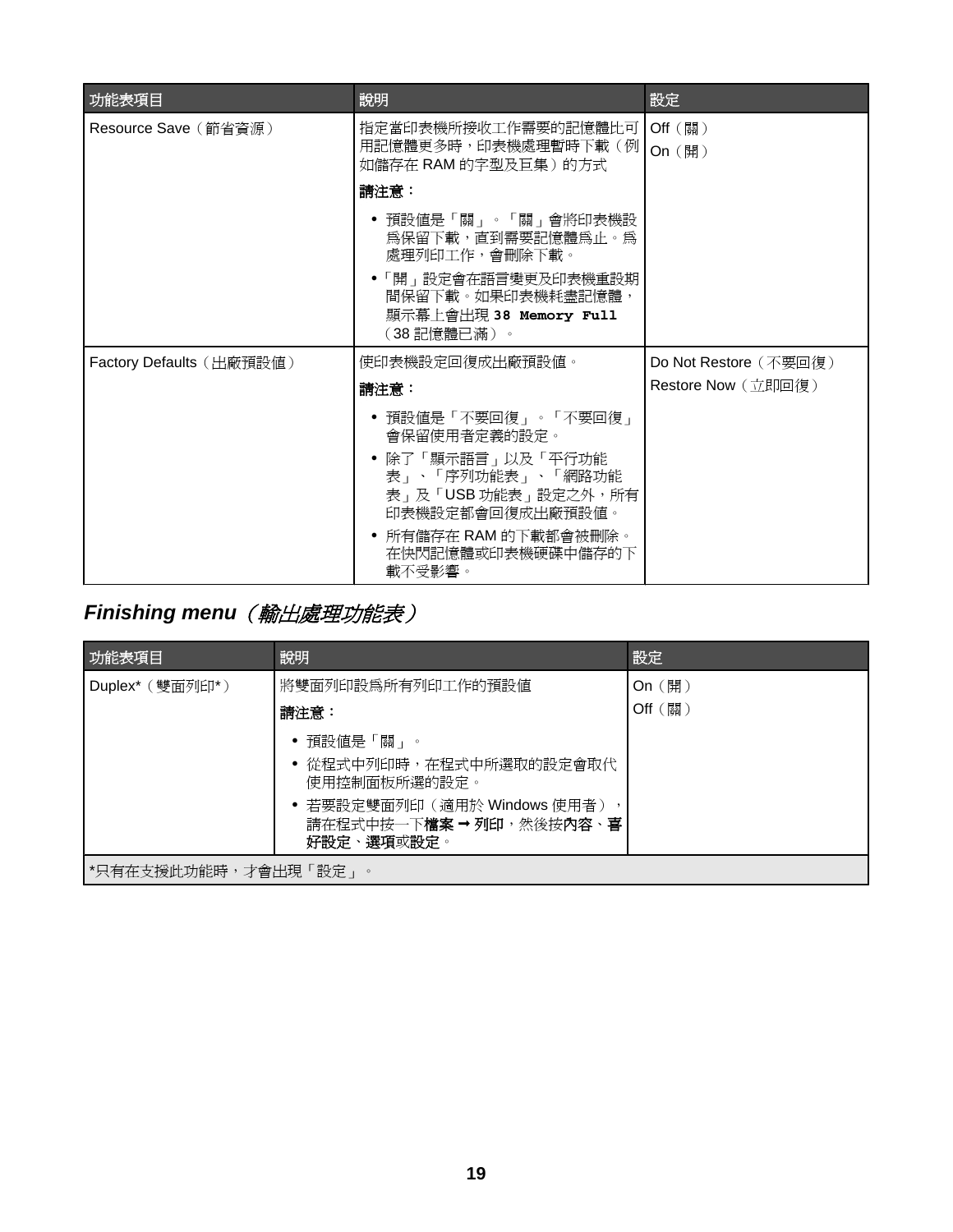| 功能表項目 | 說明 | 設定 |
| --- | --- | --- |
| Resource Save（節省資源） | 指定當印表機所接收工作需要的記憶體比可用記憶體更多時，印表機處理暫時下載（例如儲存在 RAM 的字型及巨集）的方式<br>**請注意：**<br>• 預設值是「關」。「關」會將印表機設為保留下載，直到需要記憶體為止。為處理列印工作，會刪除下載。<br>•「開」設定會在語言變更及印表機重設期間保留下載。如果印表機耗盡記憶體，顯示幕上會出現 **38 Memory Full**（38 記憶體已滿）。 | Off（關）<br>On（開） |
| Factory Defaults（出廠預設值） | 使印表機設定回復成出廠預設值。<br>**請注意：**<br>• 預設值是「不要回復」。「不要回復」會保留使用者定義的設定。<br>• 除了「顯示語言」以及「平行功能表」、「序列功能表」、「網路功能表」及「USB 功能表」設定之外，所有印表機設定都會回復成出廠預設值。<br>• 所有儲存在 RAM 的下載都會被刪除。在快閃記憶體或印表機硬碟中儲存的下載不受影響。 | Do Not Restore（不要回復）<br>Restore Now（立即回復） |

## *Finishing menu（輸出處理功能表）*

| 功能表項目 | 說明 | 設定 |
| --- | --- | --- |
| Duplex*（雙面列印*） | 將雙面列印設為所有列印工作的預設值<br>**請注意：**<br>• 預設值是「關」。<br>• 從程式中列印時，在程式中所選取的設定會取代使用控制面板所選的設定。<br>• 若要設定雙面列印（適用於 Windows 使用者），請在程式中按一下**檔案** ➞ **列印**，然後按**內容**、**喜好設定**、**選項**或**設定**。 | On（開）<br>Off（關） |
| *只有在支援此功能時，才會出現「設定」。 | | |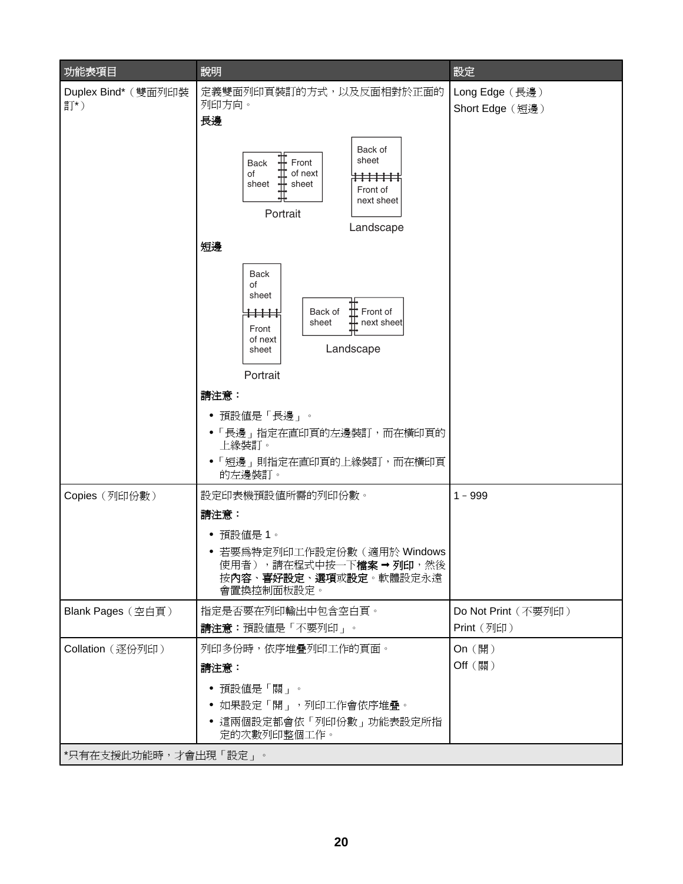| 功能表項目 | 說明 | 設定 |
| --- | --- | --- |
| Duplex Bind*（雙面列印裝訂*） | 定義雙面列印頁裝訂的方式，以及反面相對於正面的列印方向。<br>**長邊**<br>Back of sheet / Front of next sheet — Portrait<br>Back of sheet / Front of next sheet — Landscape<br>**短邊**<br>Back of sheet / Front of next sheet — Portrait<br>Back of sheet / Front of next sheet — Landscape<br>**請注意：**<br>• 預設值是「長邊」。<br>•「長邊」指定在直印頁的左邊裝訂，而在橫印頁的上緣裝訂。<br>•「短邊」則指定在直印頁的上緣裝訂，而在橫印頁的左邊裝訂。 | Long Edge（長邊）<br>Short Edge（短邊） |
| Copies（列印份數） | 設定印表機預設值所需的列印份數。<br>**請注意：**<br>• 預設值是 1。<br>• 若要為特定列印工作設定份數（適用於 Windows 使用者），請在程式中按一下**檔案 → 列印**，然後按**內容**、**喜好設定**、**選項**或**設定**。軟體設定永遠會置換控制面板設定。 | 1 – 999 |
| Blank Pages（空白頁） | 指定是否要在列印輸出中包含空白頁。<br>**請注意：**預設值是「不要列印」。 | Do Not Print（不要列印）<br>Print（列印） |
| Collation（逐份列印） | 列印多份時，依序堆疊列印工作的頁面。<br>**請注意：**<br>• 預設值是「關」。<br>• 如果設定「開」，列印工作會依序堆疊。<br>• 這兩個設定都會依「列印份數」功能表設定所指定的次數列印整個工作。 | On（開）<br>Off（關） |
| *只有在支援此功能時，才會出現「設定」。 | | |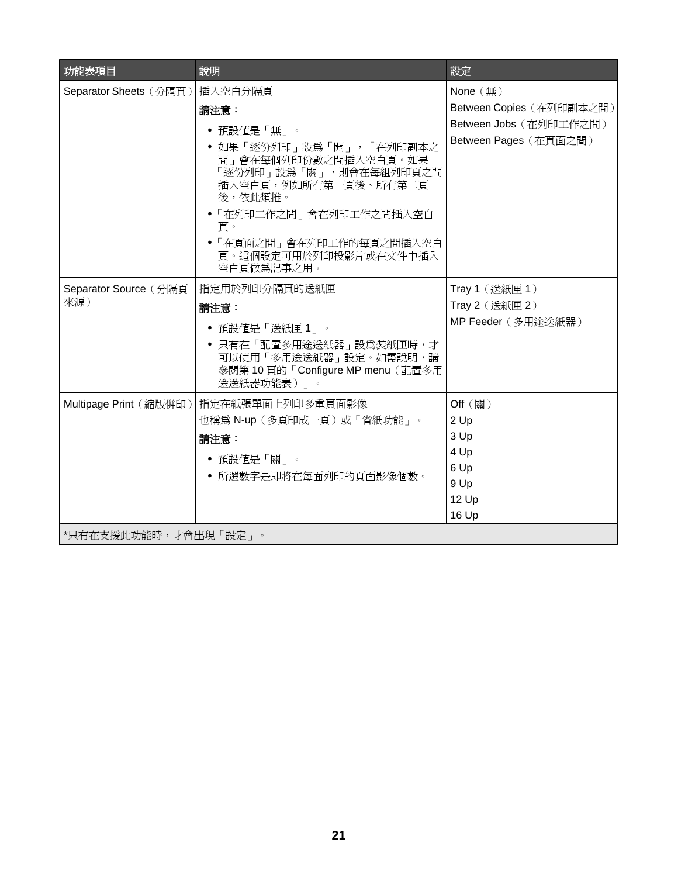| 功能表項目 | 說明 | 設定 |
| --- | --- | --- |
| Separator Sheets（分隔頁） | 插入空白分隔頁<br>**請注意：**<br>• 預設值是「無」。<br>• 如果「逐份列印」設為「開」，「在列印副本之間」會在每個列印份數之間插入空白頁。如果「逐份列印」設為「關」，則會在每組列印頁之間插入空白頁，例如所有第一頁後、所有第二頁後，依此類推。<br>•「在列印工作之間」會在列印工作之間插入空白頁。<br>•「在頁面之間」會在列印工作的每頁之間插入空白頁。這個設定可用於列印投影片或在文件中插入空白頁做為記事之用。 | None（無）<br>Between Copies（在列印副本之間）<br>Between Jobs（在列印工作之間）<br>Between Pages（在頁面之間） |
| Separator Source（分隔頁來源） | 指定用於列印分隔頁的送紙匣<br>**請注意：**<br>• 預設值是「送紙匣 1」。<br>• 只有在「配置多用途送紙器」設為裝紙匣時，才可以使用「多用途送紙器」設定。如需說明，請參閱第 10 頁的「Configure MP menu（配置多用途送紙器功能表）」。 | Tray 1（送紙匣 1）<br>Tray 2（送紙匣 2）<br>MP Feeder（多用途送紙器） |
| Multipage Print（縮版併印） | 指定在紙張單面上列印多重頁面影像<br>也稱為 N-up（多頁印成一頁）或「省紙功能」。<br>**請注意：**<br>• 預設值是「關」。<br>• 所選數字是即將在每面列印的頁面影像個數。 | Off（關）<br>2 Up<br>3 Up<br>4 Up<br>6 Up<br>9 Up<br>12 Up<br>16 Up |
| *只有在支援此功能時，才會出現「設定」。 | | |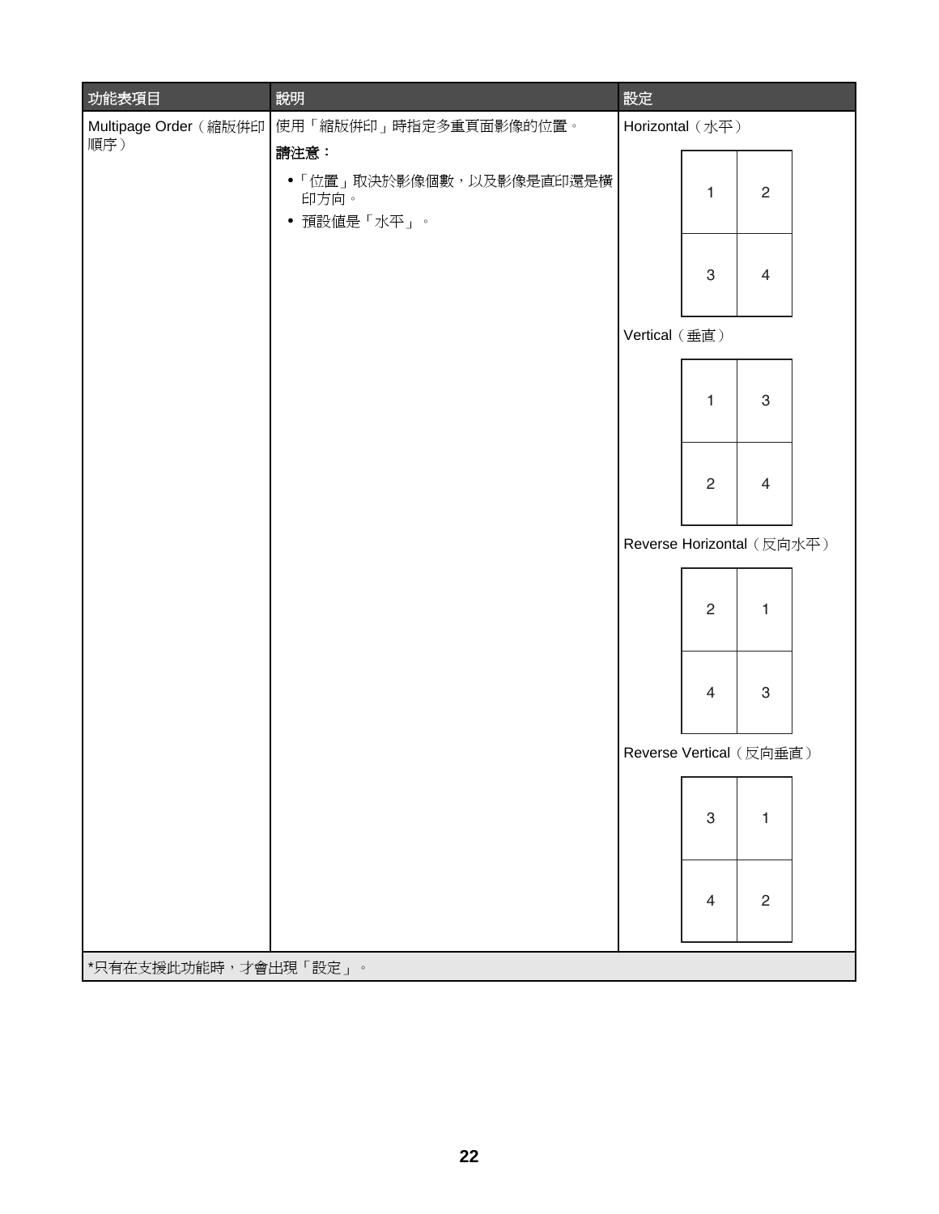| 功能表項目 | 說明 | 設定 |
| --- | --- | --- |
| Multipage Order（縮版併印順序） | 使用「縮版併印」時指定多重頁面影像的位置。<br>**請注意：**<br>• 「位置」取決於影像個數，以及影像是直印還是橫印方向。<br>• 預設值是「水平」。 | Horizontal（水平）<br>1 2<br>3 4<br>Vertical（垂直）<br>1 3<br>2 4<br>Reverse Horizontal（反向水平）<br>2 1<br>4 3<br>Reverse Vertical（反向垂直）<br>3 1<br>4 2 |

*只有在支援此功能時，才會出現「設定」。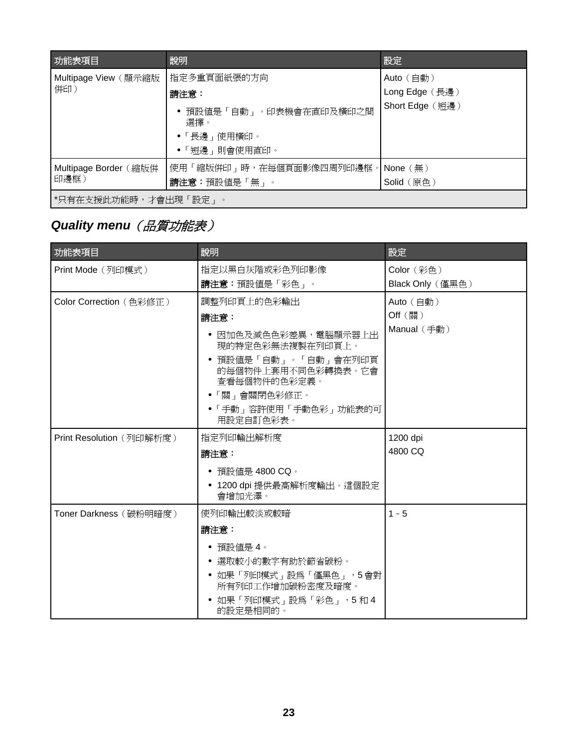| 功能表項目 | 說明 | 設定 |
|---|---|---|
| Multipage View（顯示縮版併印） | 指定多重頁面紙張的方向<br>**請注意：**<br>• 預設值是「自動」。印表機會在直印及橫印之間選擇。<br>•「長邊」使用橫印。<br>•「短邊」則會使用直印。 | Auto（自動）<br>Long Edge（長邊）<br>Short Edge（短邊） |
| Multipage Border（縮版併印邊框） | 使用「縮版併印」時，在每個頁面影像四周列印邊框。<br>**請注意：**預設值是「無」。 | None（無）<br>Solid（原色） |
| *只有在支援此功能時，才會出現「設定」。 | | |

## *Quality menu（品質功能表）*

| 功能表項目 | 說明 | 設定 |
|---|---|---|
| Print Mode（列印模式） | 指定以黑白灰階或彩色列印影像<br>**請注意：**預設值是「彩色」。 | Color（彩色）<br>Black Only（僅黑色） |
| Color Correction（色彩修正） | 調整列印頁上的色彩輸出<br>**請注意：**<br>• 因加色及減色色彩差異，電腦顯示器上出現的特定色彩無法複製在列印頁上。<br>• 預設值是「自動」。「自動」會在列印頁的每個物件上套用不同色彩轉換表。它會查看每個物件的色彩定義。<br>•「關」會關閉色彩修正。<br>•「手動」容許使用「手動色彩」功能表的可用設定自訂色彩表。 | Auto（自動）<br>Off（關）<br>Manual（手動） |
| Print Resolution（列印解析度） | 指定列印輸出解析度<br>**請注意：**<br>• 預設值是 4800 CQ。<br>• 1200 dpi 提供最高解析度輸出。這個設定會增加光澤。 | 1200 dpi<br>4800 CQ |
| Toner Darkness（碳粉明暗度） | 使列印輸出較淡或較暗<br>**請注意：**<br>• 預設值是 4。<br>• 選取較小的數字有助於節省碳粉。<br>• 如果「列印模式」設爲「僅黑色」，5 會對所有列印工作增加碳粉密度及暗度。<br>• 如果「列印模式」設爲「彩色」，5 和 4 的設定是相同的。 | 1 – 5 |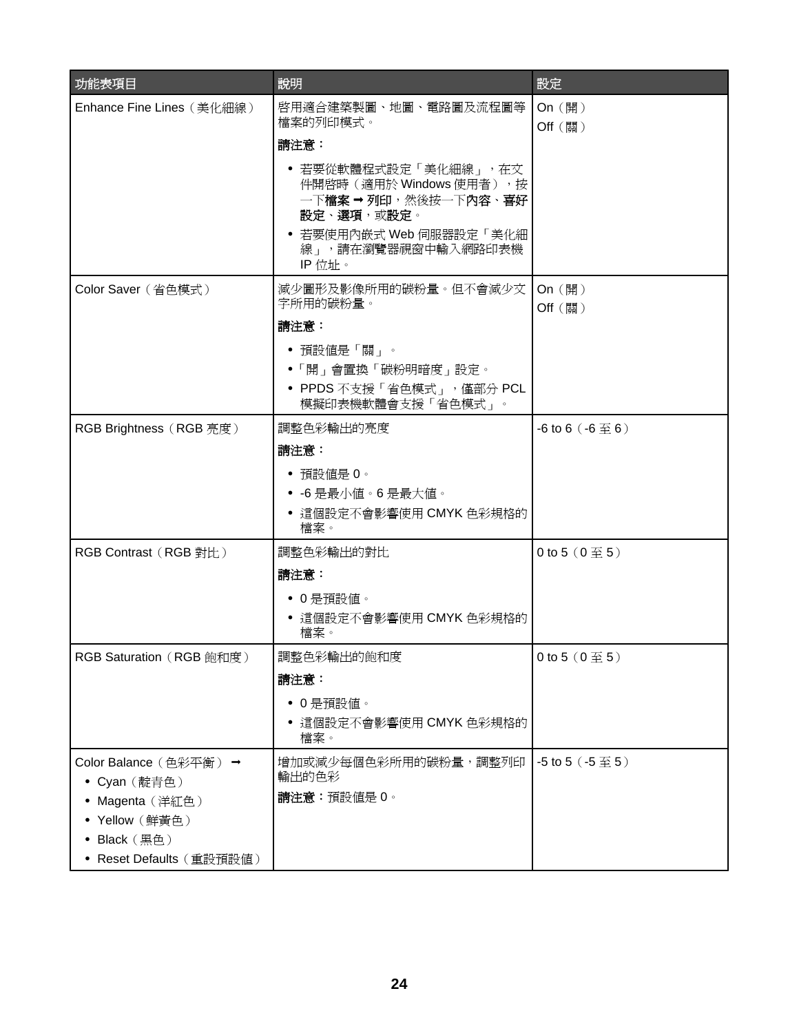| 功能表項目 | 說明 | 設定 |
| --- | --- | --- |
| Enhance Fine Lines（美化細線） | 啟用適合建築製圖、地圖、電路圖及流程圖等檔案的列印模式。<br>**請注意：**<br>• 若要從軟體程式設定「美化細線」，在文件開啟時（適用於 Windows 使用者），按一下**檔案** ➡ **列印**，然後按一下**內容**、**喜好設定**、**選項**，或**設定**。<br>• 若要使用內嵌式 Web 伺服器設定「美化細線」，請在瀏覽器視窗中輸入網路印表機 IP 位址。 | On（開）<br>Off（關） |
| Color Saver（省色模式） | 減少圖形及影像所用的碳粉量。但不會減少文字所用的碳粉量。<br>**請注意：**<br>• 預設值是「關」。<br>•「開」會置換「碳粉明暗度」設定。<br>• PPDS 不支援「省色模式」，僅部分 PCL 模擬印表機軟體會支援「省色模式」。 | On（開）<br>Off（關） |
| RGB Brightness（RGB 亮度） | 調整色彩輸出的亮度<br>**請注意：**<br>• 預設值是 0。<br>• -6 是最小值。6 是最大值。<br>• 這個設定不會影響使用 CMYK 色彩規格的檔案。 | -6 to 6（-6 至 6） |
| RGB Contrast（RGB 對比） | 調整色彩輸出的對比<br>**請注意：**<br>• 0 是預設值。<br>• 這個設定不會影響使用 CMYK 色彩規格的檔案。 | 0 to 5（0 至 5） |
| RGB Saturation（RGB 飽和度） | 調整色彩輸出的飽和度<br>**請注意：**<br>• 0 是預設值。<br>• 這個設定不會影響使用 CMYK 色彩規格的檔案。 | 0 to 5（0 至 5） |
| Color Balance（色彩平衡） ➡<br>• Cyan（靛青色）<br>• Magenta（洋紅色）<br>• Yellow（鮮黃色）<br>• Black（黑色）<br>• Reset Defaults（重設預設值） | 增加或減少每個色彩所用的碳粉量，調整列印輸出的色彩<br>**請注意：**預設值是 0。 | -5 to 5（-5 至 5） |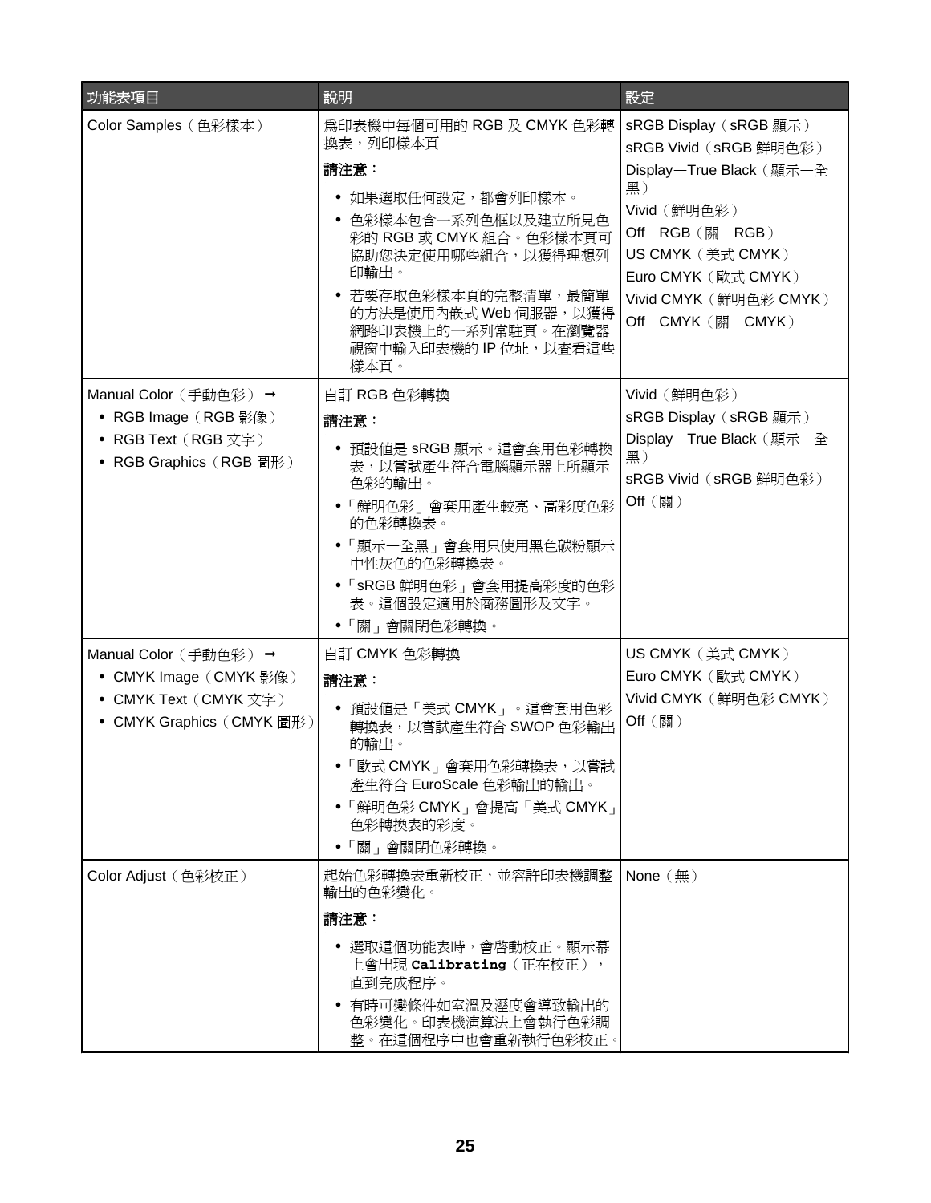| 功能表項目 | 說明 | 設定 |
|---|---|---|
| Color Samples（色彩樣本） | 爲印表機中每個可用的 RGB 及 CMYK 色彩轉換表，列印樣本頁<br><br>**請注意：**<br>• 如果選取任何設定，都會列印樣本。<br>• 色彩樣本包含一系列色框以及建立所見色彩的 RGB 或 CMYK 組合。色彩樣本頁可協助您決定使用哪些組合，以獲得理想列印輸出。<br>• 若要存取色彩樣本頁的完整清單，最簡單的方法是使用內嵌式 Web 伺服器，以獲得網路印表機上的一系列常駐頁。在瀏覽器視窗中輸入印表機的 IP 位址，以查看這些樣本頁。 | sRGB Display（sRGB 顯示）<br>sRGB Vivid（sRGB 鮮明色彩）<br>Display—True Black（顯示—全黑）<br>Vivid（鮮明色彩）<br>Off—RGB（關—RGB）<br>US CMYK（美式 CMYK）<br>Euro CMYK（歐式 CMYK）<br>Vivid CMYK（鮮明色彩 CMYK）<br>Off—CMYK（關—CMYK） |
| Manual Color（手動色彩） ➡<br>• RGB Image（RGB 影像）<br>• RGB Text（RGB 文字）<br>• RGB Graphics（RGB 圖形） | 自訂 RGB 色彩轉換<br><br>**請注意：**<br>• 預設值是 sRGB 顯示。這會套用色彩轉換表，以嘗試產生符合電腦顯示器上所顯示色彩的輸出。<br>•「鮮明色彩」會套用產生較亮、高彩度色彩的色彩轉換表。<br>•「顯示—全黑」會套用只使用黑色碳粉顯示中性灰色的色彩轉換表。<br>•「sRGB 鮮明色彩」會套用提高彩度的色彩表。這個設定適用於商務圖形及文字。<br>•「關」會關閉色彩轉換。 | Vivid（鮮明色彩）<br>sRGB Display（sRGB 顯示）<br>Display—True Black（顯示—全黑）<br>sRGB Vivid（sRGB 鮮明色彩）<br>Off（關） |
| Manual Color（手動色彩） ➡<br>• CMYK Image（CMYK 影像）<br>• CMYK Text（CMYK 文字）<br>• CMYK Graphics（CMYK 圖形） | 自訂 CMYK 色彩轉換<br><br>**請注意：**<br>• 預設值是「美式 CMYK」。這會套用色彩轉換表，以嘗試產生符合 SWOP 色彩輸出的輸出。<br>•「歐式 CMYK」會套用色彩轉換表，以嘗試產生符合 EuroScale 色彩輸出的輸出。<br>•「鮮明色彩 CMYK」會提高「美式 CMYK」色彩轉換表的彩度。<br>•「關」會關閉色彩轉換。 | US CMYK（美式 CMYK）<br>Euro CMYK（歐式 CMYK）<br>Vivid CMYK（鮮明色彩 CMYK）<br>Off（關） |
| Color Adjust（色彩校正） | 起始色彩轉換表重新校正，並容許印表機調整輸出的色彩變化。<br><br>**請注意：**<br>• 選取這個功能表時，會啓動校正。顯示幕上會出現 **Calibrating**（正在校正），直到完成程序。<br>• 有時可變條件如室溫及溼度會導致輸出的色彩變化。印表機演算法上會執行色彩調整。在這個程序中也會重新執行色彩校正。 | None（無） |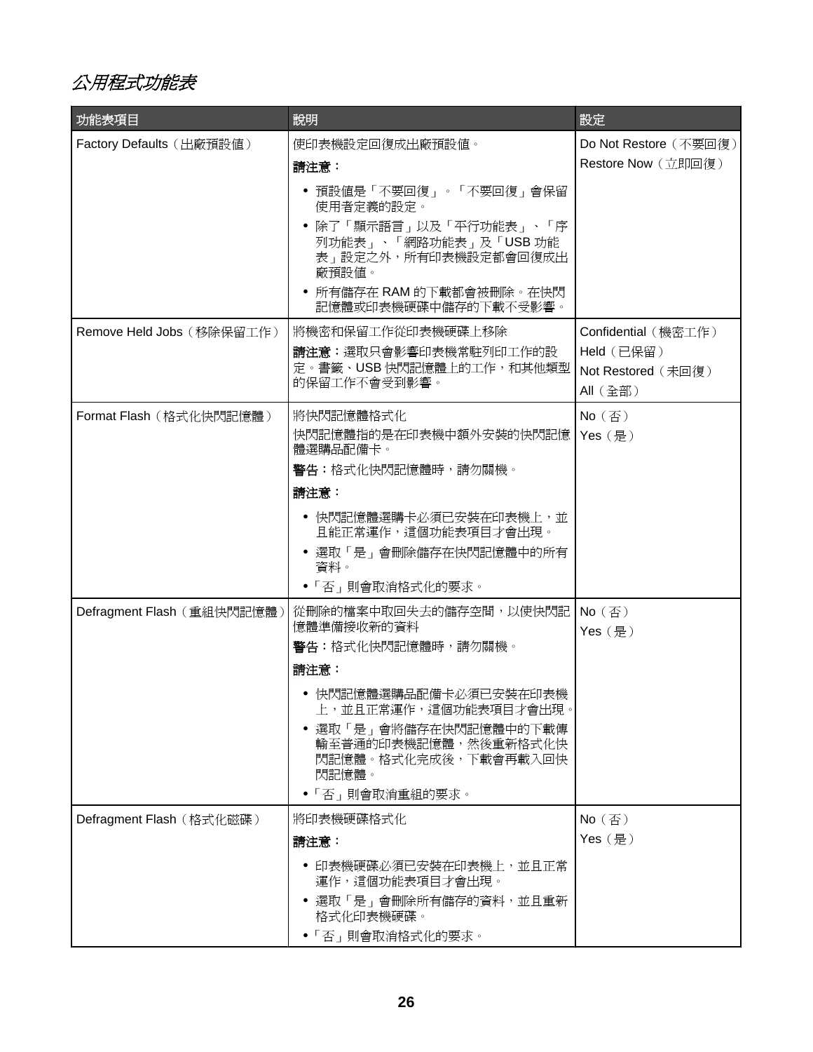## *公用程式功能表*

| 功能表項目 | 說明 | 設定 |
|---|---|---|
| Factory Defaults（出廠預設值） | 使印表機設定回復成出廠預設值。<br><br>**請注意：**<br><br>• 預設值是「不要回復」。「不要回復」會保留使用者定義的設定。<br>• 除了「顯示語言」以及「平行功能表」、「序列功能表」、「網路功能表」及「USB 功能表」設定之外，所有印表機設定都會回復成出廠預設值。<br>• 所有儲存在 RAM 的下載都會被刪除。在快閃記憶體或印表機硬碟中儲存的下載不受影響。 | Do Not Restore（不要回復）<br>Restore Now（立即回復） |
| Remove Held Jobs（移除保留工作） | 將機密和保留工作從印表機硬碟上移除<br><br>**請注意：**選取只會影響印表機常駐列印工作的設定。書籤、USB 快閃記憶體上的工作，和其他類型的保留工作不會受到影響。 | Confidential（機密工作）<br>Held（已保留）<br>Not Restored（未回復）<br>All（全部） |
| Format Flash（格式化快閃記憶體） | 將快閃記憶體格式化<br>快閃記憶體指的是在印表機中額外安裝的快閃記憶體選購品配備卡。<br><br>**警告：**格式化快閃記憶體時，請勿關機。<br><br>**請注意：**<br><br>• 快閃記憶體選購卡必須已安裝在印表機上，並且能正常運作，這個功能表項目才會出現。<br>• 選取「是」會刪除儲存在快閃記憶體中的所有資料。<br>•「否」則會取消格式化的要求。 | No（否）<br>Yes（是） |
| Defragment Flash（重組快閃記憶體） | 從刪除的檔案中取回失去的儲存空間，以使快閃記憶體準備接收新的資料<br><br>**警告：**格式化快閃記憶體時，請勿關機。<br><br>**請注意：**<br><br>• 快閃記憶體選購品配備卡必須已安裝在印表機上，並且正常運作，這個功能表項目才會出現。<br>• 選取「是」會將儲存在快閃記憶體中的下載傳輸至普通的印表機記憶體，然後重新格式化快閃記憶體。格式化完成後，下載會再載入回快閃記憶體。<br>•「否」則會取消重組的要求。 | No（否）<br>Yes（是） |
| Defragment Flash（格式化磁碟） | 將印表機硬碟格式化<br><br>**請注意：**<br><br>• 印表機硬碟必須已安裝在印表機上，並且正常運作，這個功能表項目才會出現。<br>• 選取「是」會刪除所有儲存的資料，並且重新格式化印表機硬碟。<br>•「否」則會取消格式化的要求。 | No（否）<br>Yes（是） |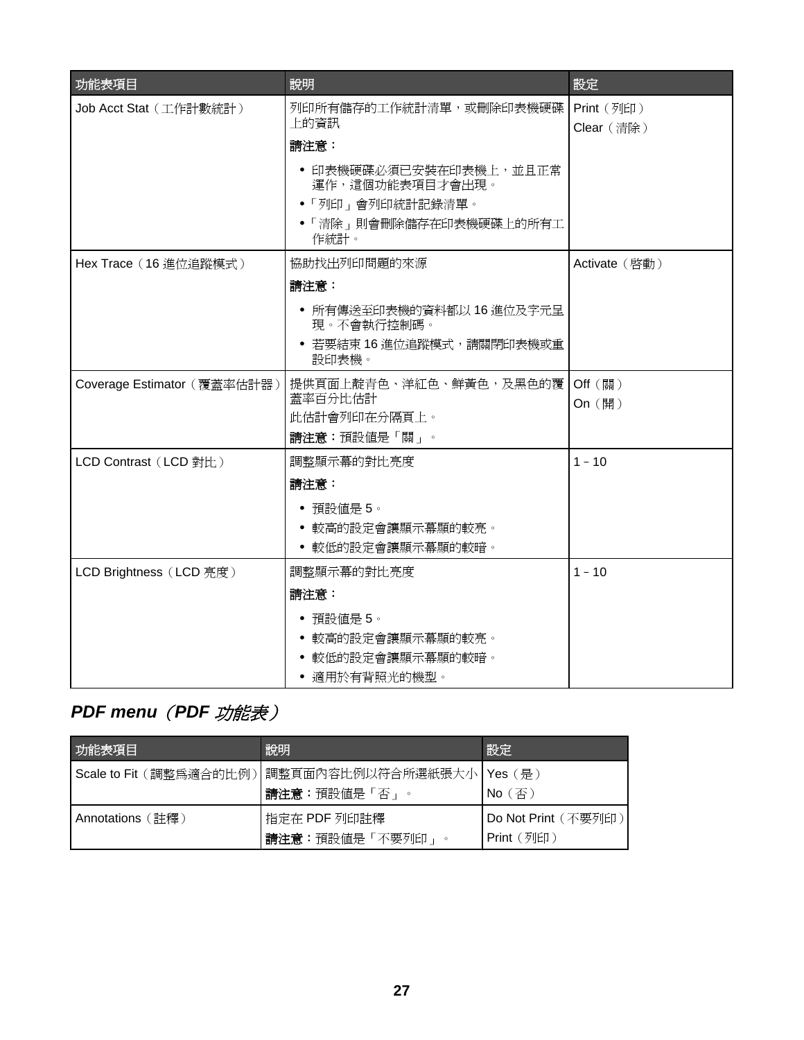| 功能表項目 | 說明 | 設定 |
| --- | --- | --- |
| Job Acct Stat（工作計數統計） | 列印所有儲存的工作統計清單，或刪除印表機硬碟上的資訊<br>**請注意：**<br>• 印表機硬碟必須已安裝在印表機上，並且正常運作，這個功能表項目才會出現。<br>•「列印」會列印統計記錄清單。<br>•「清除」則會刪除儲存在印表機硬碟上的所有工作統計。 | Print（列印）<br>Clear（清除） |
| Hex Trace（16 進位追蹤模式） | 協助找出列印問題的來源<br>**請注意：**<br>• 所有傳送至印表機的資料都以 16 進位及字元呈現。不會執行控制碼。<br>• 若要結束 16 進位追蹤模式，請關閉印表機或重設印表機。 | Activate（啟動） |
| Coverage Estimator（覆蓋率估計器） | 提供頁面上靛青色、洋紅色、鮮黃色，及黑色的覆蓋率百分比估計<br>此估計會列印在分隔頁上。<br>**請注意：**預設值是「關」。 | Off（關）<br>On（開） |
| LCD Contrast（LCD 對比） | 調整顯示幕的對比亮度<br>**請注意：**<br>• 預設值是 5。<br>• 較高的設定會讓顯示幕顯的較亮。<br>• 較低的設定會讓顯示幕顯的較暗。 | 1 – 10 |
| LCD Brightness（LCD 亮度） | 調整顯示幕的對比亮度<br>**請注意：**<br>• 預設值是 5。<br>• 較高的設定會讓顯示幕顯的較亮。<br>• 較低的設定會讓顯示幕顯的較暗。<br>• 適用於有背照光的機型。 | 1 – 10 |

## *PDF menu（PDF 功能表）*

| 功能表項目 | 說明 | 設定 |
| --- | --- | --- |
| Scale to Fit（調整為適合的比例） | 調整頁面內容比例以符合所選紙張大小<br>**請注意：**預設值是「否」。 | Yes（是）<br>No（否） |
| Annotations（註釋） | 指定在 PDF 列印註釋<br>**請注意：**預設值是「不要列印」。 | Do Not Print（不要列印）<br>Print（列印） |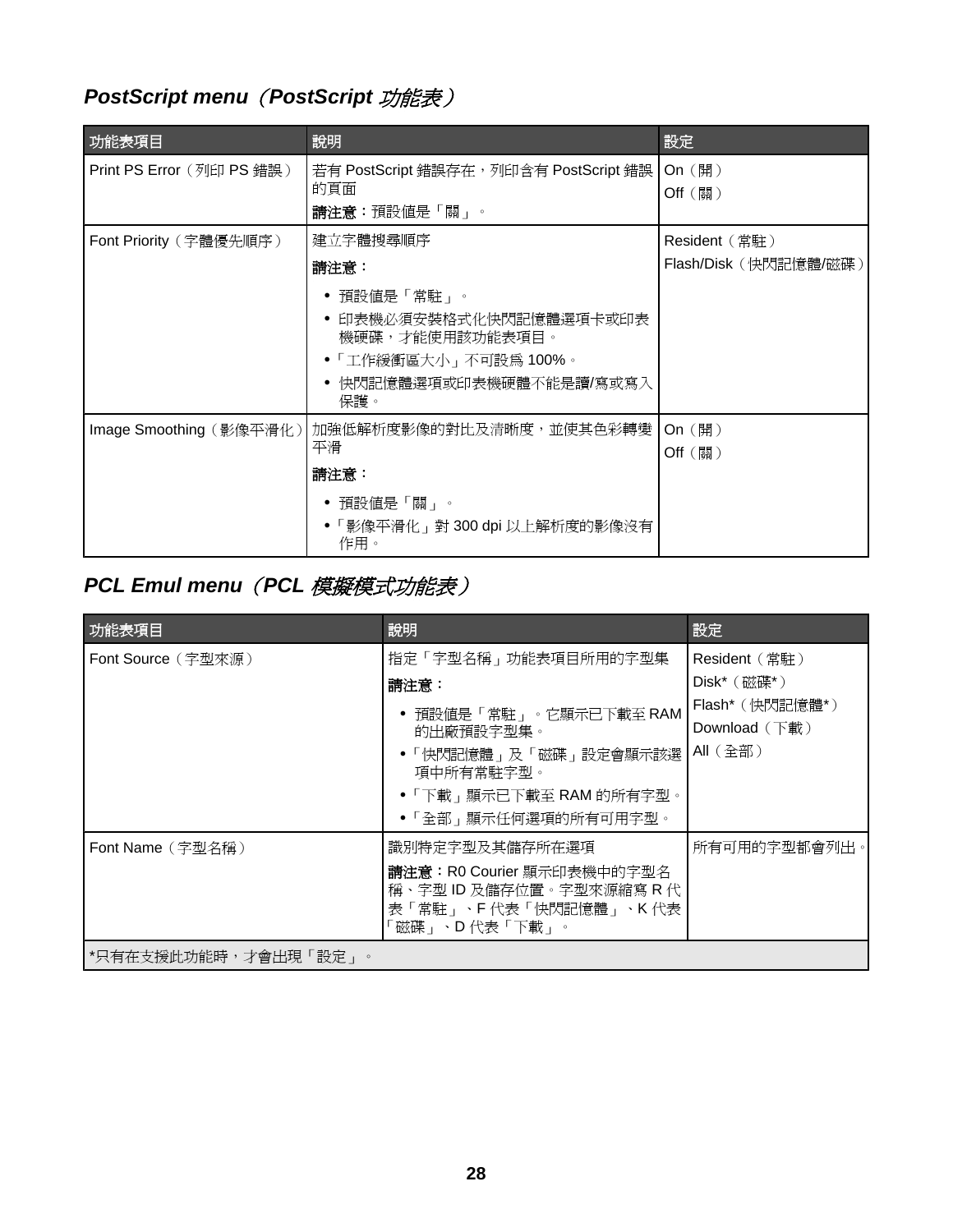## *PostScript menu（PostScript 功能表）*

| 功能表項目 | 說明 | 設定 |
|---|---|---|
| Print PS Error（列印 PS 錯誤） | 若有 PostScript 錯誤存在，列印含有 PostScript 錯誤的頁面<br>**請注意：**預設值是「關」。 | On（開）<br>Off（關） |
| Font Priority（字體優先順序） | 建立字體搜尋順序<br>**請注意：**<br>• 預設值是「常駐」。<br>• 印表機必須安裝格式化快閃記憶體選項卡或印表機硬碟，才能使用該功能表項目。<br>•「工作緩衝區大小」不可設爲 100%。<br>• 快閃記憶體選項或印表機硬體不能是讀/寫或寫入保護。 | Resident（常駐）<br>Flash/Disk（快閃記憶體/磁碟） |
| Image Smoothing（影像平滑化） | 加強低解析度影像的對比及清晰度，並使其色彩轉變平滑<br>**請注意：**<br>• 預設值是「關」。<br>•「影像平滑化」對 300 dpi 以上解析度的影像沒有作用。 | On（開）<br>Off（關） |

## *PCL Emul menu（PCL 模擬模式功能表）*

| 功能表項目 | 說明 | 設定 |
|---|---|---|
| Font Source（字型來源） | 指定「字型名稱」功能表項目所用的字型集<br>**請注意：**<br>• 預設值是「常駐」。它顯示已下載至 RAM 的出廠預設字型集。<br>•「快閃記憶體」及「磁碟」設定會顯示該選項中所有常駐字型。<br>•「下載」顯示已下載至 RAM 的所有字型。<br>•「全部」顯示任何選項的所有可用字型。 | Resident（常駐）<br>Disk*（磁碟*）<br>Flash*（快閃記憶體*）<br>Download（下載）<br>All（全部） |
| Font Name（字型名稱） | 識別特定字型及其儲存所在選項<br>**請注意：**R0 Courier 顯示印表機中的字型名稱、字型 ID 及儲存位置。字型來源縮寫 R 代表「常駐」、F 代表「快閃記憶體」、K 代表「磁碟」、D 代表「下載」。 | 所有可用的字型都會列出。 |
| *只有在支援此功能時，才會出現「設定」。 | | |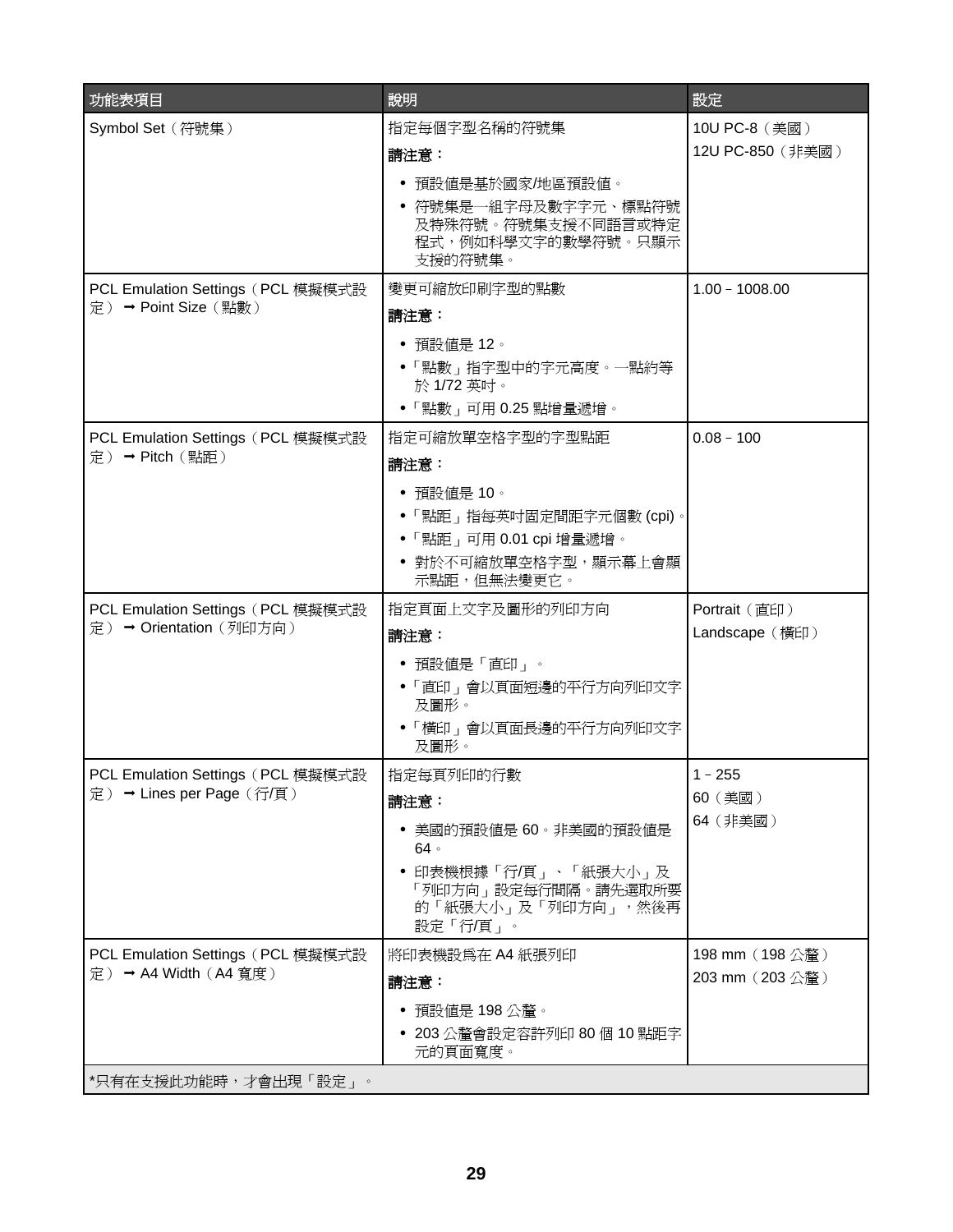| 功能表項目 | 說明 | 設定 |
|---|---|---|
| Symbol Set（符號集） | 指定每個字型名稱的符號集<br>**請注意：**<br>• 預設值是基於國家/地區預設值。<br>• 符號集是一組字母及數字字元、標點符號及特殊符號。符號集支援不同語言或特定程式，例如科學文字的數學符號。只顯示支援的符號集。 | 10U PC-8（美國）<br>12U PC-850（非美國） |
| PCL Emulation Settings（PCL 模擬模式設定）➞ Point Size（點數） | 變更可縮放印刷字型的點數<br>**請注意：**<br>• 預設值是 12。<br>•「點數」指字型中的字元高度。一點約等於 1/72 英吋。<br>•「點數」可用 0.25 點增量遞增。 | 1.00 – 1008.00 |
| PCL Emulation Settings（PCL 模擬模式設定）➞ Pitch（點距） | 指定可縮放單空格字型的字型點距<br>**請注意：**<br>• 預設值是 10。<br>•「點距」指每英吋固定間距字元個數 (cpi)。<br>•「點距」可用 0.01 cpi 增量遞增。<br>• 對於不可縮放單空格字型，顯示幕上會顯示點距，但無法變更它。 | 0.08 – 100 |
| PCL Emulation Settings（PCL 模擬模式設定）➞ Orientation（列印方向） | 指定頁面上文字及圖形的列印方向<br>**請注意：**<br>• 預設值是「直印」。<br>•「直印」會以頁面短邊的平行方向列印文字及圖形。<br>•「橫印」會以頁面長邊的平行方向列印文字及圖形。 | Portrait（直印）<br>Landscape（橫印） |
| PCL Emulation Settings（PCL 模擬模式設定）➞ Lines per Page（行/頁） | 指定每頁列印的行數<br>**請注意：**<br>• 美國的預設值是 60。非美國的預設值是 64。<br>• 印表機根據「行/頁」、「紙張大小」及「列印方向」設定每行間隔。請先選取所要的「紙張大小」及「列印方向」，然後再設定「行/頁」。 | 1 – 255<br>60（美國）<br>64（非美國） |
| PCL Emulation Settings（PCL 模擬模式設定）➞ A4 Width（A4 寬度） | 將印表機設為在 A4 紙張列印<br>**請注意：**<br>• 預設值是 198 公釐。<br>• 203 公釐會設定容許列印 80 個 10 點距字元的頁面寬度。 | 198 mm（198 公釐）<br>203 mm（203 公釐） |
| *只有在支援此功能時，才會出現「設定」。 | | |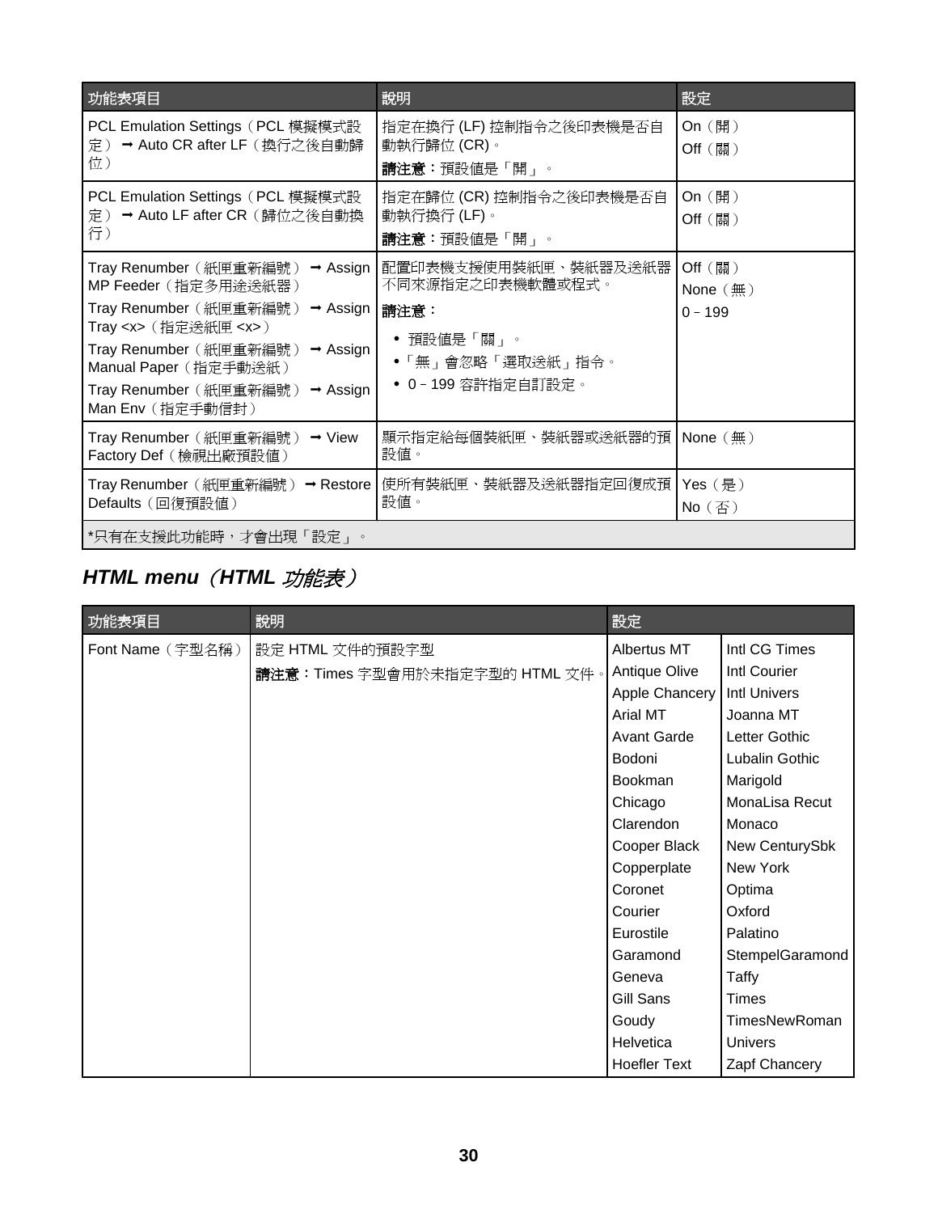| 功能表項目 | 說明 | 設定 |
| --- | --- | --- |
| PCL Emulation Settings（PCL 模擬模式設定）➞ Auto CR after LF（換行之後自動歸位） | 指定在換行 (LF) 控制指令之後印表機是否自動執行歸位 (CR)。<br>**請注意：**預設值是「開」。 | On（開）<br>Off（關） |
| PCL Emulation Settings（PCL 模擬模式設定）➞ Auto LF after CR（歸位之後自動換行） | 指定在歸位 (CR) 控制指令之後印表機是否自動執行換行 (LF)。<br>**請注意：**預設值是「開」。 | On（開）<br>Off（關） |
| Tray Renumber（紙匣重新編號）➞ Assign MP Feeder（指定多用途送紙器）<br>Tray Renumber（紙匣重新編號）➞ Assign Tray <x>（指定送紙匣 <x>）<br>Tray Renumber（紙匣重新編號）➞ Assign Manual Paper（指定手動送紙）<br>Tray Renumber（紙匣重新編號）➞ Assign Man Env（指定手動信封） | 配置印表機支援使用裝紙匣、裝紙器及送紙器不同來源指定之印表機軟體或程式。<br>**請注意：**<br>• 預設值是「關」。<br>•「無」會忽略「選取送紙」指令。<br>• 0 – 199 容許指定自訂設定。 | Off（關）<br>None（無）<br>0 – 199 |
| Tray Renumber（紙匣重新編號）➞ View Factory Def（檢視出廠預設值） | 顯示指定給每個裝紙匣、裝紙器或送紙器的預設值。 | None（無） |
| Tray Renumber（紙匣重新編號）➞ Restore Defaults（回復預設值） | 使所有裝紙匣、裝紙器及送紙器指定回復成預設值。 | Yes（是）<br>No（否） |
| *只有在支援此功能時，才會出現「設定」。 | | |

## *HTML menu（HTML 功能表）*

| 功能表項目 | 說明 | 設定 | |
| --- | --- | --- | --- |
| Font Name（字型名稱） | 設定 HTML 文件的預設字型<br>**請注意：**Times 字型會用於未指定字型的 HTML 文件。 | Albertus MT | Intl CG Times |
| | | Antique Olive | Intl Courier |
| | | Apple Chancery | Intl Univers |
| | | Arial MT | Joanna MT |
| | | Avant Garde | Letter Gothic |
| | | Bodoni | Lubalin Gothic |
| | | Bookman | Marigold |
| | | Chicago | MonaLisa Recut |
| | | Clarendon | Monaco |
| | | Cooper Black | New CenturySbk |
| | | Copperplate | New York |
| | | Coronet | Optima |
| | | Courier | Oxford |
| | | Eurostile | Palatino |
| | | Garamond | StempelGaramond |
| | | Geneva | Taffy |
| | | Gill Sans | Times |
| | | Goudy | TimesNewRoman |
| | | Helvetica | Univers |
| | | Hoefler Text | Zapf Chancery |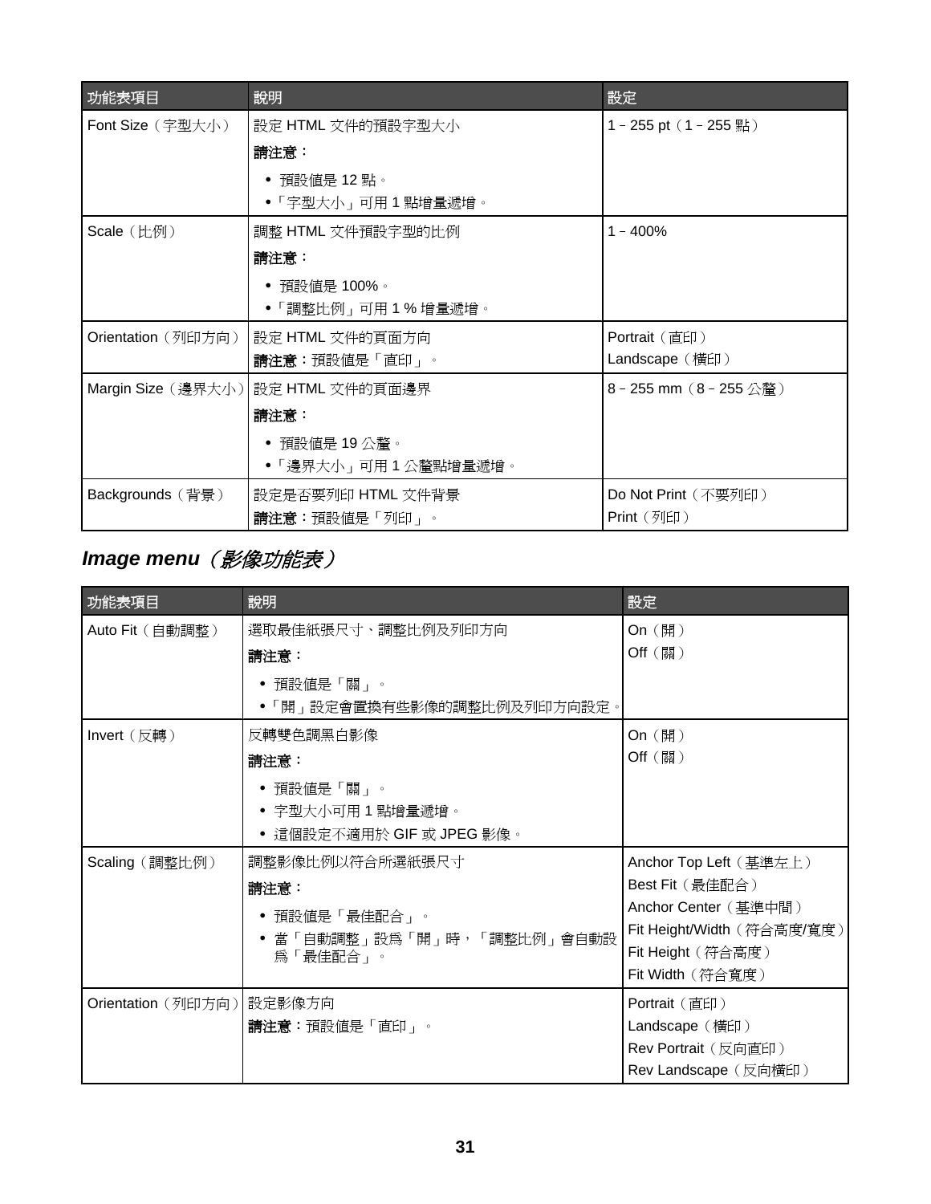| 功能表項目 | 說明 | 設定 |
| --- | --- | --- |
| Font Size（字型大小） | 設定 HTML 文件的預設字型大小<br>**請注意：**<br>• 預設值是 12 點。<br>•「字型大小」可用 1 點增量遞增。 | 1 – 255 pt（1 – 255 點） |
| Scale（比例） | 調整 HTML 文件預設字型的比例<br>**請注意：**<br>• 預設值是 100%。<br>•「調整比例」可用 1 % 增量遞增。 | 1 – 400% |
| Orientation（列印方向） | 設定 HTML 文件的頁面方向<br>**請注意：**預設值是「直印」。 | Portrait（直印）<br>Landscape（橫印） |
| Margin Size（邊界大小） | 設定 HTML 文件的頁面邊界<br>**請注意：**<br>• 預設值是 19 公釐。<br>•「邊界大小」可用 1 公釐點增量遞增。 | 8 – 255 mm（8 – 255 公釐） |
| Backgrounds（背景） | 設定是否要列印 HTML 文件背景<br>**請注意：**預設值是「列印」。 | Do Not Print（不要列印）<br>Print（列印） |

## *Image menu（影像功能表）*

| 功能表項目 | 說明 | 設定 |
| --- | --- | --- |
| Auto Fit（自動調整） | 選取最佳紙張尺寸、調整比例及列印方向<br>**請注意：**<br>• 預設值是「關」。<br>•「開」設定會置換有些影像的調整比例及列印方向設定。 | On（開）<br>Off（關） |
| Invert（反轉） | 反轉雙色調黑白影像<br>**請注意：**<br>• 預設值是「關」。<br>• 字型大小可用 1 點增量遞增。<br>• 這個設定不適用於 GIF 或 JPEG 影像。 | On（開）<br>Off（關） |
| Scaling（調整比例） | 調整影像比例以符合所選紙張尺寸<br>**請注意：**<br>• 預設值是「最佳配合」。<br>• 當「自動調整」設為「開」時，「調整比例」會自動設為「最佳配合」。 | Anchor Top Left（基準左上）<br>Best Fit（最佳配合）<br>Anchor Center（基準中間）<br>Fit Height/Width（符合高度/寬度）<br>Fit Height（符合高度）<br>Fit Width（符合寬度） |
| Orientation（列印方向） | 設定影像方向<br>**請注意：**預設值是「直印」。 | Portrait（直印）<br>Landscape（橫印）<br>Rev Portrait（反向直印）<br>Rev Landscape（反向橫印） |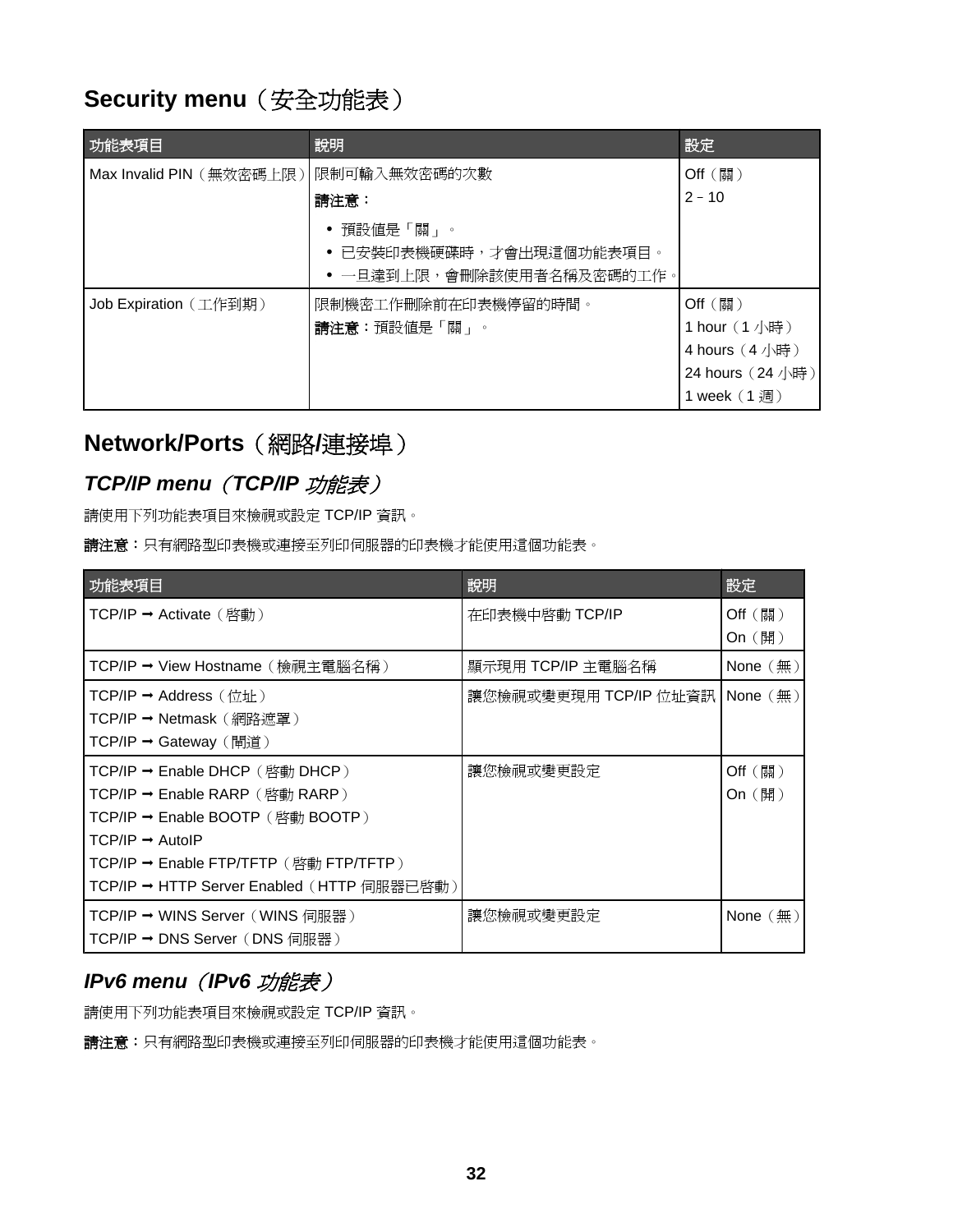## Security menu（安全功能表）

| 功能表項目 | 說明 | 設定 |
| --- | --- | --- |
| Max Invalid PIN（無效密碼上限） | 限制可輸入無效密碼的次數<br>**請注意：**<br>• 預設值是「關」。<br>• 已安裝印表機硬碟時，才會出現這個功能表項目。<br>• 一旦達到上限，會刪除該使用者名稱及密碼的工作。 | Off（關）<br>2 – 10 |
| Job Expiration（工作到期） | 限制機密工作刪除前在印表機停留的時間。<br>**請注意：**預設值是「關」。 | Off（關）<br>1 hour（1 小時）<br>4 hours（4 小時）<br>24 hours（24 小時）<br>1 week（1 週） |

## Network/Ports（網路/連接埠）

### *TCP/IP menu（TCP/IP 功能表）*

請使用下列功能表項目來檢視或設定 TCP/IP 資訊。

**請注意：**只有網路型印表機或連接至列印伺服器的印表機才能使用這個功能表。

| 功能表項目 | 說明 | 設定 |
| --- | --- | --- |
| TCP/IP ➞ Activate（啟動） | 在印表機中啟動 TCP/IP | Off（關）<br>On（開） |
| TCP/IP ➞ View Hostname（檢視主電腦名稱） | 顯示現用 TCP/IP 主電腦名稱 | None（無） |
| TCP/IP ➞ Address（位址）<br>TCP/IP ➞ Netmask（網路遮罩）<br>TCP/IP ➞ Gateway（閘道） | 讓您檢視或變更現用 TCP/IP 位址資訊 | None（無） |
| TCP/IP ➞ Enable DHCP（啟動 DHCP）<br>TCP/IP ➞ Enable RARP（啟動 RARP）<br>TCP/IP ➞ Enable BOOTP（啟動 BOOTP）<br>TCP/IP ➞ AutoIP<br>TCP/IP ➞ Enable FTP/TFTP（啟動 FTP/TFTP）<br>TCP/IP ➞ HTTP Server Enabled（HTTP 伺服器已啟動） | 讓您檢視或變更設定 | Off（關）<br>On（開） |
| TCP/IP ➞ WINS Server（WINS 伺服器）<br>TCP/IP ➞ DNS Server（DNS 伺服器） | 讓您檢視或變更設定 | None（無） |

### *IPv6 menu（IPv6 功能表）*

請使用下列功能表項目來檢視或設定 TCP/IP 資訊。

**請注意：**只有網路型印表機或連接至列印伺服器的印表機才能使用這個功能表。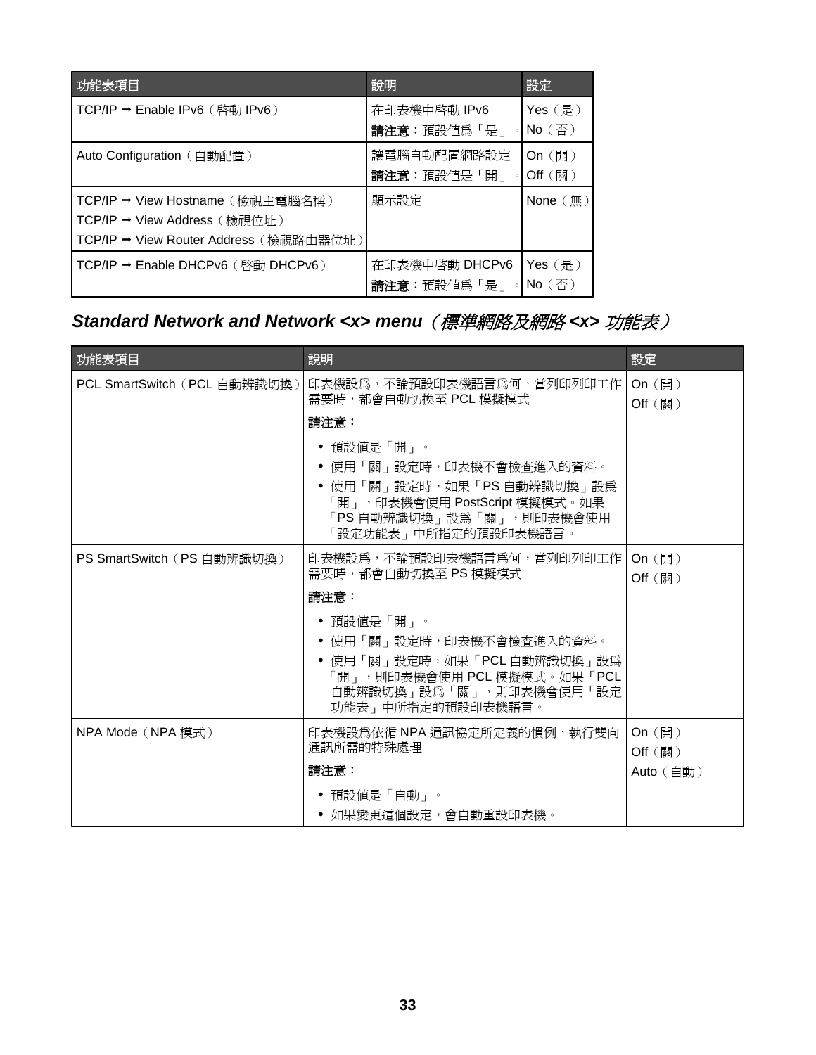| 功能表項目 | 說明 | 設定 |
|---|---|---|
| TCP/IP ➡ Enable IPv6（啓動 IPv6） | 在印表機中啓動 IPv6<br>**請注意：**預設值爲「是」。 | Yes（是）<br>No（否） |
| Auto Configuration（自動配置） | 讓電腦自動配置網路設定<br>**請注意：**預設值是「開」。 | On（開）<br>Off（關） |
| TCP/IP ➡ View Hostname（檢視主電腦名稱）<br>TCP/IP ➡ View Address（檢視位址）<br>TCP/IP ➡ View Router Address（檢視路由器位址） | 顯示設定 | None（無） |
| TCP/IP ➡ Enable DHCPv6（啓動 DHCPv6） | 在印表機中啓動 DHCPv6<br>**請注意：**預設值爲「是」。 | Yes（是）<br>No（否） |

## *Standard Network and Network <x> menu（標準網路及網路 <x> 功能表）*

| 功能表項目 | 說明 | 設定 |
|---|---|---|
| PCL SmartSwitch（PCL 自動辨識切換） | 印表機設爲，不論預設印表機語言爲何，當列印列印工作需要時，都會自動切換至 PCL 模擬模式<br>**請注意：**<br>• 預設值是「開」。<br>• 使用「關」設定時，印表機不會檢查進入的資料。<br>• 使用「關」設定時，如果「PS 自動辨識切換」設爲「開」，印表機會使用 PostScript 模擬模式。如果「PS 自動辨識切換」設爲「關」，則印表機會使用「設定功能表」中所指定的預設印表機語言。 | On（開）<br>Off（關） |
| PS SmartSwitch（PS 自動辨識切換） | 印表機設爲，不論預設印表機語言爲何，當列印列印工作需要時，都會自動切換至 PS 模擬模式<br>**請注意：**<br>• 預設值是「開」。<br>• 使用「關」設定時，印表機不會檢查進入的資料。<br>• 使用「關」設定時，如果「PCL 自動辨識切換」設爲「開」，則印表機會使用 PCL 模擬模式。如果「PCL 自動辨識切換」設爲「關」，則印表機會使用「設定功能表」中所指定的預設印表機語言。 | On（開）<br>Off（關） |
| NPA Mode（NPA 模式） | 印表機設爲依循 NPA 通訊協定所定義的慣例，執行雙向通訊所需的特殊處理<br>**請注意：**<br>• 預設值是「自動」。<br>• 如果變更這個設定，會自動重設印表機。 | On（開）<br>Off（關）<br>Auto（自動） |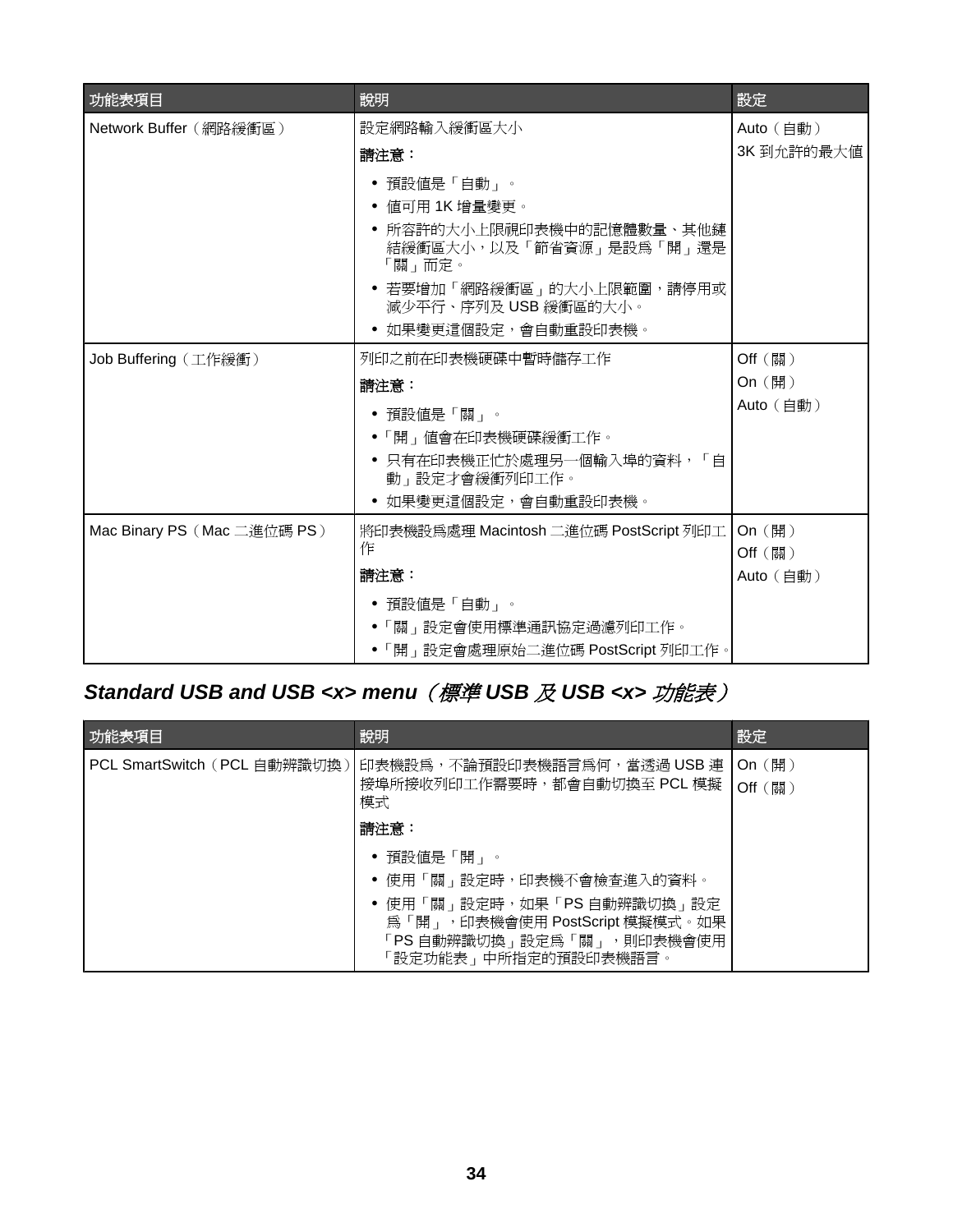| 功能表項目 | 說明 | 設定 |
|---|---|---|
| Network Buffer（網路緩衝區） | 設定網路輸入緩衝區大小<br>**請注意：**<br>• 預設值是「自動」。<br>• 值可用 1K 增量變更。<br>• 所容許的大小上限視印表機中的記憶體數量、其他鏈結緩衝區大小，以及「節省資源」是設為「開」還是「關」而定。<br>• 若要增加「網路緩衝區」的大小上限範圍，請停用或減少平行、序列及 USB 緩衝區的大小。<br>• 如果變更這個設定，會自動重設印表機。 | Auto（自動）<br>3K 到允許的最大值 |
| Job Buffering（工作緩衝） | 列印之前在印表機硬碟中暫時儲存工作<br>**請注意：**<br>• 預設值是「關」。<br>•「開」值會在印表機硬碟緩衝工作。<br>• 只有在印表機正忙於處理另一個輸入埠的資料，「自動」設定才會緩衝列印工作。<br>• 如果變更這個設定，會自動重設印表機。 | Off（關）<br>On（開）<br>Auto（自動） |
| Mac Binary PS（Mac 二進位碼 PS） | 將印表機設為處理 Macintosh 二進位碼 PostScript 列印工作<br>**請注意：**<br>• 預設值是「自動」。<br>•「關」設定會使用標準通訊協定過濾列印工作。<br>•「開」設定會處理原始二進位碼 PostScript 列印工作。 | On（開）<br>Off（關）<br>Auto（自動） |

## *Standard USB and USB <x> menu（標準 USB 及 USB <x> 功能表）*

| 功能表項目 | 說明 | 設定 |
|---|---|---|
| PCL SmartSwitch（PCL 自動辨識切換） | 印表機設為，不論預設印表機語言為何，當透過 USB 連接埠所接收列印工作需要時，都會自動切換至 PCL 模擬模式<br>**請注意：**<br>• 預設值是「開」。<br>• 使用「關」設定時，印表機不會檢查進入的資料。<br>• 使用「關」設定時，如果「PS 自動辨識切換」設定為「開」，印表機會使用 PostScript 模擬模式。如果「PS 自動辨識切換」設定為「關」，則印表機會使用「設定功能表」中所指定的預設印表機語言。 | On（開）<br>Off（關） |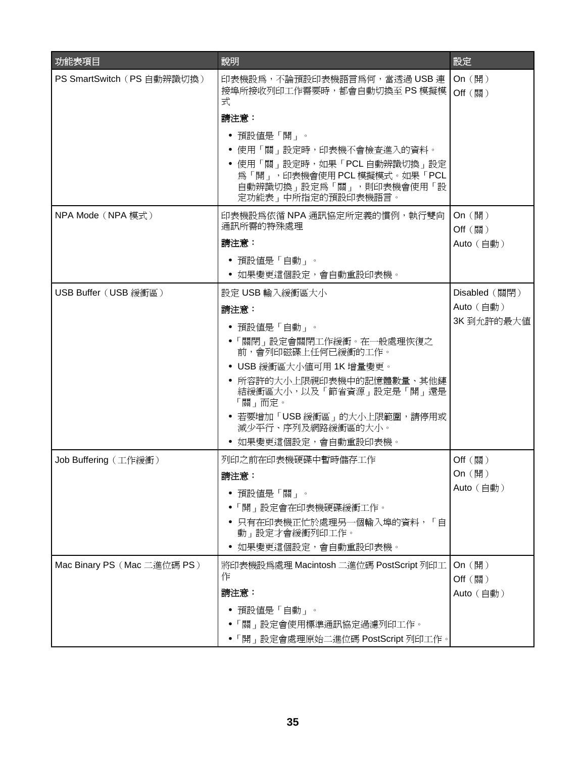| 功能表項目 | 說明 | 設定 |
|---|---|---|
| PS SmartSwitch（PS 自動辨識切換） | 印表機設爲，不論預設印表機語言爲何，當透過 USB 連接埠所接收列印工作需要時，都會自動切換至 PS 模擬模式<br><br>**請注意：**<br>• 預設值是「開」。<br>• 使用「關」設定時，印表機不會檢查進入的資料。<br>• 使用「關」設定時，如果「PCL 自動辨識切換」設定爲「開」，印表機會使用 PCL 模擬模式。如果「PCL 自動辨識切換」設定爲「關」，則印表機會使用「設定功能表」中所指定的預設印表機語言。 | On（開）<br>Off（關） |
| NPA Mode（NPA 模式） | 印表機設爲依循 NPA 通訊協定所定義的慣例，執行雙向通訊所需的特殊處理<br><br>**請注意：**<br>• 預設值是「自動」。<br>• 如果變更這個設定，會自動重設印表機。 | On（開）<br>Off（關）<br>Auto（自動） |
| USB Buffer（USB 緩衝區） | 設定 USB 輸入緩衝區大小<br><br>**請注意：**<br>• 預設值是「自動」。<br>•「關閉」設定會關閉工作緩衝。在一般處理恢復之前，會列印磁碟上任何已緩衝的工作。<br>• USB 緩衝區大小值可用 1K 增量變更。<br>• 所容許的大小上限視印表機中的記憶體數量、其他鏈結緩衝區大小，以及「節省資源」設定是「開」還是「關」而定。<br>• 若要增加「USB 緩衝區」的大小上限範圍，請停用或減少平行、序列及網路緩衝區的大小。<br>• 如果變更這個設定，會自動重設印表機。 | Disabled（關閉）<br>Auto（自動）<br>3K 到允許的最大值 |
| Job Buffering（工作緩衝） | 列印之前在印表機硬碟中暫時儲存工作<br><br>**請注意：**<br>• 預設值是「關」。<br>•「開」設定會在印表機硬碟緩衝工作。<br>• 只有在印表機正忙於處理另一個輸入埠的資料，「自動」設定才會緩衝列印工作。<br>• 如果變更這個設定，會自動重設印表機。 | Off（關）<br>On（開）<br>Auto（自動） |
| Mac Binary PS（Mac 二進位碼 PS） | 將印表機設爲處理 Macintosh 二進位碼 PostScript 列印工作<br><br>**請注意：**<br>• 預設值是「自動」。<br>•「關」設定會使用標準通訊協定過濾列印工作。<br>•「開」設定會處理原始二進位碼 PostScript 列印工作。 | On（開）<br>Off（關）<br>Auto（自動） |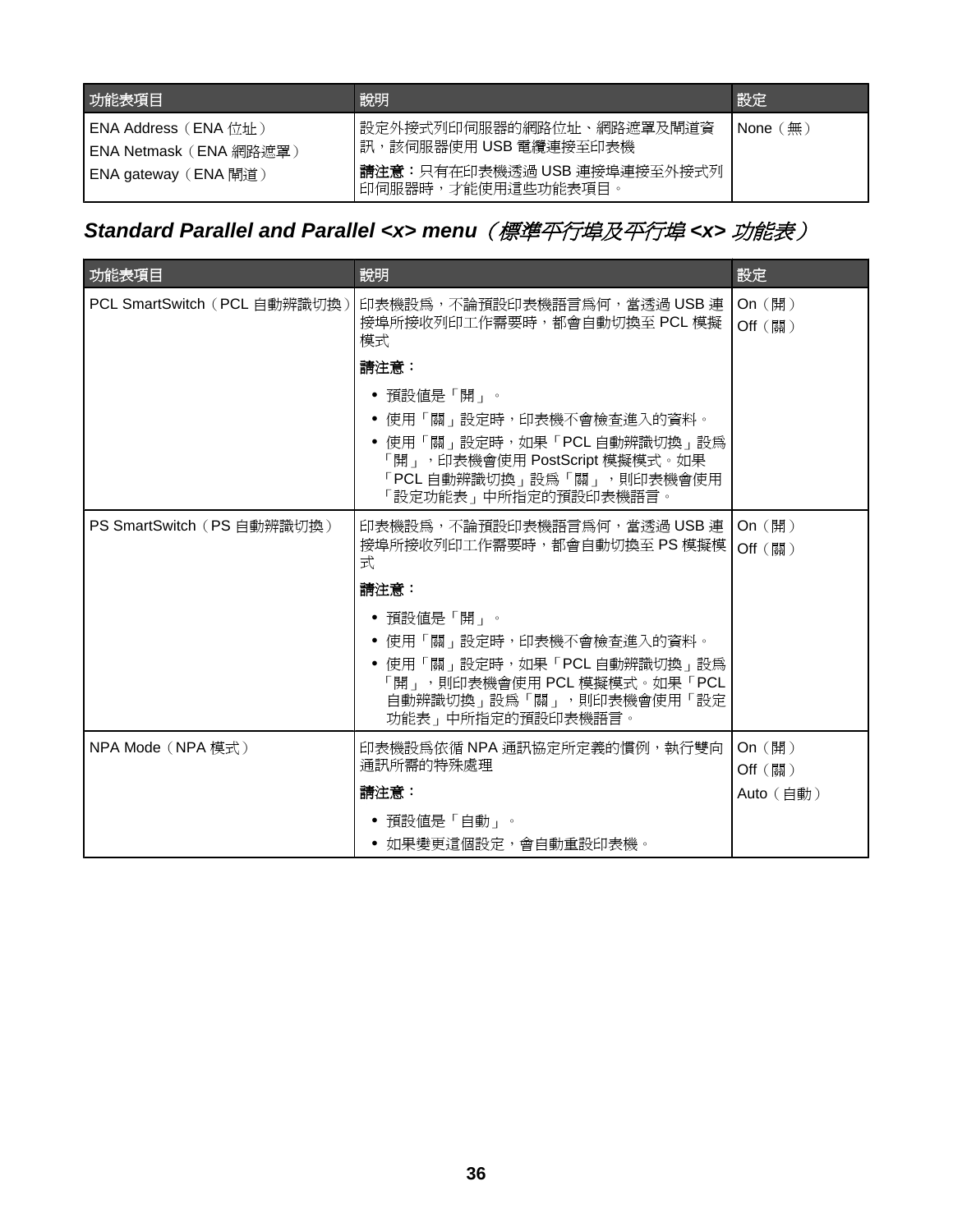| 功能表項目 | 說明 | 設定 |
| --- | --- | --- |
| ENA Address（ENA 位址）<br>ENA Netmask（ENA 網路遮罩）<br>ENA gateway（ENA 閘道） | 設定外接式列印伺服器的網路位址、網路遮罩及閘道資訊，該伺服器使用 USB 電纜連接至印表機<br>**請注意：**只有在印表機透過 USB 連接埠連接至外接式列印伺服器時，才能使用這些功能表項目。 | None（無） |

## *Standard Parallel and Parallel <x> menu（標準平行埠及平行埠 <x> 功能表）*

| 功能表項目 | 說明 | 設定 |
| --- | --- | --- |
| PCL SmartSwitch（PCL 自動辨識切換） | 印表機設為，不論預設印表機語言為何，當透過 USB 連接埠所接收列印工作需要時，都會自動切換至 PCL 模擬模式<br>**請注意：**<br>• 預設值是「開」。<br>• 使用「關」設定時，印表機不會檢查進入的資料。<br>• 使用「關」設定時，如果「PCL 自動辨識切換」設為「開」，印表機會使用 PostScript 模擬模式。如果「PCL 自動辨識切換」設為「關」，則印表機會使用「設定功能表」中所指定的預設印表機語言。 | On（開）<br>Off（關） |
| PS SmartSwitch（PS 自動辨識切換） | 印表機設為，不論預設印表機語言為何，當透過 USB 連接埠所接收列印工作需要時，都會自動切換至 PS 模擬模式<br>**請注意：**<br>• 預設值是「開」。<br>• 使用「關」設定時，印表機不會檢查進入的資料。<br>• 使用「關」設定時，如果「PCL 自動辨識切換」設為「開」，則印表機會使用 PCL 模擬模式。如果「PCL 自動辨識切換」設為「關」，則印表機會使用「設定功能表」中所指定的預設印表機語言。 | On（開）<br>Off（關） |
| NPA Mode（NPA 模式） | 印表機設為依循 NPA 通訊協定所定義的慣例，執行雙向通訊所需的特殊處理<br>**請注意：**<br>• 預設值是「自動」。<br>• 如果變更這個設定，會自動重設印表機。 | On（開）<br>Off（關）<br>Auto（自動） |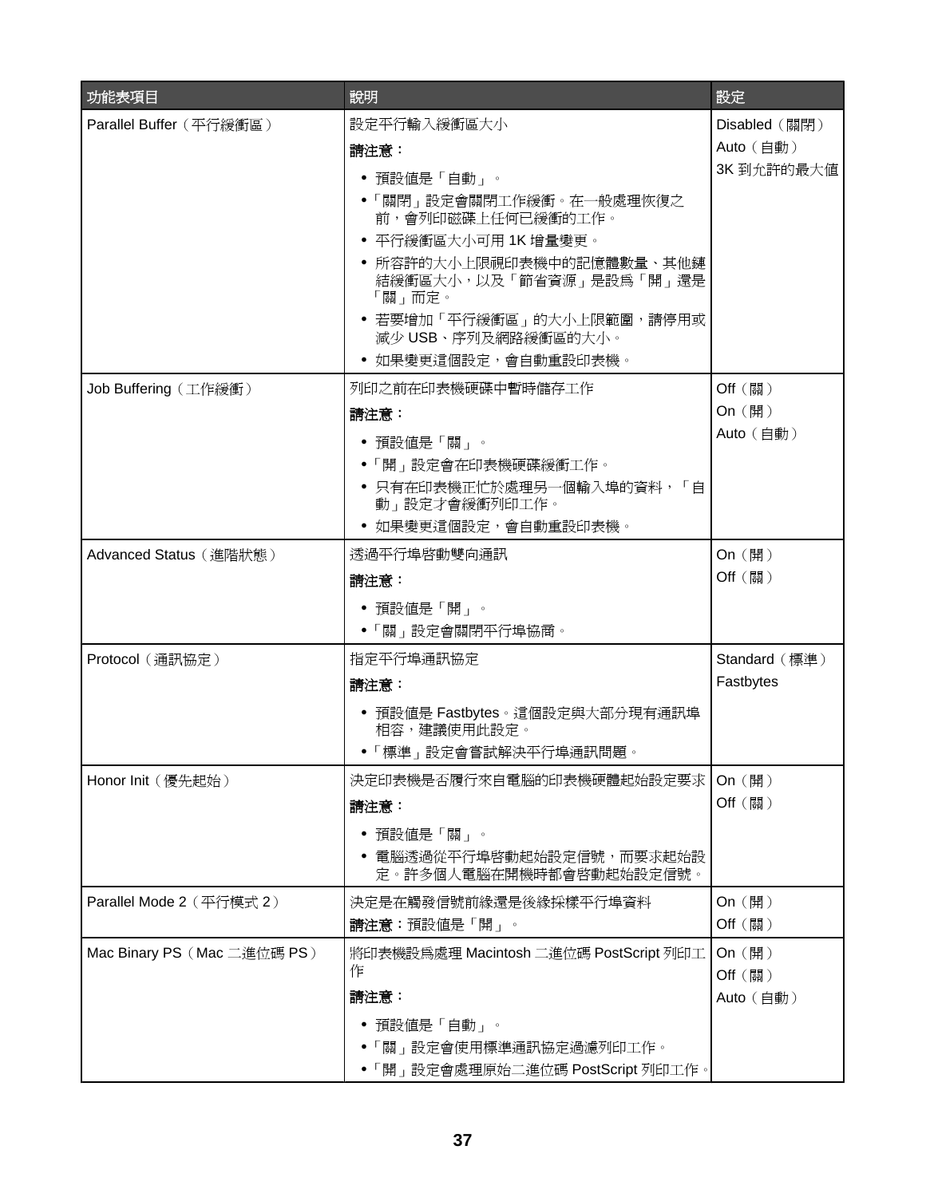| 功能表項目 | 說明 | 設定 |
| --- | --- | --- |
| Parallel Buffer（平行緩衝區） | 設定平行輸入緩衝區大小<br>**請注意：**<br>• 預設值是「自動」。<br>•「關閉」設定會關閉工作緩衝。在一般處理恢復之前，會列印磁碟上任何已緩衝的工作。<br>• 平行緩衝區大小可用 1K 增量變更。<br>• 所容許的大小上限視印表機中的記憶體數量、其他鏈結緩衝區大小，以及「節省資源」是設為「開」還是「關」而定。<br>• 若要增加「平行緩衝區」的大小上限範圍，請停用或減少 USB、序列及網路緩衝區的大小。<br>• 如果變更這個設定，會自動重設印表機。 | Disabled（關閉）<br>Auto（自動）<br>3K 到允許的最大值 |
| Job Buffering（工作緩衝） | 列印之前在印表機硬碟中暫時儲存工作<br>**請注意：**<br>• 預設值是「關」。<br>•「開」設定會在印表機硬碟緩衝工作。<br>• 只有在印表機正忙於處理另一個輸入埠的資料，「自動」設定才會緩衝列印工作。<br>• 如果變更這個設定，會自動重設印表機。 | Off（關）<br>On（開）<br>Auto（自動） |
| Advanced Status（進階狀態） | 透過平行埠啓動雙向通訊<br>**請注意：**<br>• 預設值是「開」。<br>•「關」設定會關閉平行埠協商。 | On（開）<br>Off（關） |
| Protocol（通訊協定） | 指定平行埠通訊協定<br>**請注意：**<br>• 預設值是 Fastbytes。這個設定與大部分現有通訊埠相容，建議使用此設定。<br>•「標準」設定會嘗試解決平行埠通訊問題。 | Standard（標準）<br>Fastbytes |
| Honor Init（優先起始） | 決定印表機是否履行來自電腦的印表機硬體起始設定要求<br>**請注意：**<br>• 預設值是「關」。<br>• 電腦透過從平行埠啓動起始設定信號，而要求起始設定。許多個人電腦在開機時都會啓動起始設定信號。 | On（開）<br>Off（關） |
| Parallel Mode 2（平行模式 2） | 決定是在觸發信號前緣還是後緣採樣平行埠資料<br>**請注意：**預設值是「開」。 | On（開）<br>Off（關） |
| Mac Binary PS（Mac 二進位碼 PS） | 將印表機設為處理 Macintosh 二進位碼 PostScript 列印工作<br>**請注意：**<br>• 預設值是「自動」。<br>•「關」設定會使用標準通訊協定過濾列印工作。<br>•「開」設定會處理原始二進位碼 PostScript 列印工作。 | On（開）<br>Off（關）<br>Auto（自動） |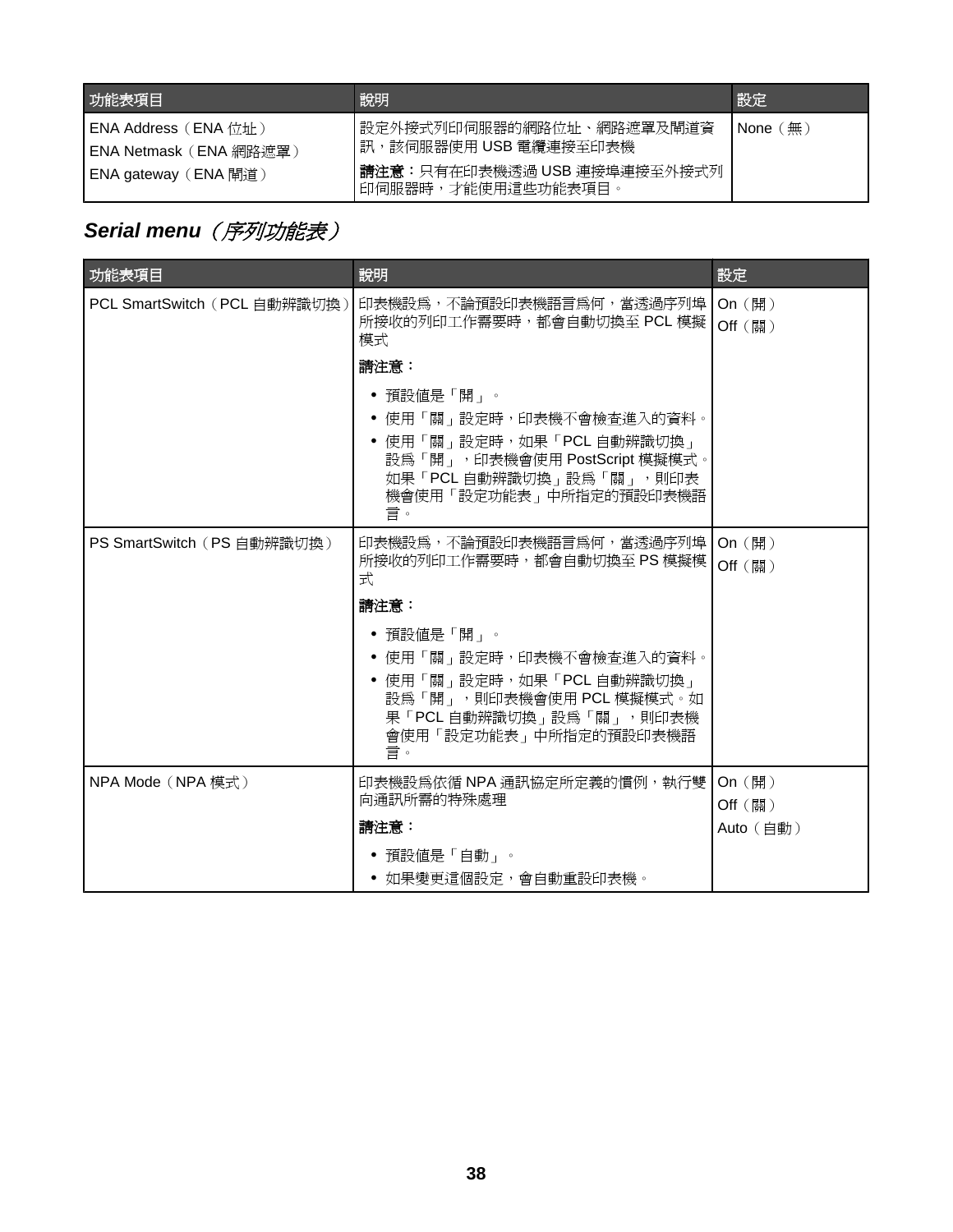| 功能表項目 | 說明 | 設定 |
|---|---|---|
| ENA Address（ENA 位址）<br>ENA Netmask（ENA 網路遮罩）<br>ENA gateway（ENA 閘道） | 設定外接式列印伺服器的網路位址、網路遮罩及閘道資訊，該伺服器使用 USB 電纜連接至印表機<br>**請注意：**只有在印表機透過 USB 連接埠連接至外接式列印伺服器時，才能使用這些功能表項目。 | None（無） |

## *Serial menu（序列功能表）*

| 功能表項目 | 說明 | 設定 |
|---|---|---|
| PCL SmartSwitch（PCL 自動辨識切換） | 印表機設為，不論預設印表機語言為何，當透過序列埠所接收的列印工作需要時，都會自動切換至 PCL 模擬模式<br>**請注意：**<br>• 預設值是「開」。<br>• 使用「關」設定時，印表機不會檢查進入的資料。<br>• 使用「關」設定時，如果「PCL 自動辨識切換」設為「開」，印表機會使用 PostScript 模擬模式。如果「PCL 自動辨識切換」設為「關」，則印表機會使用「設定功能表」中所指定的預設印表機語言。 | On（開）<br>Off（關） |
| PS SmartSwitch（PS 自動辨識切換） | 印表機設為，不論預設印表機語言為何，當透過序列埠所接收的列印工作需要時，都會自動切換至 PS 模擬模式<br>**請注意：**<br>• 預設值是「開」。<br>• 使用「關」設定時，印表機不會檢查進入的資料。<br>• 使用「關」設定時，如果「PCL 自動辨識切換」設為「開」，則印表機會使用 PCL 模擬模式。如果「PCL 自動辨識切換」設為「關」，則印表機會使用「設定功能表」中所指定的預設印表機語言。 | On（開）<br>Off（關） |
| NPA Mode（NPA 模式） | 印表機設為依循 NPA 通訊協定所定義的慣例，執行雙向通訊所需的特殊處理<br>**請注意：**<br>• 預設值是「自動」。<br>• 如果變更這個設定，會自動重設印表機。 | On（開）<br>Off（關）<br>Auto（自動） |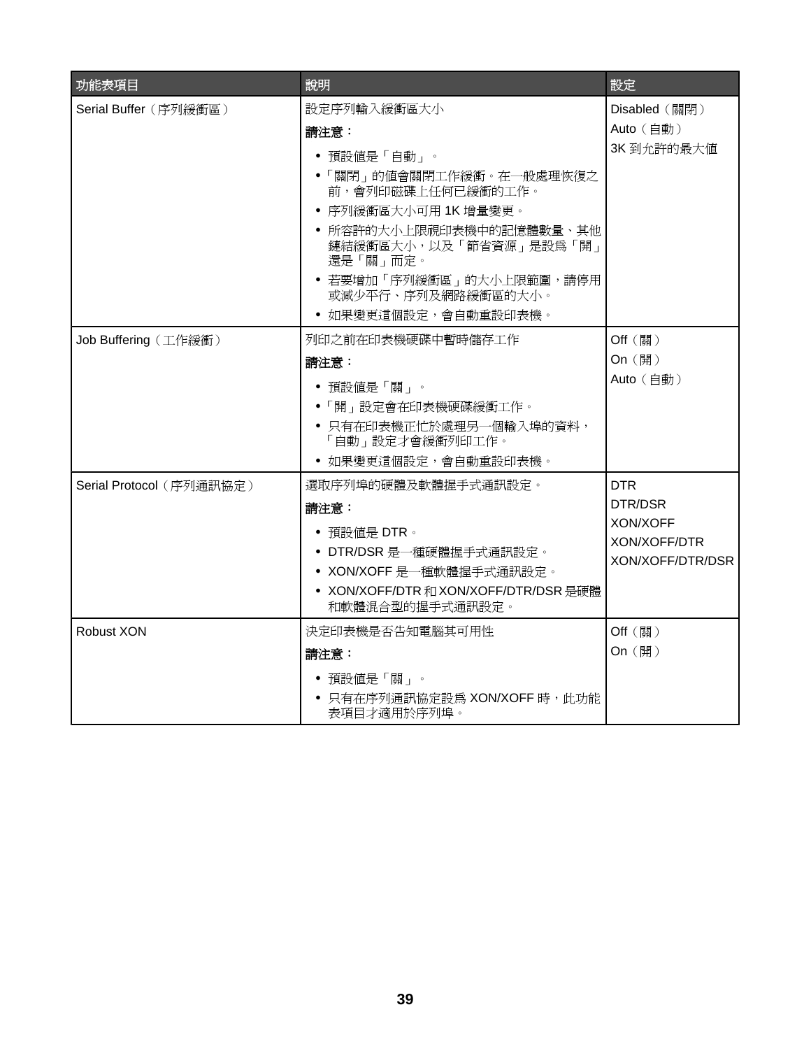| 功能表項目 | 說明 | 設定 |
|---|---|---|
| Serial Buffer（序列緩衝區） | 設定序列輸入緩衝區大小<br>**請注意：**<br>• 預設值是「自動」。<br>•「關閉」的值會關閉工作緩衝。在一般處理恢復之前，會列印磁碟上任何已緩衝的工作。<br>• 序列緩衝區大小可用 1K 增量變更。<br>• 所容許的大小上限視印表機中的記憶體數量、其他鏈結緩衝區大小，以及「節省資源」是設為「開」還是「關」而定。<br>• 若要增加「序列緩衝區」的大小上限範圍，請停用或減少平行、序列及網路緩衝區的大小。<br>• 如果變更這個設定，會自動重設印表機。 | Disabled（關閉）<br>Auto（自動）<br>3K 到允許的最大值 |
| Job Buffering（工作緩衝） | 列印之前在印表機硬碟中暫時儲存工作<br>**請注意：**<br>• 預設值是「關」。<br>•「開」設定會在印表機硬碟緩衝工作。<br>• 只有在印表機正忙於處理另一個輸入埠的資料，「自動」設定才會緩衝列印工作。<br>• 如果變更這個設定，會自動重設印表機。 | Off（關）<br>On（開）<br>Auto（自動） |
| Serial Protocol（序列通訊協定） | 選取序列埠的硬體及軟體握手式通訊設定。<br>**請注意：**<br>• 預設值是 DTR。<br>• DTR/DSR 是一種硬體握手式通訊設定。<br>• XON/XOFF 是一種軟體握手式通訊設定。<br>• XON/XOFF/DTR 和 XON/XOFF/DTR/DSR 是硬體和軟體混合型的握手式通訊設定。 | DTR<br>DTR/DSR<br>XON/XOFF<br>XON/XOFF/DTR<br>XON/XOFF/DTR/DSR |
| Robust XON | 決定印表機是否告知電腦其可用性<br>**請注意：**<br>• 預設值是「關」。<br>• 只有在序列通訊協定設為 XON/XOFF 時，此功能表項目才適用於序列埠。 | Off（關）<br>On（開） |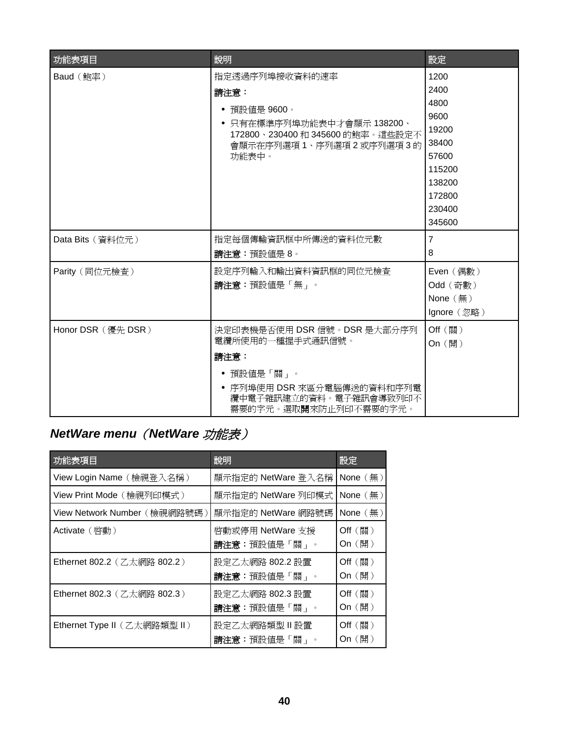| 功能表項目 | 說明 | 設定 |
| --- | --- | --- |
| Baud（鮑率） | 指定透過序列埠接收資料的速率<br>**請注意：**<br>• 預設值是 9600。<br>• 只有在標準序列埠功能表中才會顯示 138200、172800、230400 和 345600 的鮑率。這些設定不會顯示在序列選項 1、序列選項 2 或序列選項 3 的功能表中。 | 1200<br>2400<br>4800<br>9600<br>19200<br>38400<br>57600<br>115200<br>138200<br>172800<br>230400<br>345600 |
| Data Bits（資料位元） | 指定每個傳輸資訊框中所傳送的資料位元數<br>**請注意：**預設值是 8。 | 7<br>8 |
| Parity（同位元檢查） | 設定序列輸入和輸出資料資訊框的同位元檢查<br>**請注意：**預設值是「無」。 | Even（偶數）<br>Odd（奇數）<br>None（無）<br>Ignore（忽略） |
| Honor DSR（優先 DSR） | 決定印表機是否使用 DSR 信號。DSR 是大部分序列電纜所使用的一種握手式通訊信號。<br>**請注意：**<br>• 預設值是「關」。<br>• 序列埠使用 DSR 來區分電腦傳送的資料和序列電纜中電子雜訊建立的資料。電子雜訊會導致列印不需要的字元。選取**開**來防止列印不需要的字元。 | Off（關）<br>On（開） |

## *NetWare menu（NetWare 功能表）*

| 功能表項目 | 說明 | 設定 |
| --- | --- | --- |
| View Login Name（檢視登入名稱） | 顯示指定的 NetWare 登入名稱 | None（無） |
| View Print Mode（檢視列印模式） | 顯示指定的 NetWare 列印模式 | None（無） |
| View Network Number（檢視網路號碼） | 顯示指定的 NetWare 網路號碼 | None（無） |
| Activate（啓動） | 啓動或停用 NetWare 支援<br>**請注意：**預設值是「關」。 | Off（關）<br>On（開） |
| Ethernet 802.2（乙太網路 802.2） | 設定乙太網路 802.2 設置<br>**請注意：**預設值是「關」。 | Off（關）<br>On（開） |
| Ethernet 802.3（乙太網路 802.3） | 設定乙太網路 802.3 設置<br>**請注意：**預設值是「關」。 | Off（關）<br>On（開） |
| Ethernet Type II（乙太網路類型 II） | 設定乙太網路類型 II 設置<br>**請注意：**預設值是「關」。 | Off（關）<br>On（開） |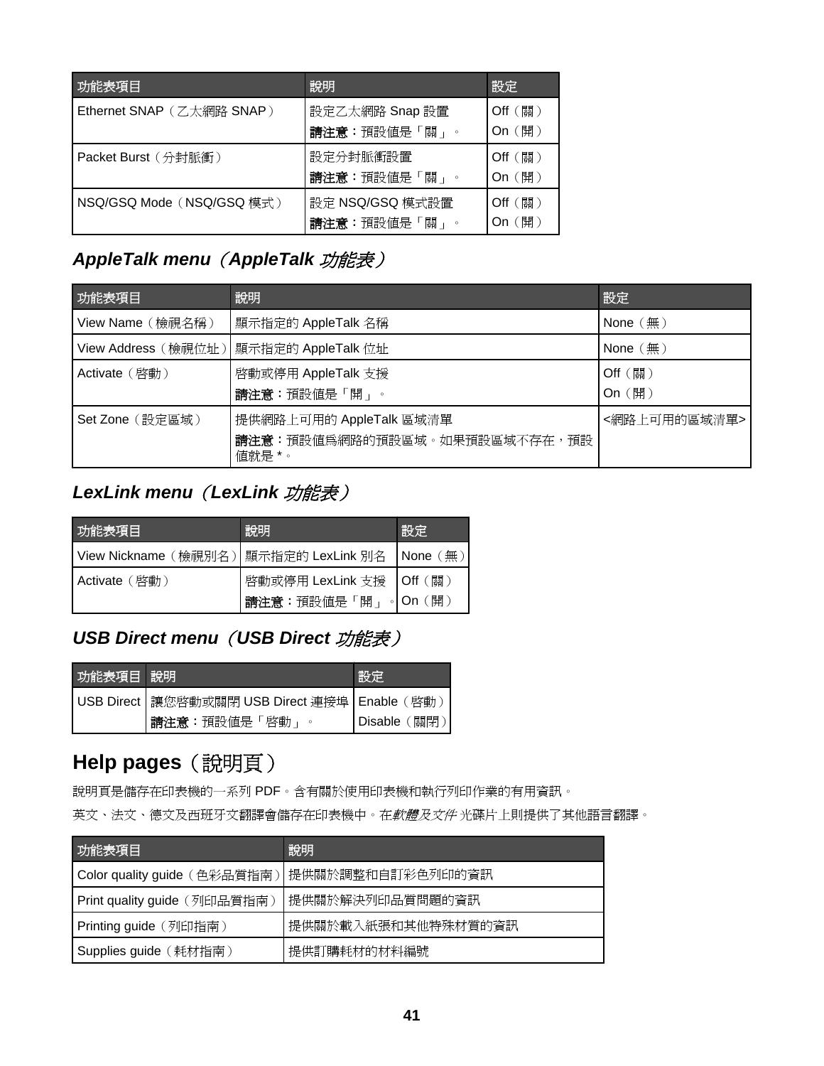| 功能表項目 | 說明 | 設定 |
|---|---|---|
| Ethernet SNAP（乙太網路 SNAP） | 設定乙太網路 Snap 設置<br>**請注意：**預設值是「關」。 | Off（關）<br>On（開） |
| Packet Burst（分封脈衝） | 設定分封脈衝設置<br>**請注意：**預設值是「關」。 | Off（關）<br>On（開） |
| NSQ/GSQ Mode（NSQ/GSQ 模式） | 設定 NSQ/GSQ 模式設置<br>**請注意：**預設值是「關」。 | Off（關）<br>On（開） |

### *AppleTalk menu（AppleTalk 功能表）*

| 功能表項目 | 說明 | 設定 |
|---|---|---|
| View Name（檢視名稱） | 顯示指定的 AppleTalk 名稱 | None（無） |
| View Address（檢視位址） | 顯示指定的 AppleTalk 位址 | None（無） |
| Activate（啓動） | 啓動或停用 AppleTalk 支援<br>**請注意：**預設值是「開」。 | Off（關）<br>On（開） |
| Set Zone（設定區域） | 提供網路上可用的 AppleTalk 區域清單<br>**請注意：**預設值爲網路的預設區域。如果預設區域不存在，預設值就是 *。 | <網路上可用的區域清單> |

### *LexLink menu（LexLink 功能表）*

| 功能表項目 | 說明 | 設定 |
|---|---|---|
| View Nickname（檢視別名） | 顯示指定的 LexLink 別名 | None（無） |
| Activate（啓動） | 啓動或停用 LexLink 支援<br>**請注意：**預設值是「開」。 | Off（關）<br>On（開） |

### *USB Direct menu（USB Direct 功能表）*

| 功能表項目 | 說明 | 設定 |
|---|---|---|
| USB Direct | 讓您啓動或關閉 USB Direct 連接埠<br>**請注意：**預設值是「啓動」。 | Enable（啓動）<br>Disable（關閉） |

## Help pages（說明頁）

說明頁是儲存在印表機的一系列 PDF。含有關於使用印表機和執行列印作業的有用資訊。

英文、法文、德文及西班牙文翻譯會儲存在印表機中。在*軟體及文件*光碟片上則提供了其他語言翻譯。

| 功能表項目 | 說明 |
|---|---|
| Color quality guide（色彩品質指南） | 提供關於調整和自訂彩色列印的資訊 |
| Print quality guide（列印品質指南） | 提供關於解決列印品質問題的資訊 |
| Printing guide（列印指南） | 提供關於載入紙張和其他特殊材質的資訊 |
| Supplies guide（耗材指南） | 提供訂購耗材的材料編號 |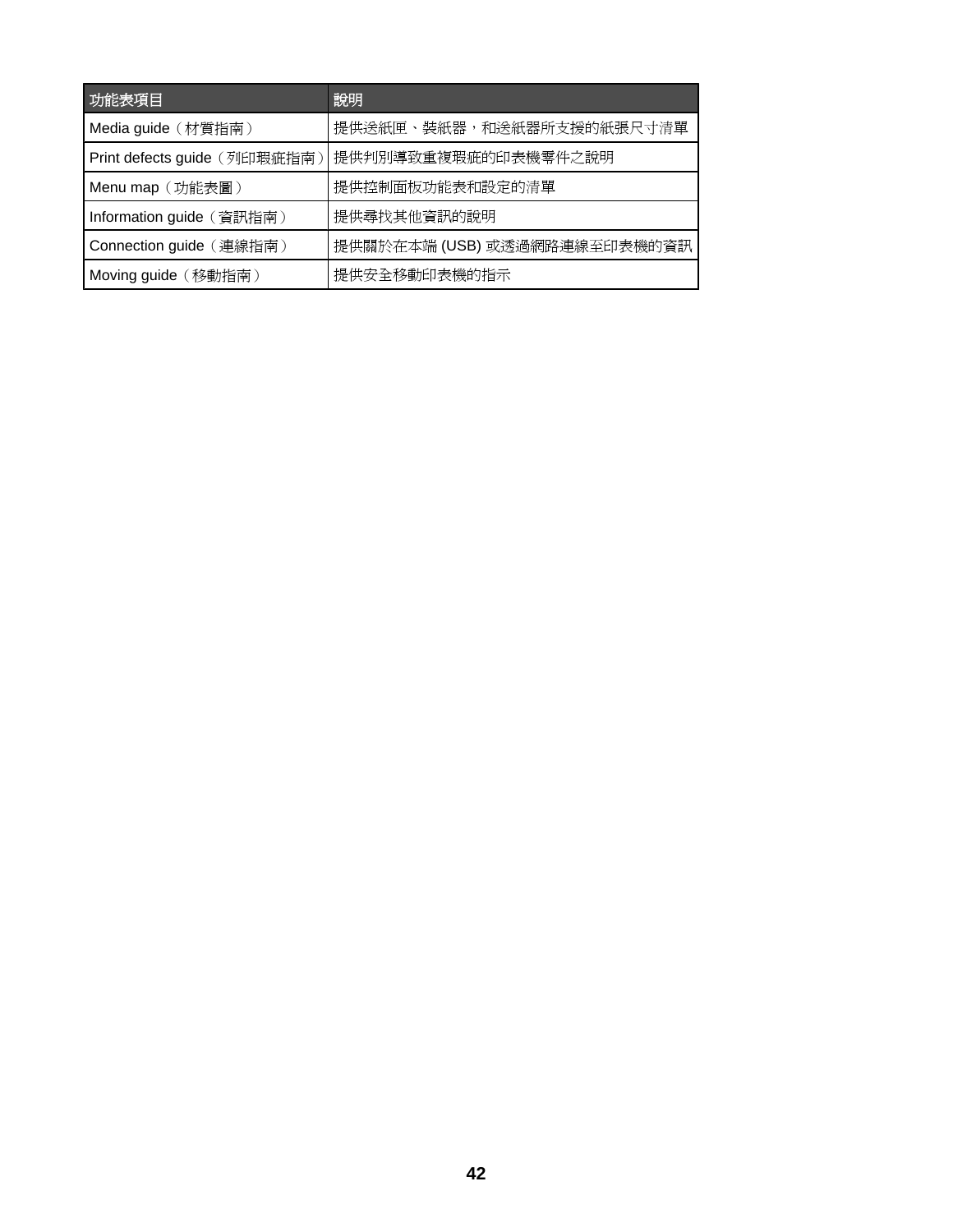| 功能表項目 | 說明 |
| --- | --- |
| Media guide（材質指南） | 提供送紙匣、裝紙器，和送紙器所支援的紙張尺寸清單 |
| Print defects guide（列印瑕疵指南） | 提供判別導致重複瑕疵的印表機零件之說明 |
| Menu map（功能表圖） | 提供控制面板功能表和設定的清單 |
| Information guide（資訊指南） | 提供尋找其他資訊的說明 |
| Connection guide（連線指南） | 提供關於在本端 (USB) 或透過網路連線至印表機的資訊 |
| Moving guide（移動指南） | 提供安全移動印表機的指示 |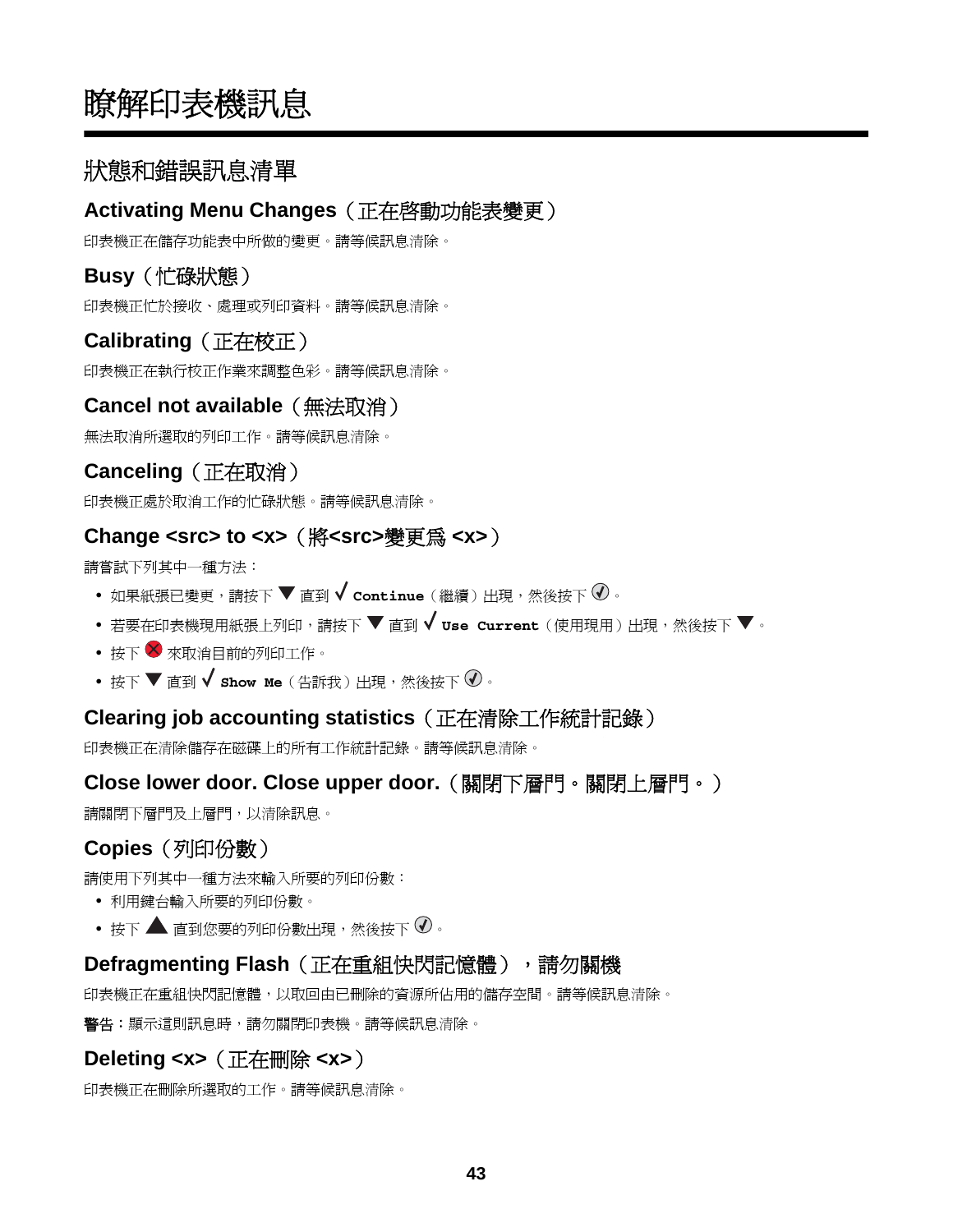# 瞭解印表機訊息

## 狀態和錯誤訊息清單

### Activating Menu Changes（正在啓動功能表變更）

印表機正在儲存功能表中所做的變更。請等候訊息清除。

### Busy（忙碌狀態）

印表機正忙於接收、處理或列印資料。請等候訊息清除。

### Calibrating（正在校正）

印表機正在執行校正作業來調整色彩。請等候訊息清除。

### Cancel not available（無法取消）

無法取消所選取的列印工作。請等候訊息清除。

### Canceling（正在取消）

印表機正處於取消工作的忙碌狀態。請等候訊息清除。

### Change <src> to <x>（將<src>變更爲 <x>）

請嘗試下列其中一種方法：

- 如果紙張已變更，請按下 ▼ 直到 √ `Continue`（繼續）出現，然後按下 ✓。
- 若要在印表機現用紙張上列印，請按下 ▼ 直到 √ `Use Current`（使用現用）出現，然後按下 ▼。
- 按下 ⊗ 來取消目前的列印工作。
- 按下 ▼ 直到 √ `Show Me`（告訴我）出現，然後按下 ✓。

### Clearing job accounting statistics（正在清除工作統計記錄）

印表機正在清除儲存在磁碟上的所有工作統計記錄。請等候訊息清除。

### Close lower door. Close upper door.（關閉下層門。關閉上層門。）

請關閉下層門及上層門，以清除訊息。

### Copies（列印份數）

請使用下列其中一種方法來輸入所要的列印份數：

- 利用鍵台輸入所要的列印份數。
- 按下 ▲ 直到您要的列印份數出現，然後按下 ✓。

### Defragmenting Flash（正在重組快閃記憶體），請勿關機

印表機正在重組快閃記憶體，以取回由已刪除的資源所佔用的儲存空間。請等候訊息清除。

**警告**：顯示這則訊息時，請勿關閉印表機。請等候訊息清除。

### Deleting <x>（正在刪除 <x>）

印表機正在刪除所選取的工作。請等候訊息清除。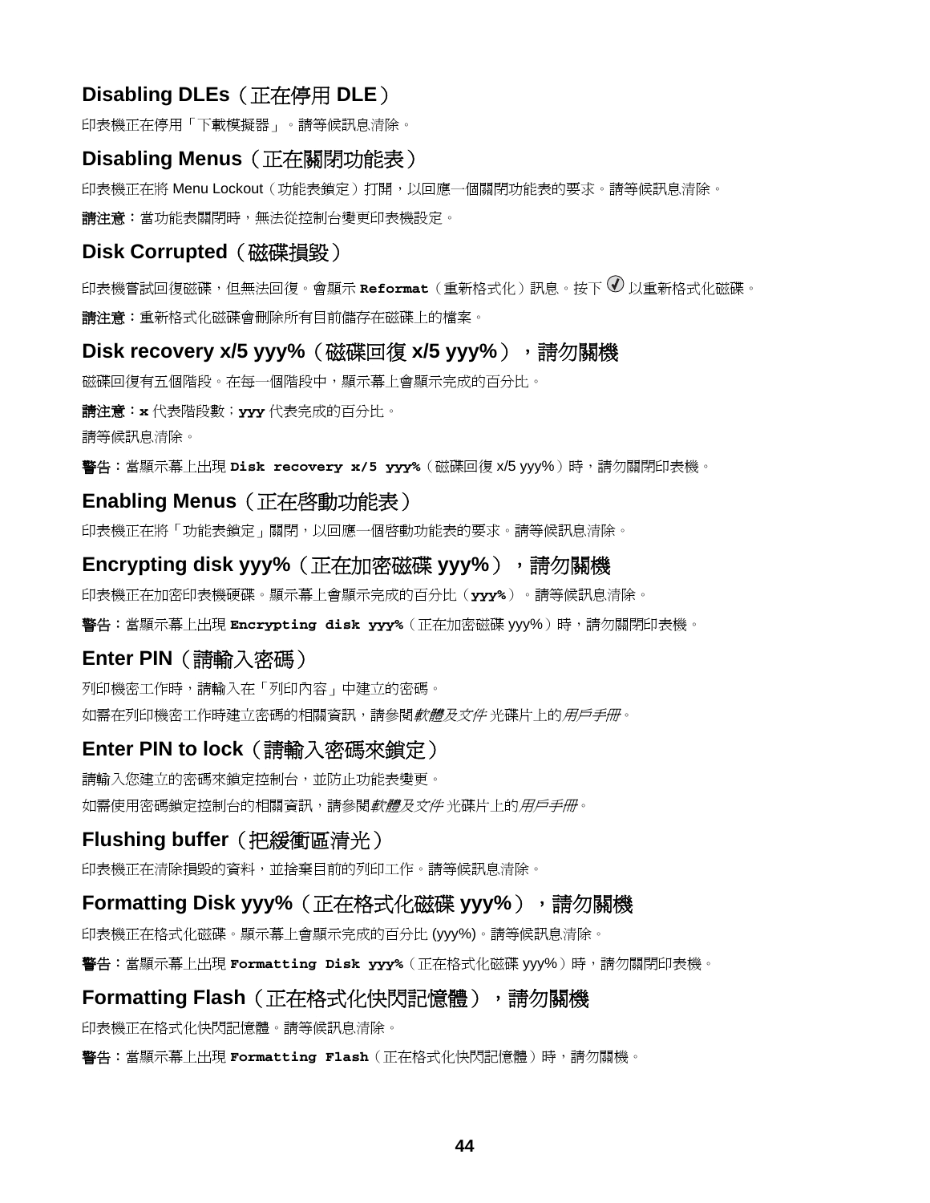## Disabling DLEs（正在停用 DLE）

印表機正在停用「下載模擬器」。請等候訊息清除。

## Disabling Menus（正在關閉功能表）

印表機正在將 Menu Lockout（功能表鎖定）打開，以回應一個關閉功能表的要求。請等候訊息清除。

**請注意：**當功能表關閉時，無法從控制台變更印表機設定。

## Disk Corrupted（磁碟損毀）

印表機嘗試回復磁碟，但無法回復。會顯示 **`Reformat`**（重新格式化）訊息。按下 ✓ 以重新格式化磁碟。

**請注意：**重新格式化磁碟會刪除所有目前儲存在磁碟上的檔案。

## Disk recovery x/5 yyy%（磁碟回復 x/5 yyy%），請勿關機

磁碟回復有五個階段。在每一個階段中，顯示幕上會顯示完成的百分比。

**請注意：**`x` 代表階段數；`yyy` 代表完成的百分比。

請等候訊息清除。

**警告：**當顯示幕上出現 **`Disk recovery x/5 yyy%`**（磁碟回復 x/5 yyy%）時，請勿關閉印表機。

## Enabling Menus（正在啟動功能表）

印表機正在將「功能表鎖定」關閉，以回應一個啟動功能表的要求。請等候訊息清除。

## Encrypting disk yyy%（正在加密磁碟 yyy%），請勿關機

印表機正在加密印表機硬碟。顯示幕上會顯示完成的百分比（**`yyy%`**）。請等候訊息清除。

**警告：**當顯示幕上出現 **`Encrypting disk yyy%`**（正在加密磁碟 yyy%）時，請勿關閉印表機。

## Enter PIN（請輸入密碼）

列印機密工作時，請輸入在「列印內容」中建立的密碼。

如需在列印機密工作時建立密碼的相關資訊，請參閱*軟體及文件* 光碟片上的*用戶手冊*。

## Enter PIN to lock（請輸入密碼來鎖定）

請輸入您建立的密碼來鎖定控制台，並防止功能表變更。

如需使用密碼鎖定控制台的相關資訊，請參閱*軟體及文件* 光碟片上的*用戶手冊*。

## Flushing buffer（把緩衝區清光）

印表機正在清除損毀的資料，並捨棄目前的列印工作。請等候訊息清除。

## Formatting Disk yyy%（正在格式化磁碟 yyy%），請勿關機

印表機正在格式化磁碟。顯示幕上會顯示完成的百分比 (yyy%)。請等候訊息清除。

**警告：**當顯示幕上出現 **`Formatting Disk yyy%`**（正在格式化磁碟 yyy%）時，請勿關閉印表機。

## Formatting Flash（正在格式化快閃記憶體），請勿關機

印表機正在格式化快閃記憶體。請等候訊息清除。

**警告：**當顯示幕上出現 **`Formatting Flash`**（正在格式化快閃記憶體）時，請勿關機。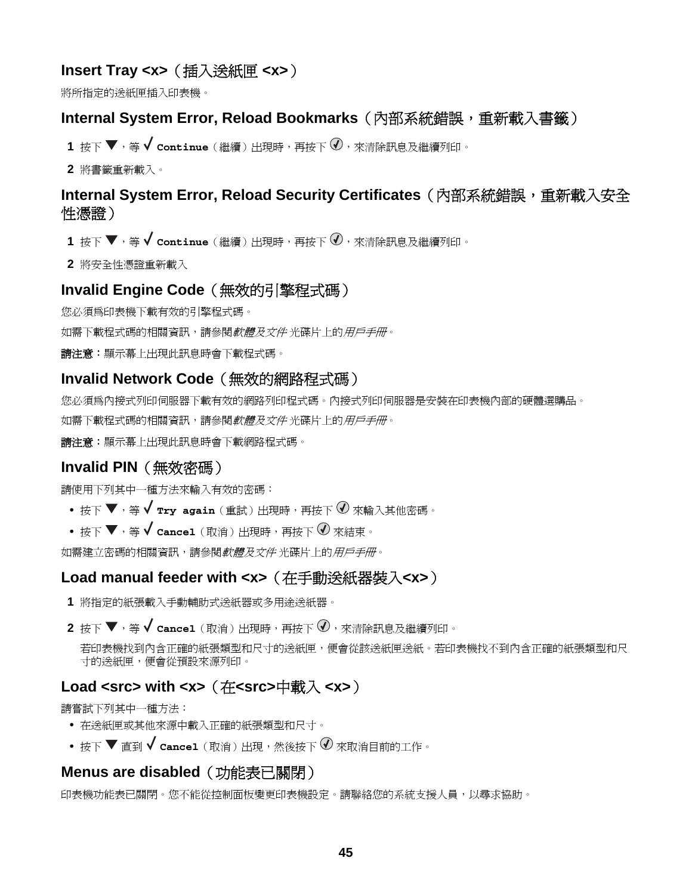## Insert Tray <x>（插入送紙匣 <x>）

將所指定的送紙匣插入印表機。

## Internal System Error, Reload Bookmarks（內部系統錯誤，重新載入書籤）

1 按下 ▼，等 √ `Continue`（繼續）出現時，再按下 ⓥ，來清除訊息及繼續列印。

2 將書籤重新載入。

## Internal System Error, Reload Security Certificates（內部系統錯誤，重新載入安全性憑證）

1 按下 ▼，等 √ `Continue`（繼續）出現時，再按下 ⓥ，來清除訊息及繼續列印。

2 將安全性憑證重新載入

## Invalid Engine Code（無效的引擎程式碼）

您必須爲印表機下載有效的引擎程式碼。

如需下載程式碼的相關資訊，請參閱*軟體及文件*光碟片上的*用戶手冊*。

**請注意：**顯示幕上出現此訊息時會下載程式碼。

## Invalid Network Code（無效的網路程式碼）

您必須爲內接式列印伺服器下載有效的網路列印程式碼。內接式列印伺服器是安裝在印表機內部的硬體選購品。

如需下載程式碼的相關資訊，請參閱*軟體及文件*光碟片上的*用戶手冊*。

**請注意：**顯示幕上出現此訊息時會下載網路程式碼。

## Invalid PIN（無效密碼）

請使用下列其中一種方法來輸入有效的密碼：

- 按下 ▼，等 √ `Try again`（重試）出現時，再按下 ⓥ 來輸入其他密碼。
- 按下 ▼，等 √ `Cancel`（取消）出現時，再按下 ⓥ 來結束。

如需建立密碼的相關資訊，請參閱*軟體及文件*光碟片上的*用戶手冊*。

## Load manual feeder with <x>（在手動送紙器裝入<x>）

1 將指定的紙張載入手動輔助式送紙器或多用途送紙器。

2 按下 ▼，等 √ `Cancel`（取消）出現時，再按下 ⓥ，來清除訊息及繼續列印。

若印表機找到內含正確的紙張類型和尺寸的送紙匣，便會從該送紙匣送紙。若印表機找不到內含正確的紙張類型和尺寸的送紙匣，便會從預設來源列印。

## Load <src> with <x>（在<src>中載入 <x>）

請嘗試下列其中一種方法：

- 在送紙匣或其他來源中載入正確的紙張類型和尺寸。
- 按下 ▼ 直到 √ `Cancel`（取消）出現，然後按下 ⓥ 來取消目前的工作。

## Menus are disabled（功能表已關閉）

印表機功能表已關閉。您不能從控制面板變更印表機設定。請聯絡您的系統支援人員，以尋求協助。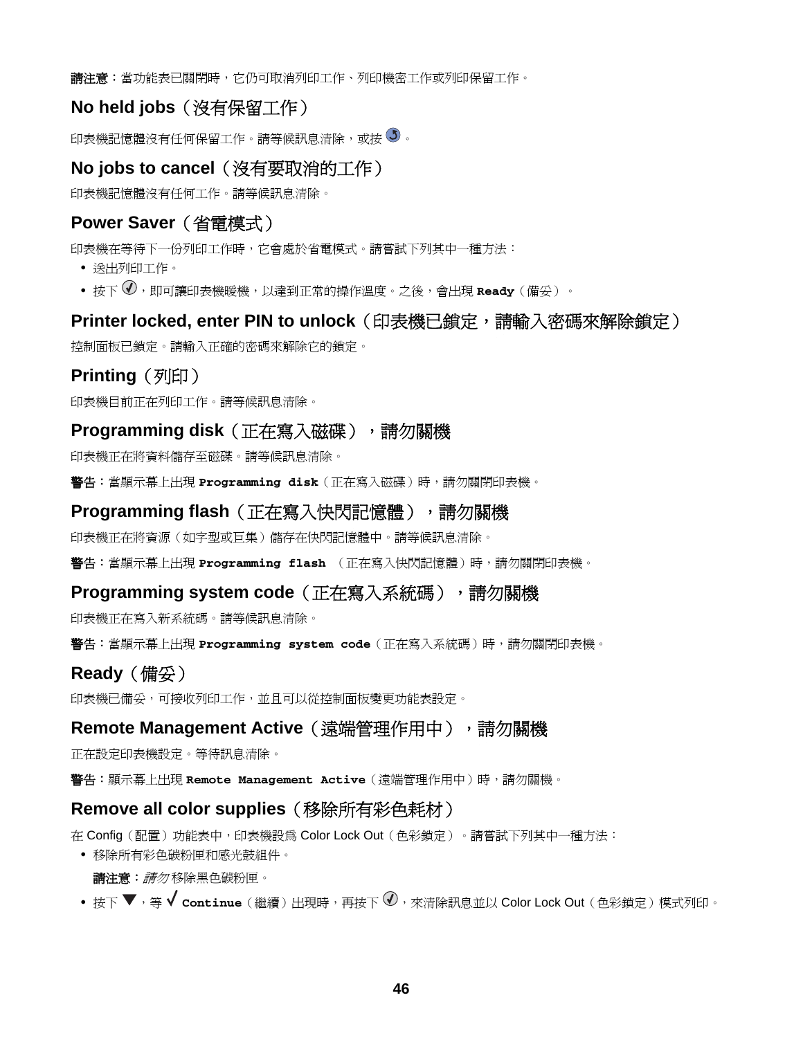**請注意：**當功能表已關閉時，它仍可取消列印工作、列印機密工作或列印保留工作。

## No held jobs（沒有保留工作）

印表機記憶體沒有任何保留工作。請等候訊息清除，或按 。

## No jobs to cancel（沒有要取消的工作）

印表機記憶體沒有任何工作。請等候訊息清除。

## Power Saver（省電模式）

印表機在等待下一份列印工作時，它會處於省電模式。請嘗試下列其中一種方法：

- 送出列印工作。
- 按下 ，即可讓印表機暖機，以達到正常的操作溫度。之後，會出現 **Ready**（備妥）。

## Printer locked, enter PIN to unlock（印表機已鎖定，請輸入密碼來解除鎖定）

控制面板已鎖定。請輸入正確的密碼來解除它的鎖定。

## Printing（列印）

印表機目前正在列印工作。請等候訊息清除。

## Programming disk（正在寫入磁碟），請勿關機

印表機正在將資料儲存至磁碟。請等候訊息清除。

**警告：**當顯示幕上出現 **Programming disk**（正在寫入磁碟）時，請勿關閉印表機。

## Programming flash（正在寫入快閃記憶體），請勿關機

印表機正在將資源（如字型或巨集）儲存在快閃記憶體中。請等候訊息清除。

**警告：**當顯示幕上出現 **Programming flash** （正在寫入快閃記憶體）時，請勿關閉印表機。

## Programming system code（正在寫入系統碼），請勿關機

印表機正在寫入新系統碼。請等候訊息清除。

**警告：**當顯示幕上出現 **Programming system code**（正在寫入系統碼）時，請勿關閉印表機。

## Ready（備妥）

印表機已備妥，可接收列印工作，並且可以從控制面板變更功能表設定。

## Remote Management Active（遠端管理作用中），請勿關機

正在設定印表機設定。等待訊息清除。

**警告：**顯示幕上出現 **Remote Management Active**（遠端管理作用中）時，請勿關機。

## Remove all color supplies（移除所有彩色耗材）

在 Config（配置）功能表中，印表機設為 Color Lock Out（色彩鎖定）。請嘗試下列其中一種方法：

- 移除所有彩色碳粉匣和感光鼓組件。

  **請注意：***請勿*移除黑色碳粉匣。

- 按下 ▼，等 √ **Continue**（繼續）出現時，再按下 ，來清除訊息並以 Color Lock Out（色彩鎖定）模式列印。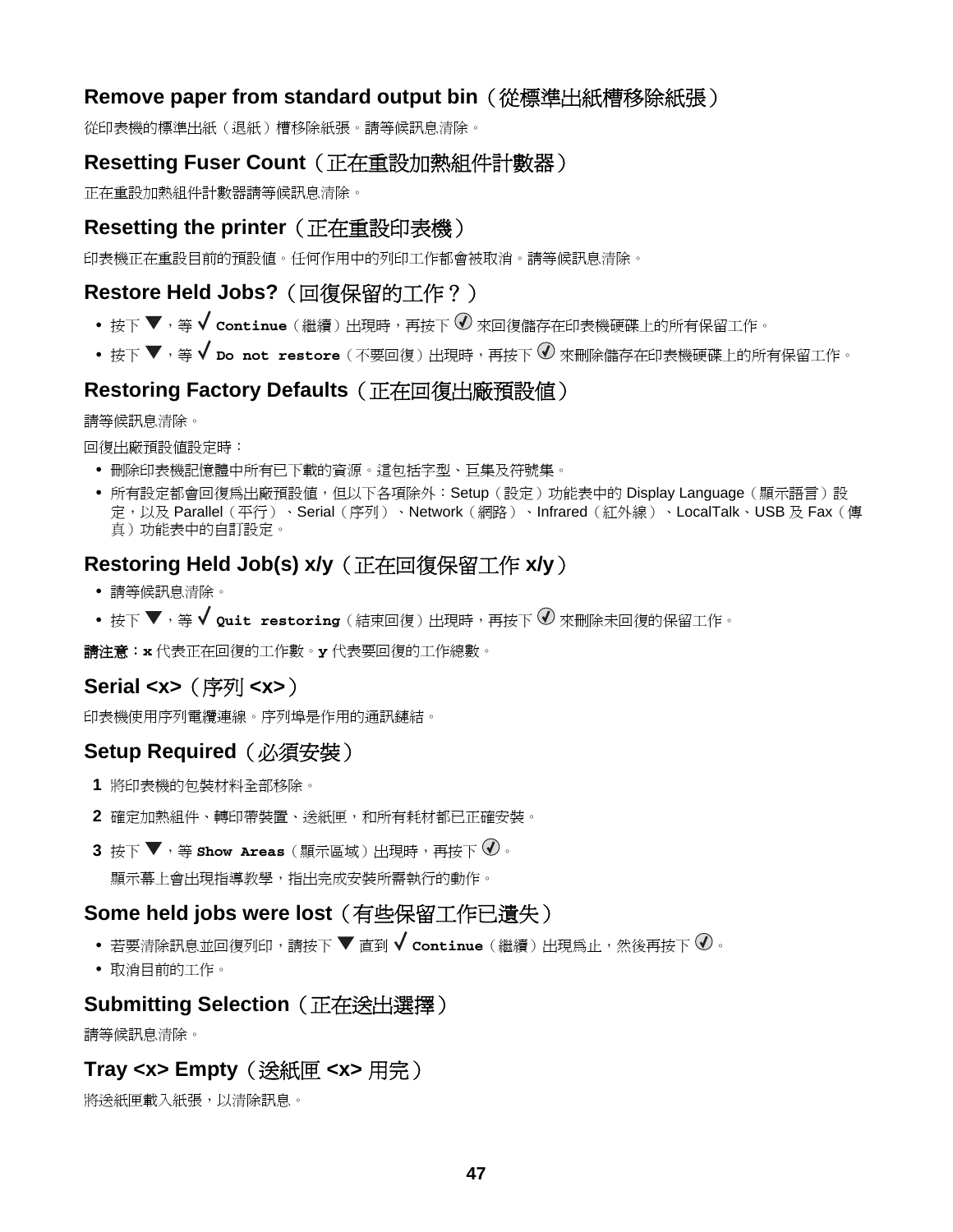### Remove paper from standard output bin（從標準出紙槽移除紙張）

從印表機的標準出紙（退紙）槽移除紙張。請等候訊息清除。

### Resetting Fuser Count（正在重設加熱組件計數器）

正在重設加熱組件計數器請等候訊息清除。

### Resetting the printer（正在重設印表機）

印表機正在重設目前的預設值。任何作用中的列印工作都會被取消。請等候訊息清除。

### Restore Held Jobs?（回復保留的工作？）

- 按下 ▼，等 √ `Continue`（繼續）出現時，再按下 ✓ 來回復儲存在印表機硬碟上的所有保留工作。
- 按下 ▼，等 √ `Do not restore`（不要回復）出現時，再按下 ✓ 來刪除儲存在印表機硬碟上的所有保留工作。

### Restoring Factory Defaults（正在回復出廠預設值）

請等候訊息清除。

回復出廠預設值設定時：

- 刪除印表機記憶體中所有已下載的資源。這包括字型、巨集及符號集。
- 所有設定都會回復為出廠預設值，但以下各項除外：Setup（設定）功能表中的 Display Language（顯示語言）設定，以及 Parallel（平行）、Serial（序列）、Network（網路）、Infrared（紅外線）、LocalTalk、USB 及 Fax（傳真）功能表中的自訂設定。

### Restoring Held Job(s) x/y（正在回復保留工作 x/y）

- 請等候訊息清除。
- 按下 ▼，等 √ `Quit restoring`（結束回復）出現時，再按下 ✓ 來刪除未回復的保留工作。

**請注意：**`x` 代表正在回復的工作數。`y` 代表要回復的工作總數。

### Serial <x>（序列 <x>）

印表機使用序列電纜連線。序列埠是作用的通訊鏈結。

### Setup Required（必須安裝）

1. 將印表機的包裝材料全部移除。
2. 確定加熱組件、轉印帶裝置、送紙匣，和所有耗材都已正確安裝。
3. 按下 ▼，等 `Show Areas`（顯示區域）出現時，再按下 ✓。

   顯示幕上會出現指導教學，指出完成安裝所需執行的動作。

### Some held jobs were lost（有些保留工作已遺失）

- 若要清除訊息並回復列印，請按下 ▼ 直到 √ `Continue`（繼續）出現為止，然後再按下 ✓。
- 取消目前的工作。

### Submitting Selection（正在送出選擇）

請等候訊息清除。

### Tray <x> Empty（送紙匣 <x> 用完）

將送紙匣載入紙張，以清除訊息。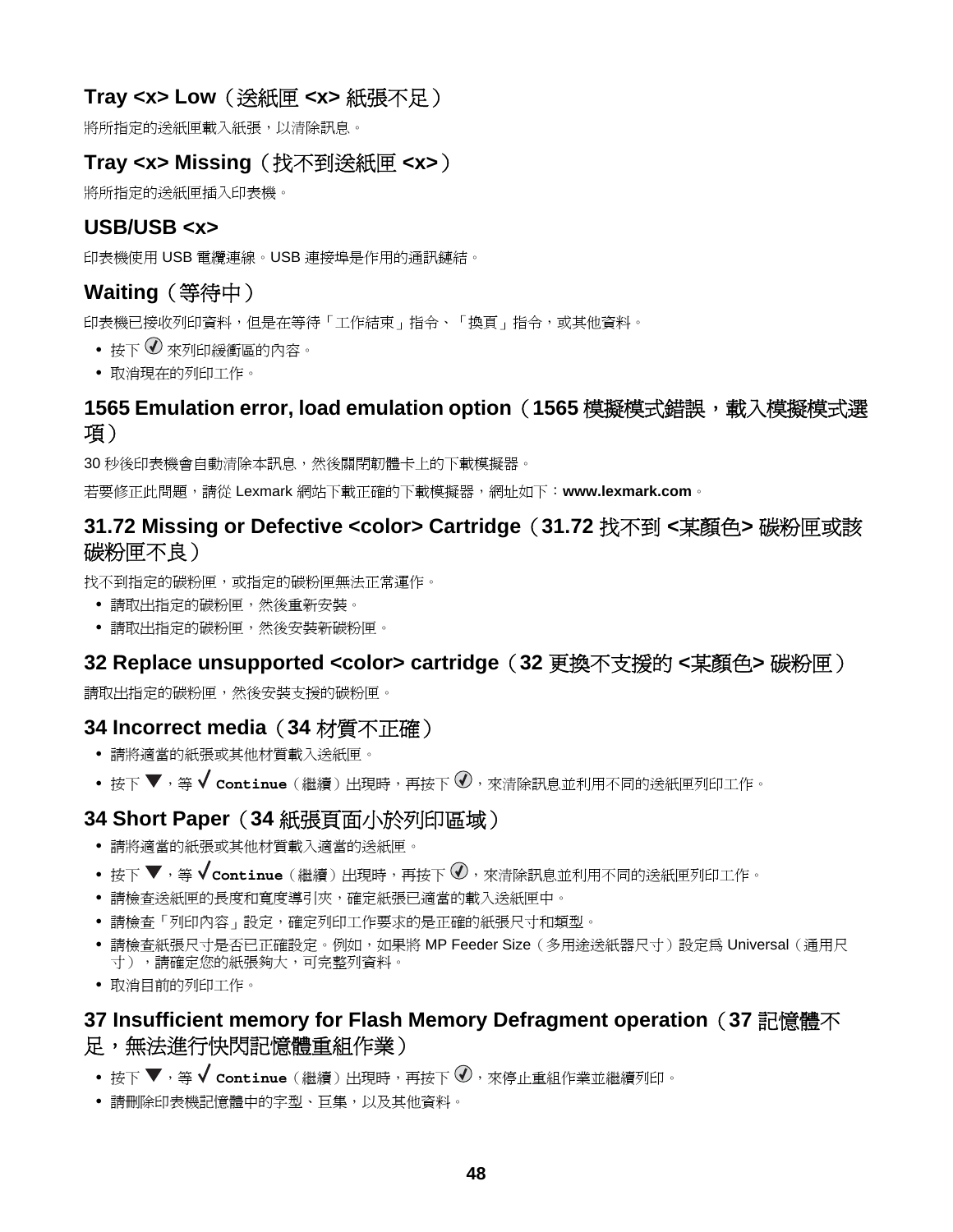## Tray <x> Low（送紙匣 <x> 紙張不足）

將所指定的送紙匣載入紙張，以清除訊息。

## Tray <x> Missing（找不到送紙匣 <x>）

將所指定的送紙匣插入印表機。

## USB/USB <x>

印表機使用 USB 電纜連線。USB 連接埠是作用的通訊鏈結。

## Waiting（等待中）

印表機已接收列印資料，但是在等待「工作結束」指令、「換頁」指令，或其他資料。

- 按下 ✓ 來列印緩衝區的內容。
- 取消現在的列印工作。

## 1565 Emulation error, load emulation option（1565 模擬模式錯誤，載入模擬模式選項）

30 秒後印表機會自動清除本訊息，然後關閉韌體卡上的下載模擬器。

若要修正此問題，請從 Lexmark 網站下載正確的下載模擬器，網址如下：**www.lexmark.com**。

## 31.72 Missing or Defective <color> Cartridge（31.72 找不到 <某顏色> 碳粉匣或該碳粉匣不良）

找不到指定的碳粉匣，或指定的碳粉匣無法正常運作。

- 請取出指定的碳粉匣，然後重新安裝。
- 請取出指定的碳粉匣，然後安裝新碳粉匣。

## 32 Replace unsupported <color> cartridge（32 更換不支援的 <某顏色> 碳粉匣）

請取出指定的碳粉匣，然後安裝支援的碳粉匣。

## 34 Incorrect media（34 材質不正確）

- 請將適當的紙張或其他材質載入送紙匣。
- 按下 ▼，等 √ `Continue`（繼續）出現時，再按下 ✓，來清除訊息並利用不同的送紙匣列印工作。

## 34 Short Paper（34 紙張頁面小於列印區域）

- 請將適當的紙張或其他材質載入適當的送紙匣。
- 按下 ▼，等 √ `Continue`（繼續）出現時，再按下 ✓，來清除訊息並利用不同的送紙匣列印工作。
- 請檢查送紙匣的長度和寬度導引夾，確定紙張已適當的載入送紙匣中。
- 請檢查「列印內容」設定，確定列印工作要求的是正確的紙張尺寸和類型。
- 請檢查紙張尺寸是否已正確設定。例如，如果將 MP Feeder Size（多用途送紙器尺寸）設定為 Universal（通用尺寸），請確定您的紙張夠大，可完整列資料。
- 取消目前的列印工作。

## 37 Insufficient memory for Flash Memory Defragment operation（37 記憶體不足，無法進行快閃記憶體重組作業）

- 按下 ▼，等 √ `Continue`（繼續）出現時，再按下 ✓，來停止重組作業並繼續列印。
- 請刪除印表機記憶體中的字型、巨集，以及其他資料。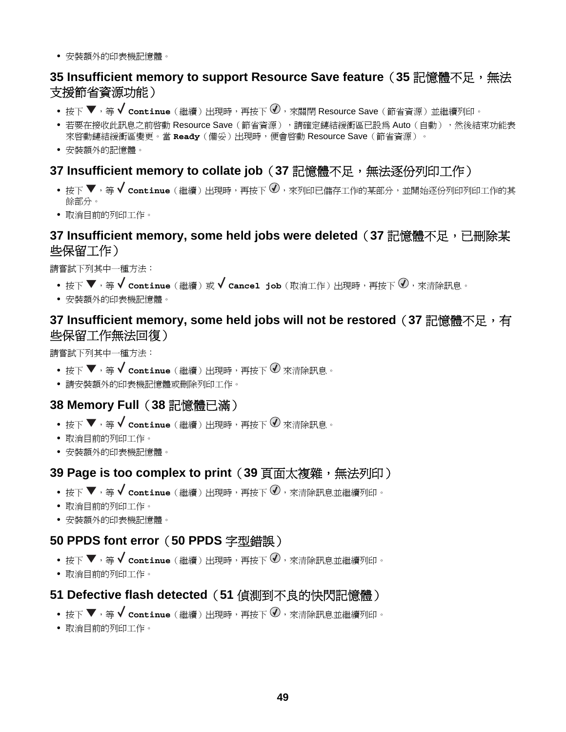- 安裝額外的印表機記憶體。

## 35 Insufficient memory to support Resource Save feature（35 記憶體不足，無法支援節省資源功能）

- 按下 ▼，等 √ **Continue**（繼續）出現時，再按下 ✓，來關閉 Resource Save（節省資源）並繼續列印。
- 若要在接收此訊息之前啟動 Resource Save（節省資源），請確定鏈結緩衝區已設爲 Auto（自動），然後結束功能表來啟動鏈結緩衝區變更。當 **Ready**（備妥）出現時，便會啟動 Resource Save（節省資源）。
- 安裝額外的記憶體。

## 37 Insufficient memory to collate job（37 記憶體不足，無法逐份列印工作）

- 按下 ▼，等 √ **Continue**（繼續）出現時，再按下 ✓，來列印已儲存工作的某部分，並開始逐份列印列印工作的其餘部分。
- 取消目前的列印工作。

## 37 Insufficient memory, some held jobs were deleted（37 記憶體不足，已刪除某些保留工作）

請嘗試下列其中一種方法：

- 按下 ▼，等 √ **Continue**（繼續）或 √ **Cancel job**（取消工作）出現時，再按下 ✓，來清除訊息。
- 安裝額外的印表機記憶體。

## 37 Insufficient memory, some held jobs will not be restored（37 記憶體不足，有些保留工作無法回復）

請嘗試下列其中一種方法：

- 按下 ▼，等 √ **Continue**（繼續）出現時，再按下 ✓ 來清除訊息。
- 請安裝額外的印表機記憶體或刪除列印工作。

## 38 Memory Full（38 記憶體已滿）

- 按下 ▼，等 √ **Continue**（繼續）出現時，再按下 ✓ 來清除訊息。
- 取消目前的列印工作。
- 安裝額外的印表機記憶體。

## 39 Page is too complex to print（39 頁面太複雜，無法列印）

- 按下 ▼，等 √ **Continue**（繼續）出現時，再按下 ✓，來清除訊息並繼續列印。
- 取消目前的列印工作。
- 安裝額外的印表機記憶體。

## 50 PPDS font error（50 PPDS 字型錯誤）

- 按下 ▼，等 √ **Continue**（繼續）出現時，再按下 ✓，來清除訊息並繼續列印。
- 取消目前的列印工作。

## 51 Defective flash detected（51 偵測到不良的快閃記憶體）

- 按下 ▼，等 √ **Continue**（繼續）出現時，再按下 ✓，來清除訊息並繼續列印。
- 取消目前的列印工作。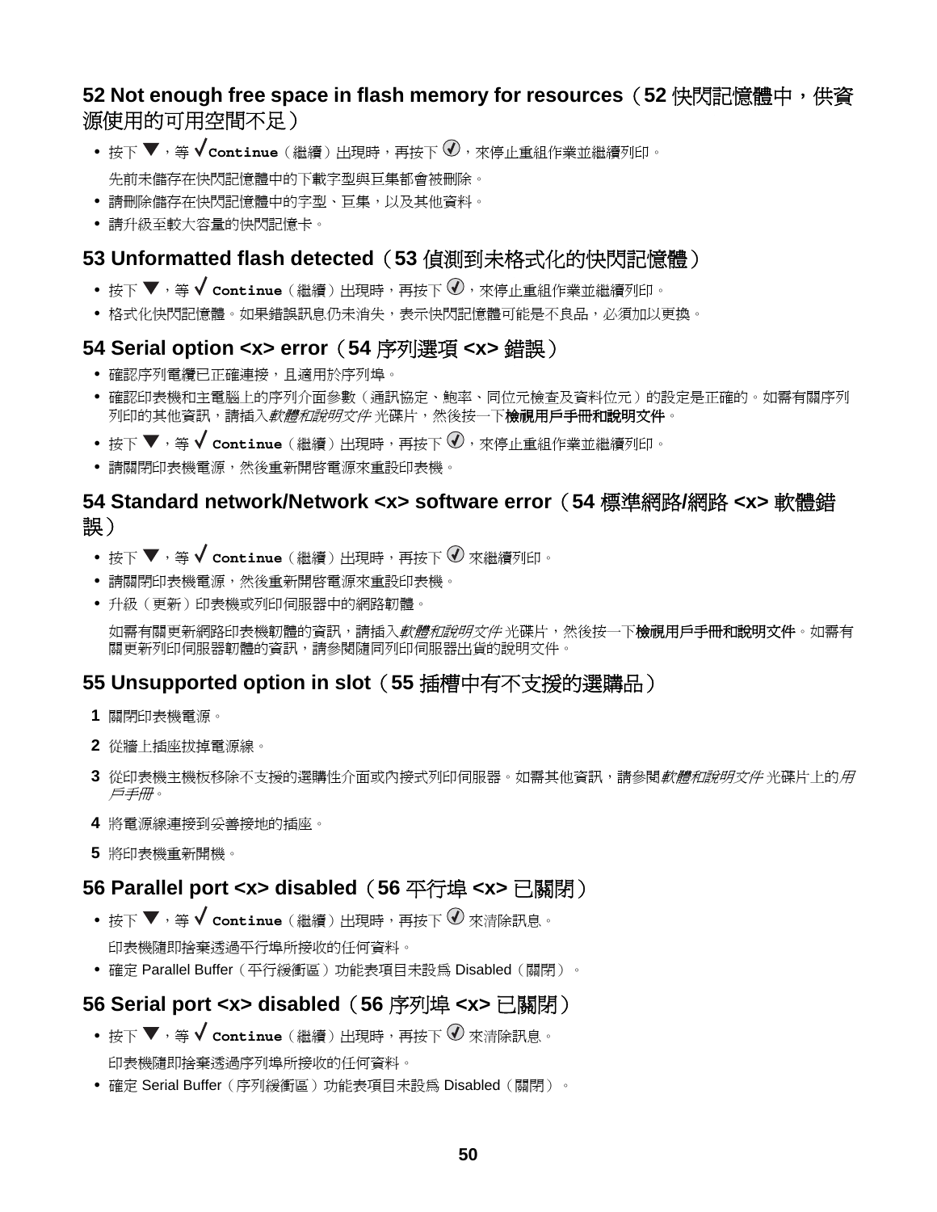## 52 Not enough free space in flash memory for resources（52 快閃記憶體中，供資源使用的可用空間不足）

- 按下 ▼，等 √**Continue**（繼續）出現時，再按下 ⓥ，來停止重組作業並繼續列印。

  先前未儲存在快閃記憶體中的下載字型與巨集都會被刪除。
- 請刪除儲存在快閃記憶體中的字型、巨集，以及其他資料。
- 請升級至較大容量的快閃記憶卡。

## 53 Unformatted flash detected（53 偵測到未格式化的快閃記憶體）

- 按下 ▼，等 √ **Continue**（繼續）出現時，再按下 ⓥ，來停止重組作業並繼續列印。
- 格式化快閃記憶體。如果錯誤訊息仍未消失，表示快閃記憶體可能是不良品，必須加以更換。

## 54 Serial option <x> error（54 序列選項 <x> 錯誤）

- 確認序列電纜已正確連接，且適用於序列埠。
- 確認印表機和主電腦上的序列介面參數（通訊協定、鮑率、同位元檢查及資料位元）的設定是正確的。如需有關序列列印的其他資訊，請插入*軟體和說明文件* 光碟片，然後按一下**檢視用戶手冊和說明文件**。
- 按下 ▼，等 √ **Continue**（繼續）出現時，再按下 ⓥ，來停止重組作業並繼續列印。
- 請關閉印表機電源，然後重新開啓電源來重設印表機。

## 54 Standard network/Network <x> software error（54 標準網路/網路 <x> 軟體錯誤）

- 按下 ▼，等 √ **Continue**（繼續）出現時，再按下 ⓥ 來繼續列印。
- 請關閉印表機電源，然後重新開啓電源來重設印表機。
- 升級（更新）印表機或列印伺服器中的網路韌體。

  如需有關更新網路印表機韌體的資訊，請插入*軟體和說明文件* 光碟片，然後按一下**檢視用戶手冊和說明文件**。如需有關更新列印伺服器韌體的資訊，請參閱隨同列印伺服器出貨的說明文件。

## 55 Unsupported option in slot（55 插槽中有不支援的選購品）

1. 關閉印表機電源。
2. 從牆上插座拔掉電源線。
3. 從印表機主機板移除不支援的選購性介面或內接式列印伺服器。如需其他資訊，請參閱*軟體和說明文件* 光碟片上的*用戶手冊*。
4. 將電源線連接到妥善接地的插座。
5. 將印表機重新開機。

## 56 Parallel port <x> disabled（56 平行埠 <x> 已關閉）

- 按下 ▼，等 √ **Continue**（繼續）出現時，再按下 ⓥ 來清除訊息。

  印表機隨即捨棄透過平行埠所接收的任何資料。
- 確定 Parallel Buffer（平行緩衝區）功能表項目未設為 Disabled（關閉）。

## 56 Serial port <x> disabled（56 序列埠 <x> 已關閉）

- 按下 ▼，等 √ **Continue**（繼續）出現時，再按下 ⓥ 來清除訊息。

  印表機隨即捨棄透過序列埠所接收的任何資料。
- 確定 Serial Buffer（序列緩衝區）功能表項目未設為 Disabled（關閉）。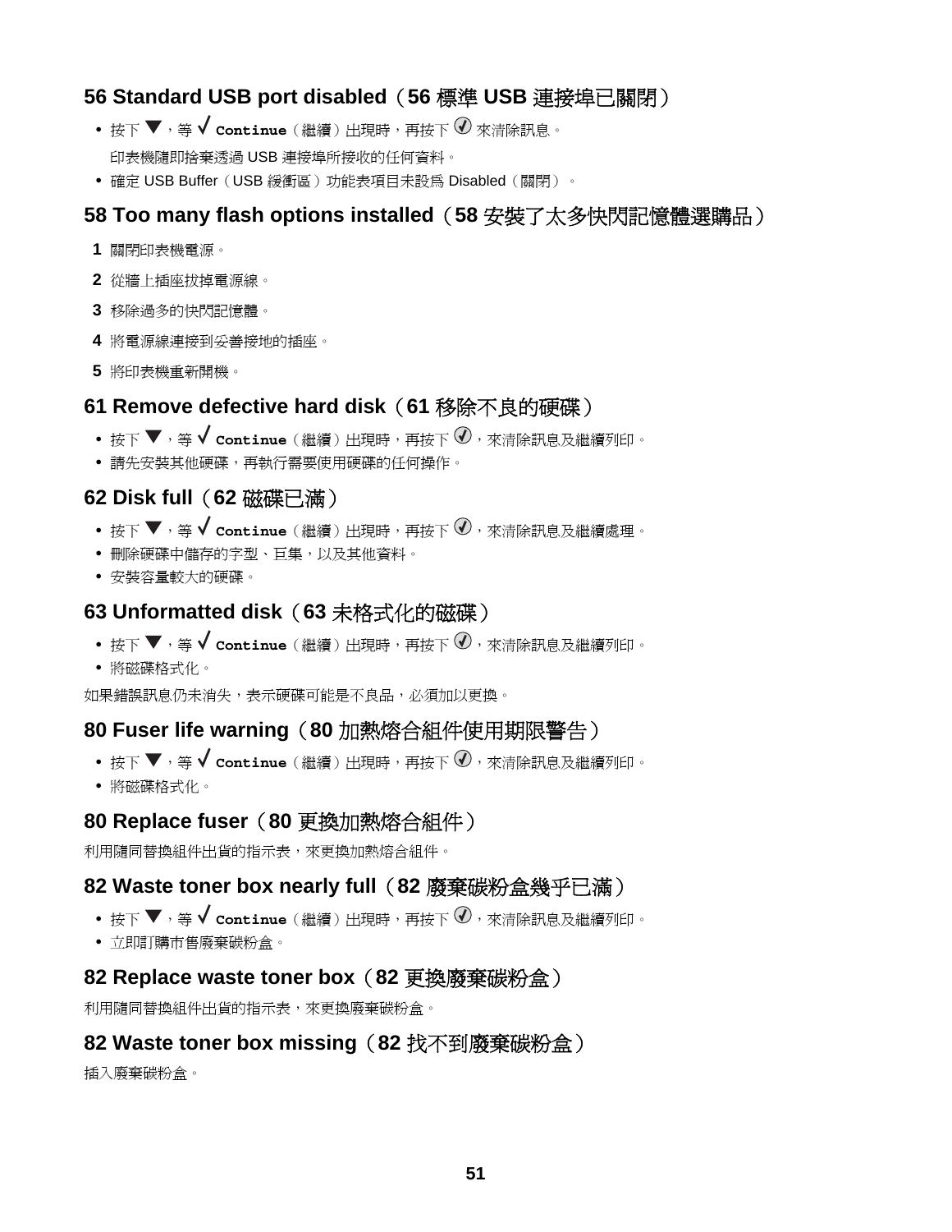## 56 Standard USB port disabled（56 標準 USB 連接埠已關閉）

- 按下 ▼，等 √ **Continue**（繼續）出現時，再按下 ✓ 來清除訊息。

  印表機隨即捨棄透過 USB 連接埠所接收的任何資料。
- 確定 USB Buffer（USB 緩衝區）功能表項目未設爲 Disabled（關閉）。

## 58 Too many flash options installed（58 安裝了太多快閃記憶體選購品）

1. 關閉印表機電源。
2. 從牆上插座拔掉電源線。
3. 移除過多的快閃記憶體。
4. 將電源線連接到妥善接地的插座。
5. 將印表機重新開機。

## 61 Remove defective hard disk（61 移除不良的硬碟）

- 按下 ▼，等 √ **Continue**（繼續）出現時，再按下 ✓，來清除訊息及繼續列印。
- 請先安裝其他硬碟，再執行需要使用硬碟的任何操作。

## 62 Disk full（62 磁碟已滿）

- 按下 ▼，等 √ **Continue**（繼續）出現時，再按下 ✓，來清除訊息及繼續處理。
- 刪除硬碟中儲存的字型、巨集，以及其他資料。
- 安裝容量較大的硬碟。

## 63 Unformatted disk（63 未格式化的磁碟）

- 按下 ▼，等 √ **Continue**（繼續）出現時，再按下 ✓，來清除訊息及繼續列印。
- 將磁碟格式化。

如果錯誤訊息仍未消失，表示硬碟可能是不良品，必須加以更換。

## 80 Fuser life warning（80 加熱熔合組件使用期限警告）

- 按下 ▼，等 √ **Continue**（繼續）出現時，再按下 ✓，來清除訊息及繼續列印。
- 將磁碟格式化。

## 80 Replace fuser（80 更換加熱熔合組件）

利用隨同替換組件出貨的指示表，來更換加熱熔合組件。

## 82 Waste toner box nearly full（82 廢棄碳粉盒幾乎已滿）

- 按下 ▼，等 √ **Continue**（繼續）出現時，再按下 ✓，來清除訊息及繼續列印。
- 立即訂購市售廢棄碳粉盒。

## 82 Replace waste toner box（82 更換廢棄碳粉盒）

利用隨同替換組件出貨的指示表，來更換廢棄碳粉盒。

## 82 Waste toner box missing（82 找不到廢棄碳粉盒）

插入廢棄碳粉盒。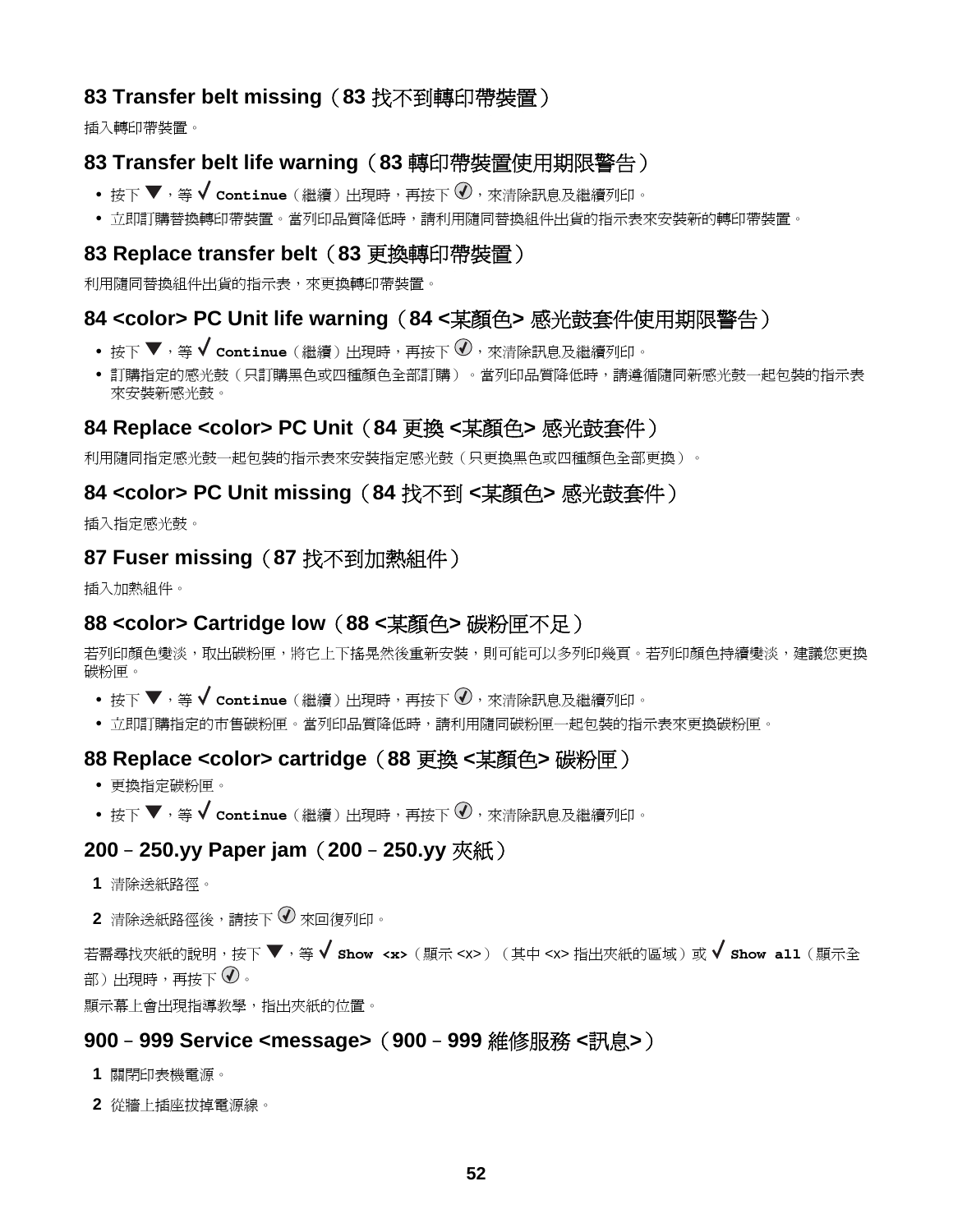## 83 Transfer belt missing（83 找不到轉印帶裝置）

插入轉印帶裝置。

## 83 Transfer belt life warning（83 轉印帶裝置使用期限警告）

- 按下 ▼，等 √ `Continue`（繼續）出現時，再按下 ✓，來清除訊息及繼續列印。
- 立即訂購替換轉印帶裝置。當列印品質降低時，請利用隨同替換組件出貨的指示表來安裝新的轉印帶裝置。

## 83 Replace transfer belt（83 更換轉印帶裝置）

利用隨同替換組件出貨的指示表，來更換轉印帶裝置。

## 84 <color> PC Unit life warning（84 <某顏色> 感光鼓套件使用期限警告）

- 按下 ▼，等 √ `Continue`（繼續）出現時，再按下 ✓，來清除訊息及繼續列印。
- 訂購指定的感光鼓（只訂購黑色或四種顏色全部訂購）。當列印品質降低時，請遵循隨同新感光鼓一起包裝的指示表來安裝新感光鼓。

## 84 Replace <color> PC Unit（84 更換 <某顏色> 感光鼓套件）

利用隨同指定感光鼓一起包裝的指示表來安裝指定感光鼓（只更換黑色或四種顏色全部更換）。

## 84 <color> PC Unit missing（84 找不到 <某顏色> 感光鼓套件）

插入指定感光鼓。

## 87 Fuser missing（87 找不到加熱組件）

插入加熱組件。

## 88 <color> Cartridge low（88 <某顏色> 碳粉匣不足）

若列印顏色變淡，取出碳粉匣，將它上下搖晃然後重新安裝，則可能可以多列印幾頁。若列印顏色持續變淡，建議您更換碳粉匣。

- 按下 ▼，等 √ `Continue`（繼續）出現時，再按下 ✓，來清除訊息及繼續列印。
- 立即訂購指定的市售碳粉匣。當列印品質降低時，請利用隨同碳粉匣一起包裝的指示表來更換碳粉匣。

## 88 Replace <color> cartridge（88 更換 <某顏色> 碳粉匣）

- 更換指定碳粉匣。
- 按下 ▼，等 √ `Continue`（繼續）出現時，再按下 ✓，來清除訊息及繼續列印。

## 200–250.yy Paper jam（200–250.yy 夾紙）

1. 清除送紙路徑。
2. 清除送紙路徑後，請按下 ✓ 來回復列印。

若需尋找夾紙的說明，按下 ▼，等 √ `Show <x>`（顯示 <x>）（其中 <x> 指出夾紙的區域）或 √ `Show all`（顯示全部）出現時，再按下 ✓。

顯示幕上會出現指導教學，指出夾紙的位置。

## 900–999 Service <message>（900–999 維修服務 <訊息>）

1. 關閉印表機電源。
2. 從牆上插座拔掉電源線。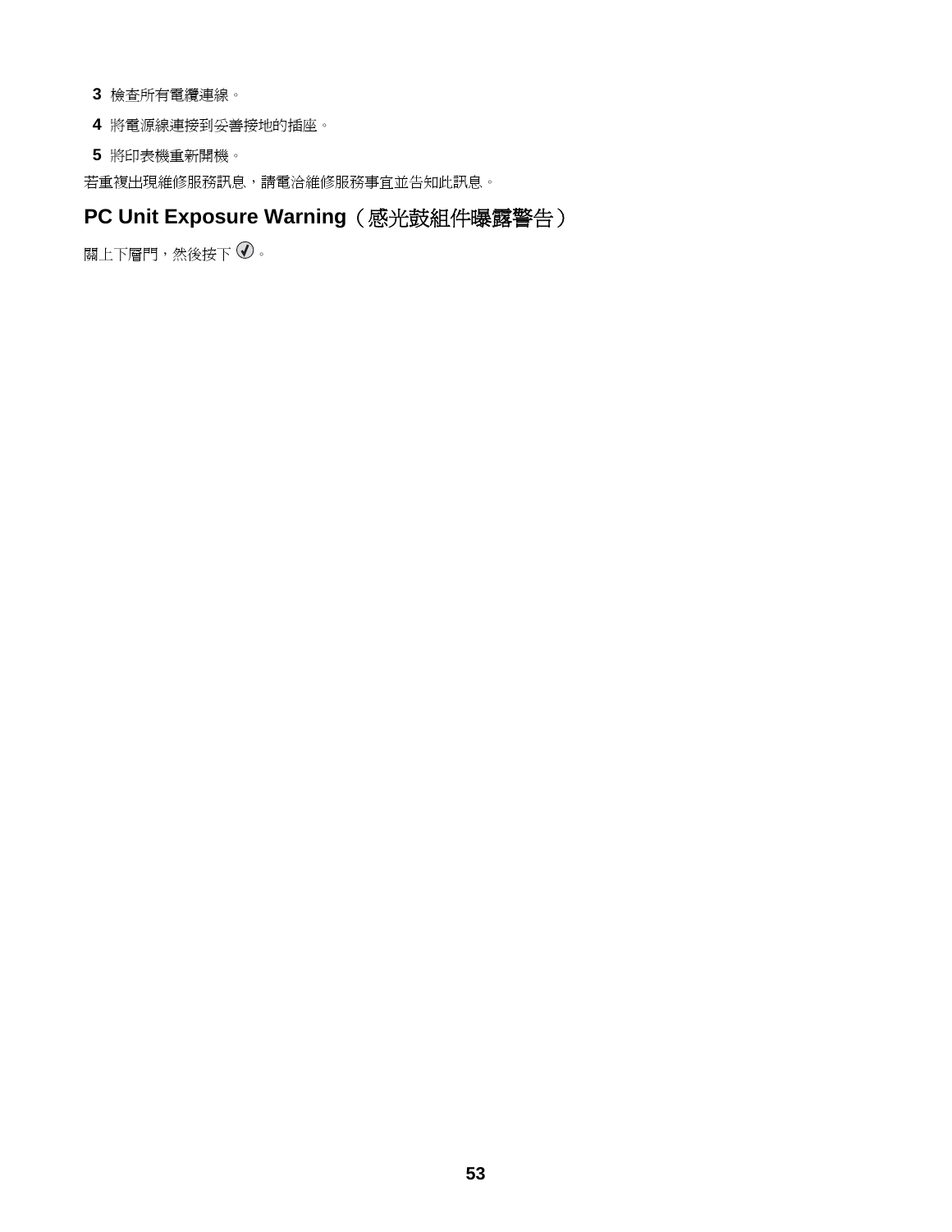3. 檢查所有電纜連線。
4. 將電源線連接到妥善接地的插座。
5. 將印表機重新開機。

若重複出現維修服務訊息，請電洽維修服務事宜並告知此訊息。

## PC Unit Exposure Warning（感光鼓組件曝露警告）

關上下層門，然後按下 ✓。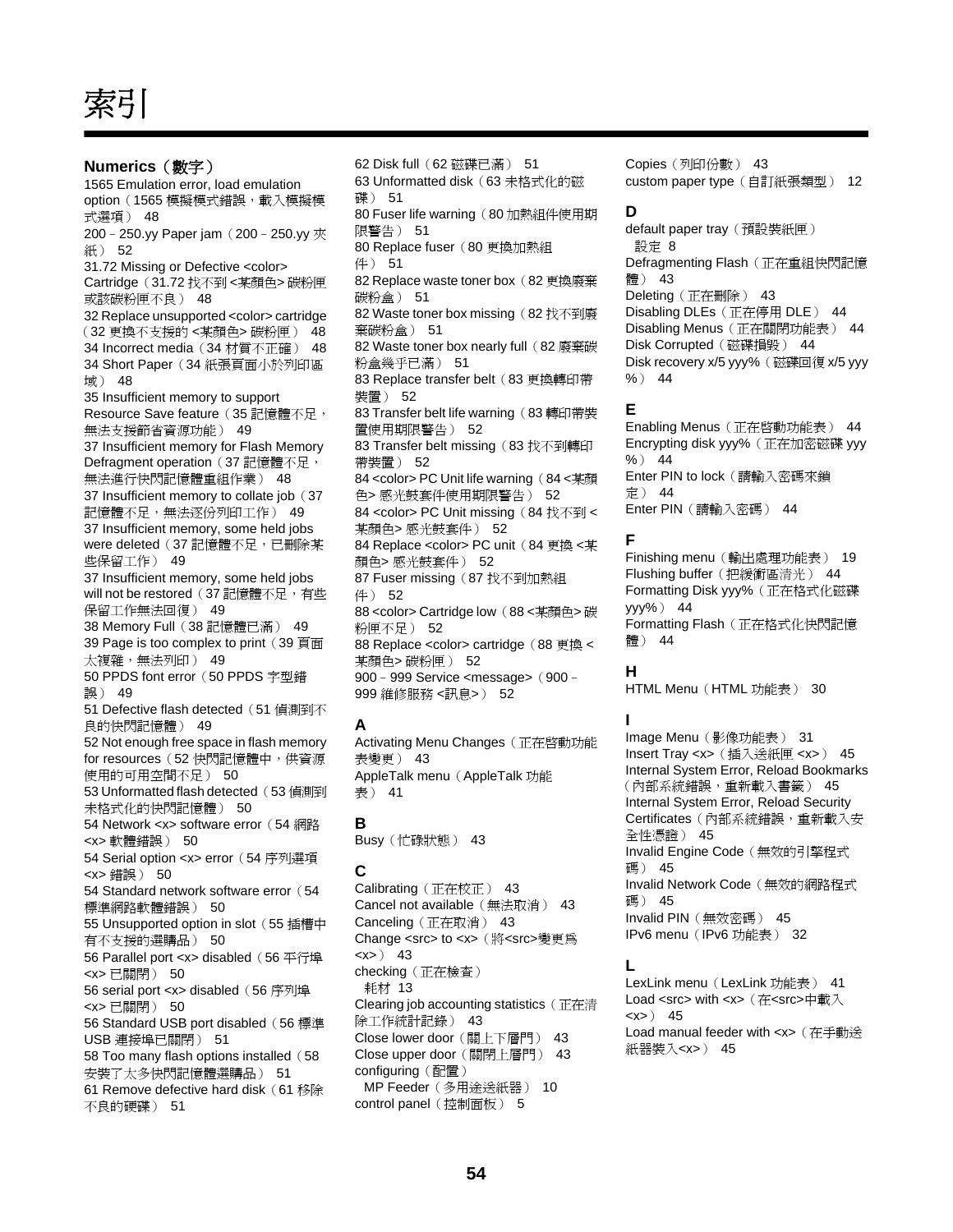# 索引

## Numerics（數字）

1565 Emulation error, load emulation option（1565 模擬模式錯誤，載入模擬模式選項） 48
200 – 250.yy Paper jam（200 – 250.yy 夾紙） 52
31.72 Missing or Defective <color> Cartridge（31.72 找不到 <某顏色> 碳粉匣或該碳粉匣不良） 48
32 Replace unsupported <color> cartridge（32 更換不支援的 <某顏色> 碳粉匣） 48
34 Incorrect media（34 材質不正確） 48
34 Short Paper（34 紙張頁面小於列印區域） 48
35 Insufficient memory to support Resource Save feature（35 記憶體不足，無法支援節省資源功能） 49
37 Insufficient memory for Flash Memory Defragment operation（37 記憶體不足，無法進行快閃記憶體重組作業） 48
37 Insufficient memory to collate job（37 記憶體不足，無法逐份列印工作） 49
37 Insufficient memory, some held jobs were deleted（37 記憶體不足，已刪除某些保留工作） 49
37 Insufficient memory, some held jobs will not be restored（37 記憶體不足，有些保留工作無法回復） 49
38 Memory Full（38 記憶體已滿） 49
39 Page is too complex to print（39 頁面太複雜，無法列印） 49
50 PPDS font error（50 PPDS 字型錯誤） 49
51 Defective flash detected（51 偵測到不良的快閃記憶體） 49
52 Not enough free space in flash memory for resources（52 快閃記憶體中，供資源使用的可用空間不足） 50
53 Unformatted flash detected（53 偵測到未格式化的快閃記憶體） 50
54 Network <x> software error（54 網路 <x> 軟體錯誤） 50
54 Serial option <x> error（54 序列選項 <x> 錯誤） 50
54 Standard network software error（54 標準網路軟體錯誤） 50
55 Unsupported option in slot（55 插槽中有不支援的選購品） 50
56 Parallel port <x> disabled（56 平行埠 <x> 已關閉） 50
56 serial port <x> disabled（56 序列埠 <x> 已關閉） 50
56 Standard USB port disabled（56 標準 USB 連接埠已關閉） 51
58 Too many flash options installed（58 安裝了太多快閃記憶體選購品） 51
61 Remove defective hard disk（61 移除不良的硬碟） 51
62 Disk full（62 磁碟已滿） 51
63 Unformatted disk（63 未格式化的磁碟） 51
80 Fuser life warning（80 加熱組件使用期限警告） 51
80 Replace fuser（80 更換加熱組件） 51
82 Replace waste toner box（82 更換廢棄碳粉盒） 51
82 Waste toner box missing（82 找不到廢棄碳粉盒） 51
82 Waste toner box nearly full（82 廢棄碳粉盒幾乎已滿） 51
83 Replace transfer belt（83 更換轉印帶裝置） 52
83 Transfer belt life warning（83 轉印帶裝置使用期限警告） 52
83 Transfer belt missing（83 找不到轉印帶裝置） 52
84 <color> PC Unit life warning（84 <某顏色> 感光鼓套件使用期限警告） 52
84 <color> PC Unit missing（84 找不到 <某顏色> 感光鼓套件） 52
84 Replace <color> PC unit（84 更換 <某顏色> 感光鼓套件） 52
87 Fuser missing（87 找不到加熱組件） 52
88 <color> Cartridge low（88 <某顏色> 碳粉匣不足） 52
88 Replace <color> cartridge（88 更換 <某顏色> 碳粉匣） 52
900 – 999 Service <message>（900 – 999 維修服務 <訊息>） 52

## A

Activating Menu Changes（正在啟動功能表變更） 43
AppleTalk menu（AppleTalk 功能表） 41

## B

Busy（忙碌狀態） 43

## C

Calibrating（正在校正） 43
Cancel not available（無法取消） 43
Canceling（正在取消） 43
Change <src> to <x>（將<src>變更為<x>） 43
checking（正在檢查）
  耗材 13
Clearing job accounting statistics（正在清除工作統計記錄） 43
Close lower door（關上下層門） 43
Close upper door（關閉上層門） 43
configuring（配置）
  MP Feeder（多用途送紙器） 10
control panel（控制面板） 5
Copies（列印份數） 43
custom paper type（自訂紙張類型） 12

## D

default paper tray（預設裝紙匣）
  設定 8
Defragmenting Flash（正在重組快閃記憶體） 43
Deleting（正在刪除） 43
Disabling DLEs（正在停用 DLE） 44
Disabling Menus（正在關閉功能表） 44
Disk Corrupted（磁碟損毀） 44
Disk recovery x/5 yyy%（磁碟回復 x/5 yyy %） 44

## E

Enabling Menus（正在啟動功能表） 44
Encrypting disk yyy%（正在加密磁碟 yyy %） 44
Enter PIN to lock（請輸入密碼來鎖定） 44
Enter PIN（請輸入密碼） 44

## F

Finishing menu（輸出處理功能表） 19
Flushing buffer（把緩衝區清光） 44
Formatting Disk yyy%（正在格式化磁碟 yyy%） 44
Formatting Flash（正在格式化快閃記憶體） 44

## H

HTML Menu（HTML 功能表） 30

## I

Image Menu（影像功能表） 31
Insert Tray <x>（插入送紙匣 <x>） 45
Internal System Error, Reload Bookmarks（內部系統錯誤，重新載入書籤） 45
Internal System Error, Reload Security Certificates（內部系統錯誤，重新載入安全性憑證） 45
Invalid Engine Code（無效的引擎程式碼） 45
Invalid Network Code（無效的網路程式碼） 45
Invalid PIN（無效密碼） 45
IPv6 menu（IPv6 功能表） 32

## L

LexLink menu（LexLink 功能表） 41
Load <src> with <x>（在<src>中載入<x>） 45
Load manual feeder with <x>（在手動送紙器裝入<x>） 45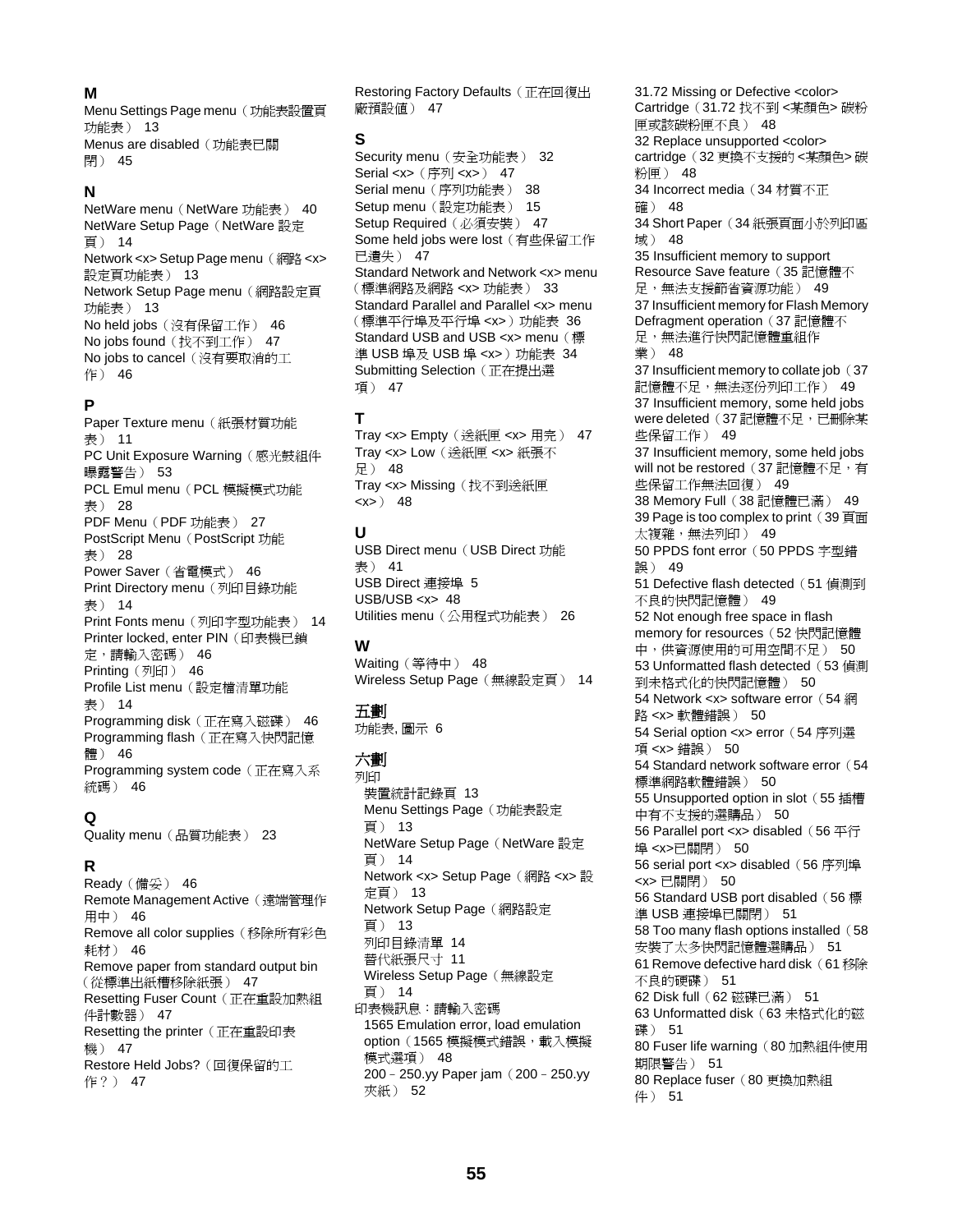### M

Menu Settings Page menu（功能表設置頁功能表） 13
Menus are disabled（功能表已關閉） 45

### N

NetWare menu（NetWare 功能表） 40
NetWare Setup Page（NetWare 設定頁） 14
Network <x> Setup Page menu（網路 <x> 設定頁功能表） 13
Network Setup Page menu（網路設定頁功能表） 13
No held jobs（沒有保留工作） 46
No jobs found（找不到工作） 47
No jobs to cancel（沒有要取消的工作） 46

### P

Paper Texture menu（紙張材質功能表） 11
PC Unit Exposure Warning（感光鼓組件曝露警告） 53
PCL Emul menu（PCL 模擬模式功能表） 28
PDF Menu（PDF 功能表） 27
PostScript Menu（PostScript 功能表） 28
Power Saver（省電模式） 46
Print Directory menu（列印目錄功能表） 14
Print Fonts menu（列印字型功能表） 14
Printer locked, enter PIN（印表機已鎖定，請輸入密碼） 46
Printing（列印） 46
Profile List menu（設定檔清單功能表） 14
Programming disk（正在寫入磁碟） 46
Programming flash（正在寫入快閃記憶體） 46
Programming system code（正在寫入系統碼） 46

### Q

Quality menu（品質功能表） 23

### R

Ready（備妥） 46
Remote Management Active（遠端管理作用中） 46
Remove all color supplies（移除所有彩色耗材） 46
Remove paper from standard output bin（從標準出紙槽移除紙張） 47
Resetting Fuser Count（正在重設加熱組件計數器） 47
Resetting the printer（正在重設印表機） 47
Restore Held Jobs?（回復保留的工作？） 47
Restoring Factory Defaults（正在回復出廠預設值） 47

### S

Security menu（安全功能表） 32
Serial <x>（序列 <x>） 47
Serial menu（序列功能表） 38
Setup menu（設定功能表） 15
Setup Required（必須安裝） 47
Some held jobs were lost（有些保留工作已遺失） 47
Standard Network and Network <x> menu（標準網路及網路 <x> 功能表） 33
Standard Parallel and Parallel <x> menu（標準平行埠及平行埠 <x>）功能表 36
Standard USB and USB <x> menu（標準 USB 埠及 USB 埠 <x>）功能表 34
Submitting Selection（正在提出選項） 47

### T

Tray <x> Empty（送紙匣 <x> 用完） 47
Tray <x> Low（送紙匣 <x> 紙張不足） 48
Tray <x> Missing（找不到送紙匣 <x>） 48

### U

USB Direct menu（USB Direct 功能表） 41
USB Direct 連接埠 5
USB/USB <x> 48
Utilities menu（公用程式功能表） 26

### W

Waiting（等待中） 48
Wireless Setup Page（無線設定頁） 14

### 五劃

功能表, 圖示 6

### 六劃

列印
- 裝置統計記錄頁 13
- Menu Settings Page（功能表設定頁） 13
- NetWare Setup Page（NetWare 設定頁） 14
- Network <x> Setup Page（網路 <x> 設定頁） 13
- Network Setup Page（網路設定頁） 13
- 列印目錄清單 14
- 替代紙張尺寸 11
- Wireless Setup Page（無線設定頁） 14

印表機訊息：請輸入密碼
- 1565 Emulation error, load emulation option（1565 模擬模式錯誤，載入模擬模式選項） 48
- 200 – 250.yy Paper jam（200 – 250.yy 夾紙） 52
- 31.72 Missing or Defective <color> Cartridge（31.72 找不到 <某顏色> 碳粉匣或該碳粉匣不良） 48
- 32 Replace unsupported <color> cartridge（32 更換不支援的 <某顏色> 碳粉匣） 48
- 34 Incorrect media（34 材質不正確） 48
- 34 Short Paper（34 紙張頁面小於列印區域） 48
- 35 Insufficient memory to support Resource Save feature（35 記憶體不足，無法支援節省資源功能） 49
- 37 Insufficient memory for Flash Memory Defragment operation（37 記憶體不足，無法進行快閃記憶體重組作業） 48
- 37 Insufficient memory to collate job（37 記憶體不足，無法逐份列印工作） 49
- 37 Insufficient memory, some held jobs were deleted（37 記憶體不足，已刪除某些保留工作） 49
- 37 Insufficient memory, some held jobs will not be restored（37 記憶體不足，有些保留工作無法回復） 49
- 38 Memory Full（38 記憶體已滿） 49
- 39 Page is too complex to print（39 頁面太複雜，無法列印） 49
- 50 PPDS font error（50 PPDS 字型錯誤） 49
- 51 Defective flash detected（51 偵測到不良的快閃記憶體） 49
- 52 Not enough free space in flash memory for resources（52 快閃記憶體中，供資源使用的可用空間不足） 50
- 53 Unformatted flash detected（53 偵測到未格式化的快閃記憶體） 50
- 54 Network <x> software error（54 網路 <x> 軟體錯誤） 50
- 54 Serial option <x> error（54 序列選項 <x> 錯誤） 50
- 54 Standard network software error（54 標準網路軟體錯誤） 50
- 55 Unsupported option in slot（55 插槽中有不支援的選購品） 50
- 56 Parallel port <x> disabled（56 平行埠 <x>已關閉） 50
- 56 serial port <x> disabled（56 序列埠 <x> 已關閉） 50
- 56 Standard USB port disabled（56 標準 USB 連接埠已關閉） 51
- 58 Too many flash options installed（58 安裝了太多快閃記憶體選購品） 51
- 61 Remove defective hard disk（61 移除不良的硬碟） 51
- 62 Disk full（62 磁碟已滿） 51
- 63 Unformatted disk（63 未格式化的磁碟） 51
- 80 Fuser life warning（80 加熱組件使用期限警告） 51
- 80 Replace fuser（80 更換加熱組件） 51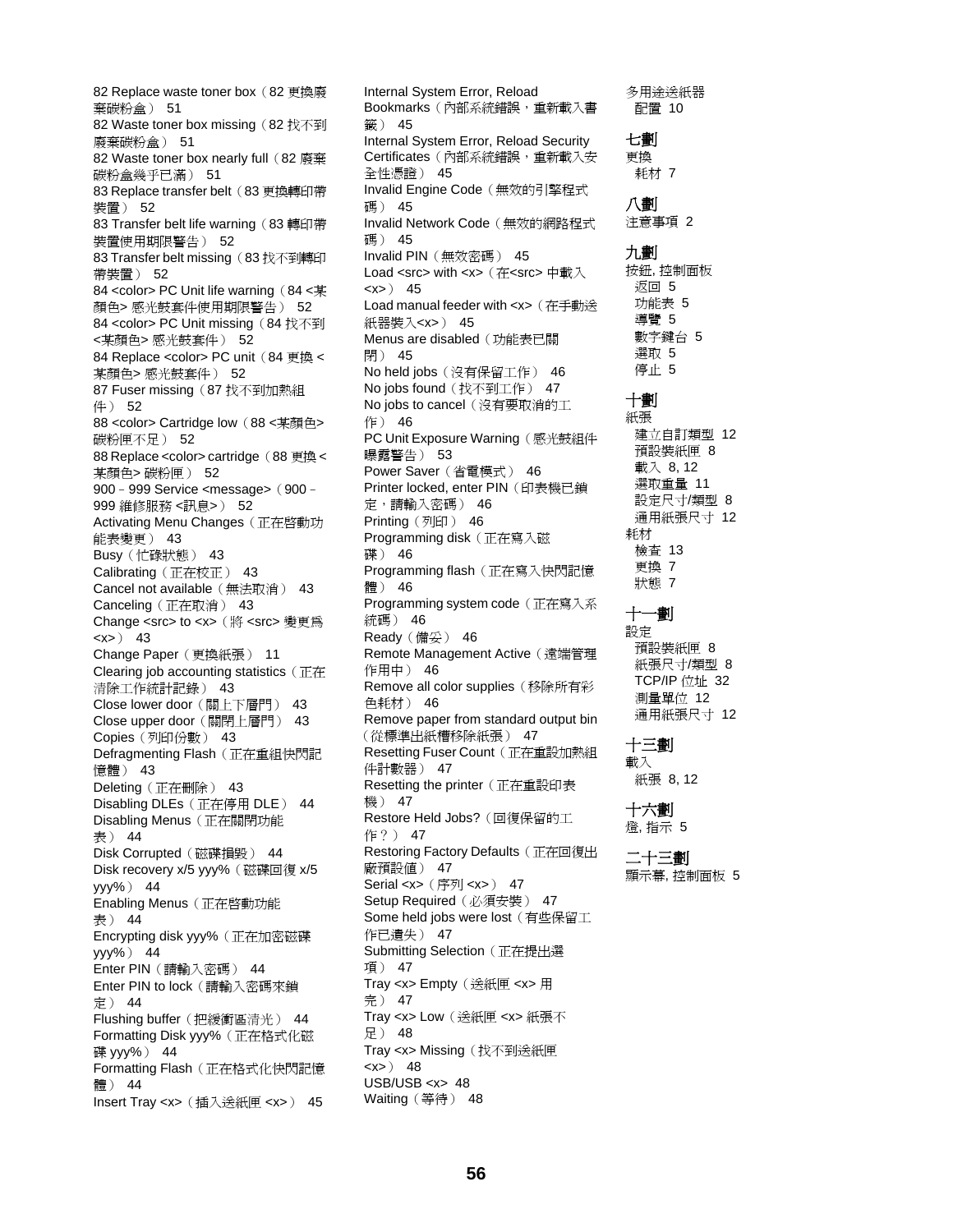82 Replace waste toner box（82 更換廢棄碳粉盒） 51
82 Waste toner box missing（82 找不到廢棄碳粉盒） 51
82 Waste toner box nearly full（82 廢棄碳粉盒幾乎已滿） 51
83 Replace transfer belt（83 更換轉印帶裝置） 52
83 Transfer belt life warning（83 轉印帶裝置使用期限警告） 52
83 Transfer belt missing（83 找不到轉印帶裝置） 52
84 <color> PC Unit life warning（84 <某顏色> 感光鼓套件使用期限警告） 52
84 <color> PC Unit missing（84 找不到 <某顏色> 感光鼓套件） 52
84 Replace <color> PC unit（84 更換 <某顏色> 感光鼓套件） 52
87 Fuser missing（87 找不到加熱組件） 52
88 <color> Cartridge low（88 <某顏色> 碳粉匣不足） 52
88 Replace <color> cartridge（88 更換 <某顏色> 碳粉匣） 52
900 – 999 Service <message>（900 – 999 維修服務 <訊息>） 52
Activating Menu Changes（正在啓動功能表變更） 43
Busy（忙碌狀態） 43
Calibrating（正在校正） 43
Cancel not available（無法取消） 43
Canceling（正在取消） 43
Change <src> to <x>（將 <src> 變更為 <x>） 43
Change Paper（更換紙張） 11
Clearing job accounting statistics（正在清除工作統計記錄） 43
Close lower door（關上下層門） 43
Close upper door（關閉上層門） 43
Copies（列印份數） 43
Defragmenting Flash（正在重組快閃記憶體） 43
Deleting（正在刪除） 43
Disabling DLEs（正在停用 DLE） 44
Disabling Menus（正在關閉功能表） 44
Disk Corrupted（磁碟損毀） 44
Disk recovery x/5 yyy%（磁碟回復 x/5 yyy%） 44
Enabling Menus（正在啓動功能表） 44
Encrypting disk yyy%（正在加密磁碟 yyy%） 44
Enter PIN（請輸入密碼） 44
Enter PIN to lock（請輸入密碼來鎖定） 44
Flushing buffer（把緩衝區清光） 44
Formatting Disk yyy%（正在格式化磁碟 yyy%） 44
Formatting Flash（正在格式化快閃記憶體） 44
Insert Tray <x>（插入送紙匣 <x>） 45
Internal System Error, Reload Bookmarks（內部系統錯誤，重新載入書籤） 45
Internal System Error, Reload Security Certificates（內部系統錯誤，重新載入安全性憑證） 45
Invalid Engine Code（無效的引擎程式碼） 45
Invalid Network Code（無效的網路程式碼） 45
Invalid PIN（無效密碼） 45
Load <src> with <x>（在<src> 中載入 <x>） 45
Load manual feeder with <x>（在手動送紙器裝入<x>） 45
Menus are disabled（功能表已關閉） 45
No held jobs（沒有保留工作） 46
No jobs found（找不到工作） 47
No jobs to cancel（沒有要取消的工作） 46
PC Unit Exposure Warning（感光鼓組件曝露警告） 53
Power Saver（省電模式） 46
Printer locked, enter PIN（印表機已鎖定，請輸入密碼） 46
Printing（列印） 46
Programming disk（正在寫入磁碟） 46
Programming flash（正在寫入快閃記憶體） 46
Programming system code（正在寫入系統碼） 46
Ready（備妥） 46
Remote Management Active（遠端管理作用中） 46
Remove all color supplies（移除所有彩色耗材） 46
Remove paper from standard output bin（從標準出紙槽移除紙張） 47
Resetting Fuser Count（正在重設加熱組件計數器） 47
Resetting the printer（正在重設印表機） 47
Restore Held Jobs?（回復保留的工作？） 47
Restoring Factory Defaults（正在回復出廠預設值） 47
Serial <x>（序列 <x>） 47
Setup Required（必須安裝） 47
Some held jobs were lost（有些保留工作已遺失） 47
Submitting Selection（正在提出選項） 47
Tray <x> Empty（送紙匣 <x> 用完） 47
Tray <x> Low（送紙匣 <x> 紙張不足） 48
Tray <x> Missing（找不到送紙匣 <x>） 48
USB/USB <x> 48
Waiting（等待） 48

多用途送紙器
 配置 10

## 七劃

更換
 耗材 7

## 八劃

注意事項 2

## 九劃

按鈕, 控制面板
 返回 5
 功能表 5
 導覽 5
 數字鍵台 5
 選取 5
 停止 5

## 十劃

紙張
 建立自訂類型 12
 預設裝紙匣 8
 載入 8, 12
 選取重量 11
 設定尺寸/類型 8
 通用紙張尺寸 12
耗材
 檢查 13
 更換 7
 狀態 7

## 十一劃

設定
 預設裝紙匣 8
 紙張尺寸/類型 8
 TCP/IP 位址 32
 測量單位 12
 通用紙張尺寸 12

## 十三劃

載入
 紙張 8, 12

## 十六劃

燈, 指示 5

## 二十三劃

顯示幕, 控制面板 5